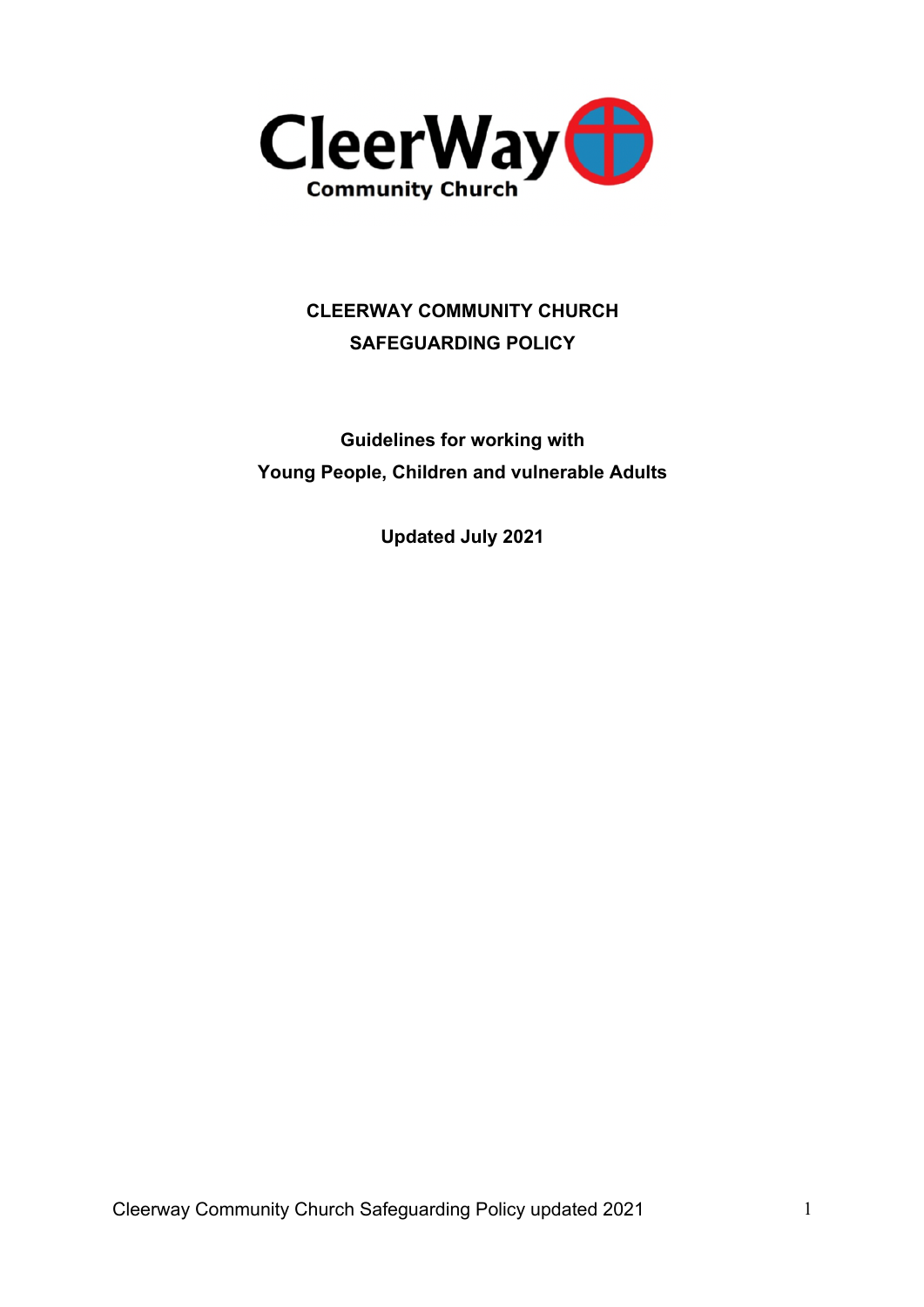# CLEERWAY COMMUNITY CHURCH

# SAFEGUARDING POLICY

**Guidelines for working with**
**Young People, Children and vulnerable Adults**

**Updated July 2021**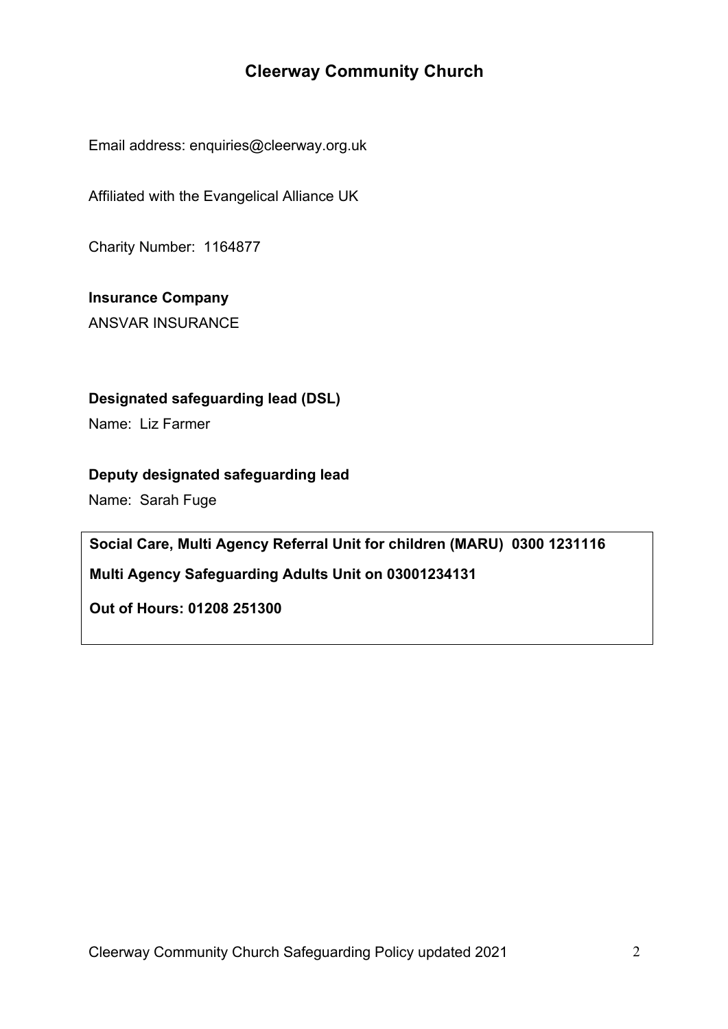# Cleerway Community Church

Email address: enquiries@cleerway.org.uk

Affiliated with the Evangelical Alliance UK

Charity Number: 1164877

**Insurance Company**

ANSVAR INSURANCE

**Designated safeguarding lead (DSL)**

Name: Liz Farmer

**Deputy designated safeguarding lead**

Name: Sarah Fuge

**Social Care, Multi Agency Referral Unit for children (MARU) 0300 1231116**

**Multi Agency Safeguarding Adults Unit on 03001234131**

**Out of Hours: 01208 251300**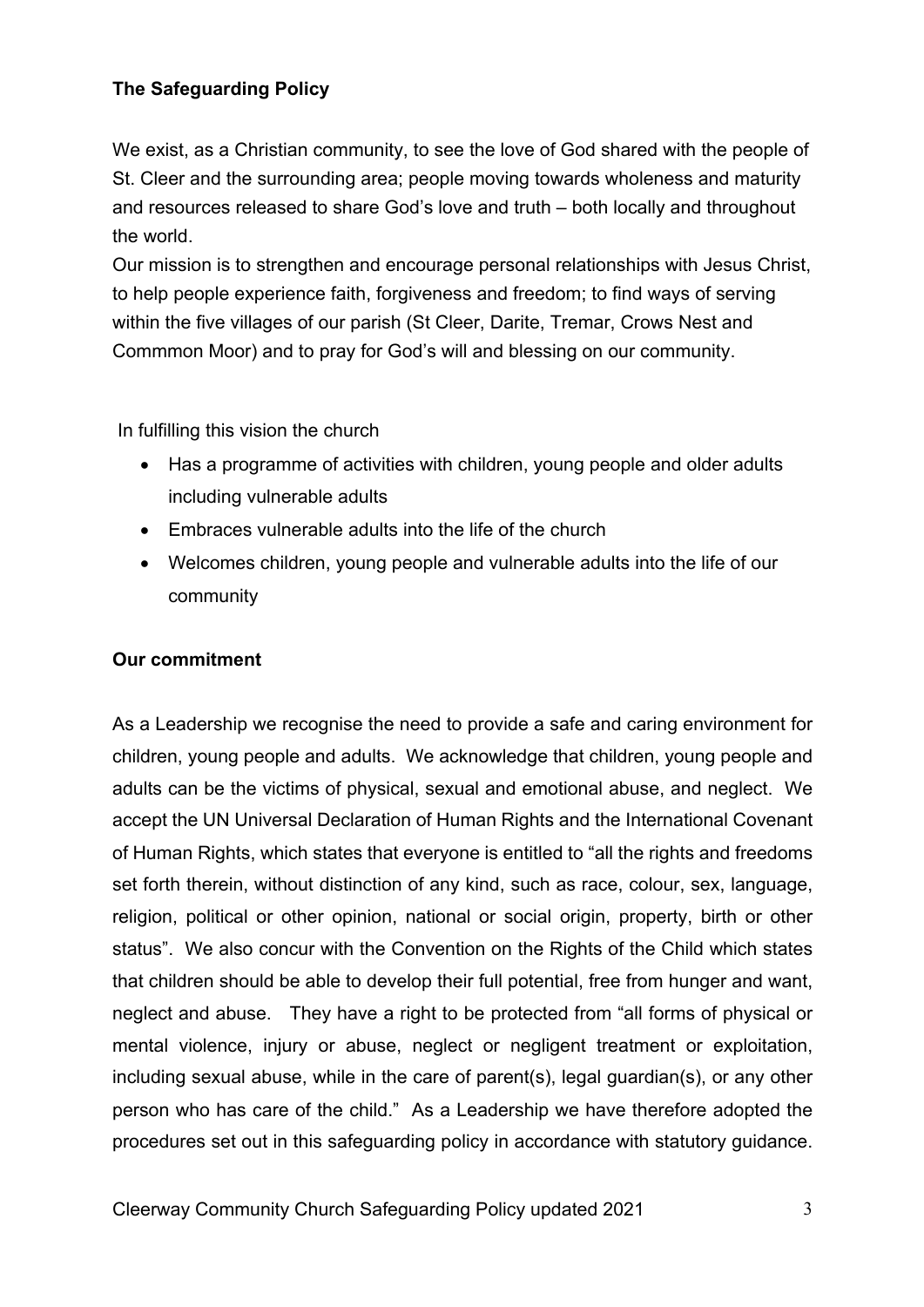**The Safeguarding Policy**

We exist, as a Christian community, to see the love of God shared with the people of St. Cleer and the surrounding area; people moving towards wholeness and maturity and resources released to share God's love and truth – both locally and throughout the world.
Our mission is to strengthen and encourage personal relationships with Jesus Christ, to help people experience faith, forgiveness and freedom; to find ways of serving within the five villages of our parish (St Cleer, Darite, Tremar, Crows Nest and Commmon Moor) and to pray for God's will and blessing on our community.

In fulfilling this vision the church

- Has a programme of activities with children, young people and older adults including vulnerable adults
- Embraces vulnerable adults into the life of the church
- Welcomes children, young people and vulnerable adults into the life of our community

**Our commitment**

As a Leadership we recognise the need to provide a safe and caring environment for children, young people and adults. We acknowledge that children, young people and adults can be the victims of physical, sexual and emotional abuse, and neglect. We accept the UN Universal Declaration of Human Rights and the International Covenant of Human Rights, which states that everyone is entitled to "all the rights and freedoms set forth therein, without distinction of any kind, such as race, colour, sex, language, religion, political or other opinion, national or social origin, property, birth or other status". We also concur with the Convention on the Rights of the Child which states that children should be able to develop their full potential, free from hunger and want, neglect and abuse. They have a right to be protected from "all forms of physical or mental violence, injury or abuse, neglect or negligent treatment or exploitation, including sexual abuse, while in the care of parent(s), legal guardian(s), or any other person who has care of the child." As a Leadership we have therefore adopted the procedures set out in this safeguarding policy in accordance with statutory guidance.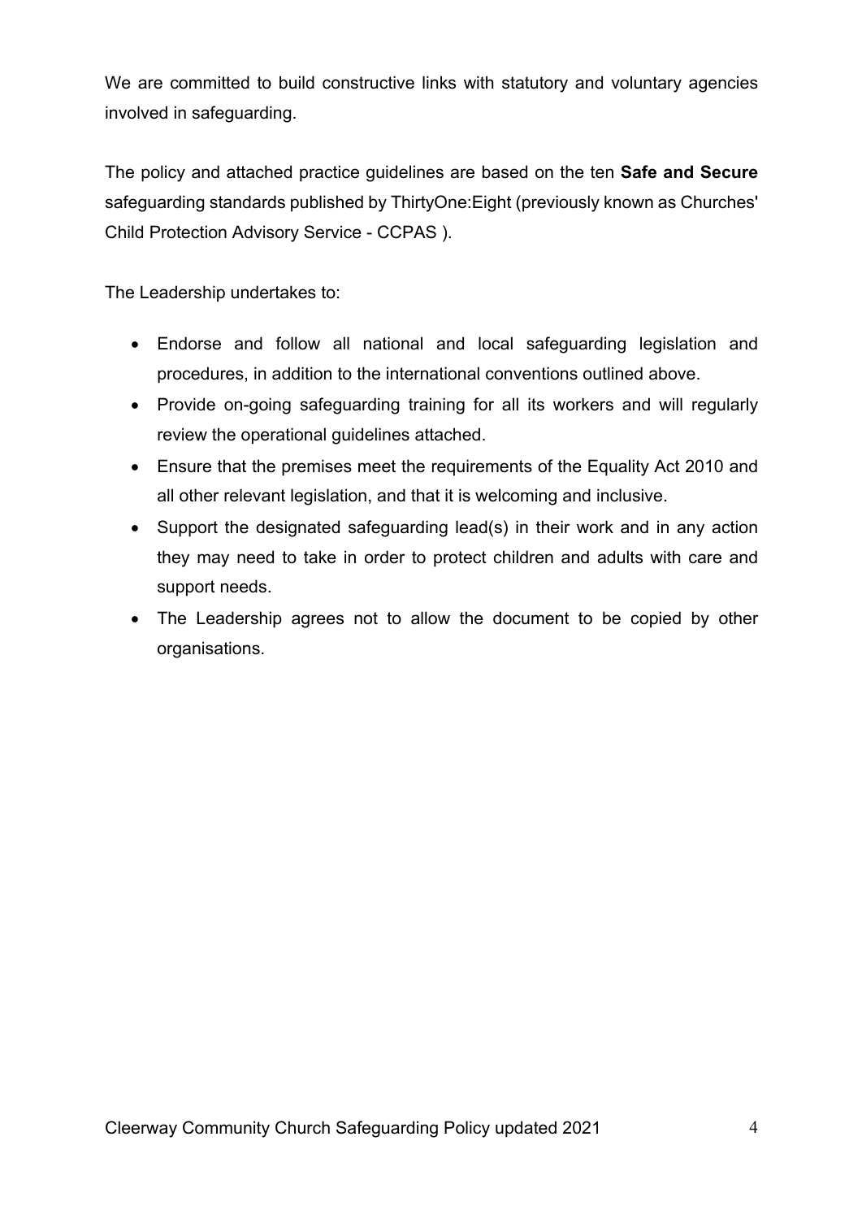We are committed to build constructive links with statutory and voluntary agencies involved in safeguarding.

The policy and attached practice guidelines are based on the ten **Safe and Secure** safeguarding standards published by ThirtyOne:Eight (previously known as Churches' Child Protection Advisory Service - CCPAS ).

The Leadership undertakes to:

- Endorse and follow all national and local safeguarding legislation and procedures, in addition to the international conventions outlined above.
- Provide on-going safeguarding training for all its workers and will regularly review the operational guidelines attached.
- Ensure that the premises meet the requirements of the Equality Act 2010 and all other relevant legislation, and that it is welcoming and inclusive.
- Support the designated safeguarding lead(s) in their work and in any action they may need to take in order to protect children and adults with care and support needs.
- The Leadership agrees not to allow the document to be copied by other organisations.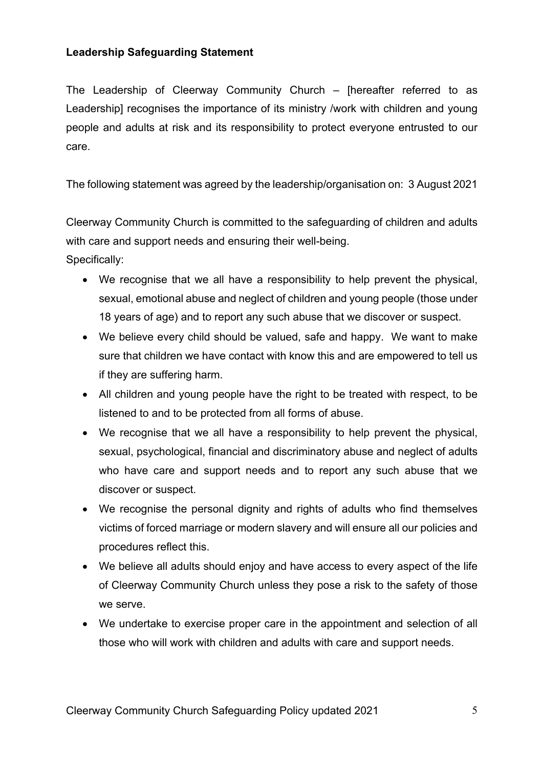**Leadership Safeguarding Statement**

The Leadership of Cleerway Community Church – [hereafter referred to as Leadership] recognises the importance of its ministry /work with children and young people and adults at risk and its responsibility to protect everyone entrusted to our care.

The following statement was agreed by the leadership/organisation on: 3 August 2021

Cleerway Community Church is committed to the safeguarding of children and adults with care and support needs and ensuring their well-being.
Specifically:

- We recognise that we all have a responsibility to help prevent the physical, sexual, emotional abuse and neglect of children and young people (those under 18 years of age) and to report any such abuse that we discover or suspect.
- We believe every child should be valued, safe and happy. We want to make sure that children we have contact with know this and are empowered to tell us if they are suffering harm.
- All children and young people have the right to be treated with respect, to be listened to and to be protected from all forms of abuse.
- We recognise that we all have a responsibility to help prevent the physical, sexual, psychological, financial and discriminatory abuse and neglect of adults who have care and support needs and to report any such abuse that we discover or suspect.
- We recognise the personal dignity and rights of adults who find themselves victims of forced marriage or modern slavery and will ensure all our policies and procedures reflect this.
- We believe all adults should enjoy and have access to every aspect of the life of Cleerway Community Church unless they pose a risk to the safety of those we serve.
- We undertake to exercise proper care in the appointment and selection of all those who will work with children and adults with care and support needs.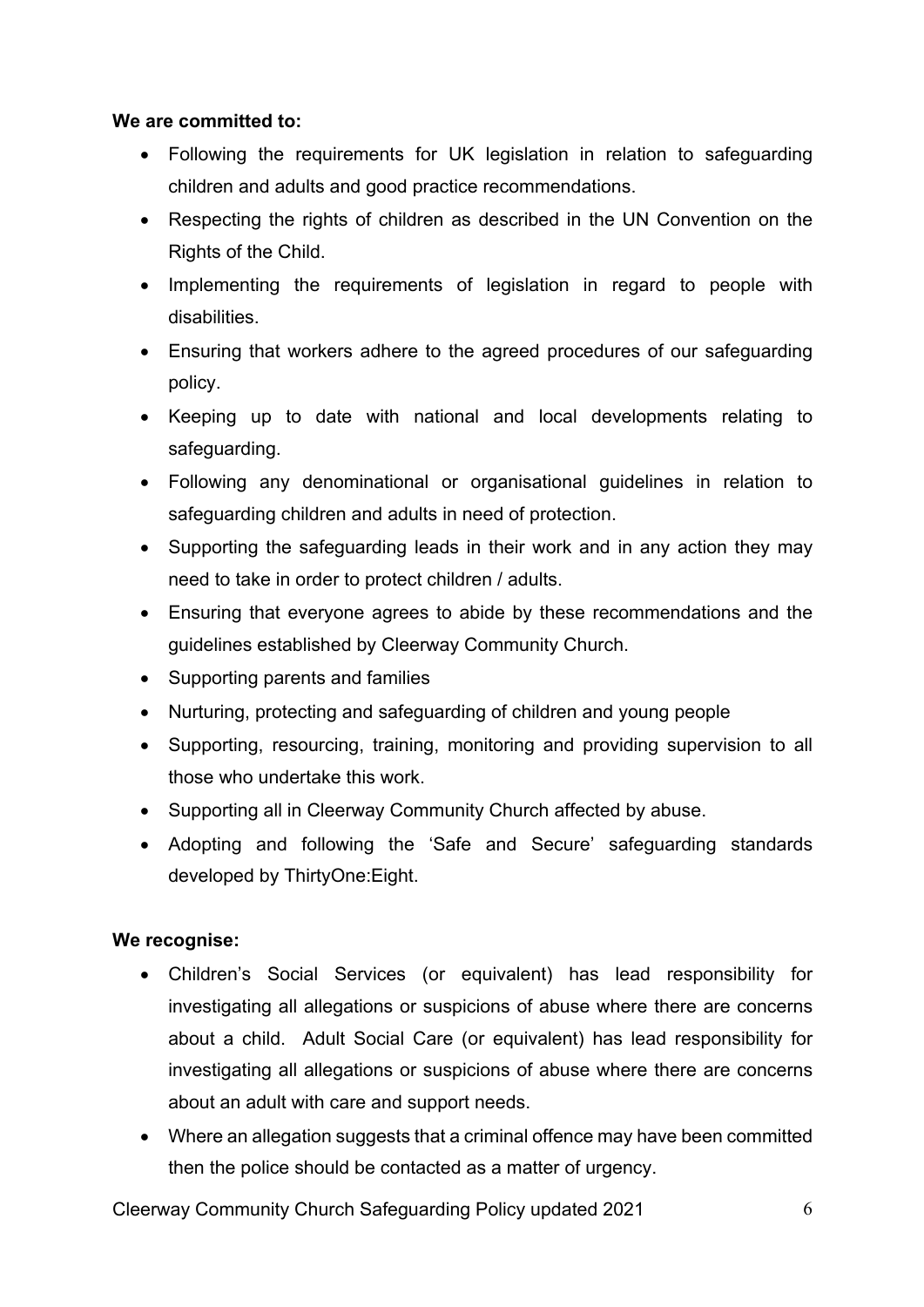**We are committed to:**

- Following the requirements for UK legislation in relation to safeguarding children and adults and good practice recommendations.
- Respecting the rights of children as described in the UN Convention on the Rights of the Child.
- Implementing the requirements of legislation in regard to people with disabilities.
- Ensuring that workers adhere to the agreed procedures of our safeguarding policy.
- Keeping up to date with national and local developments relating to safeguarding.
- Following any denominational or organisational guidelines in relation to safeguarding children and adults in need of protection.
- Supporting the safeguarding leads in their work and in any action they may need to take in order to protect children / adults.
- Ensuring that everyone agrees to abide by these recommendations and the guidelines established by Cleerway Community Church.
- Supporting parents and families
- Nurturing, protecting and safeguarding of children and young people
- Supporting, resourcing, training, monitoring and providing supervision to all those who undertake this work.
- Supporting all in Cleerway Community Church affected by abuse.
- Adopting and following the 'Safe and Secure' safeguarding standards developed by ThirtyOne:Eight.

**We recognise:**

- Children's Social Services (or equivalent) has lead responsibility for investigating all allegations or suspicions of abuse where there are concerns about a child. Adult Social Care (or equivalent) has lead responsibility for investigating all allegations or suspicions of abuse where there are concerns about an adult with care and support needs.
- Where an allegation suggests that a criminal offence may have been committed then the police should be contacted as a matter of urgency.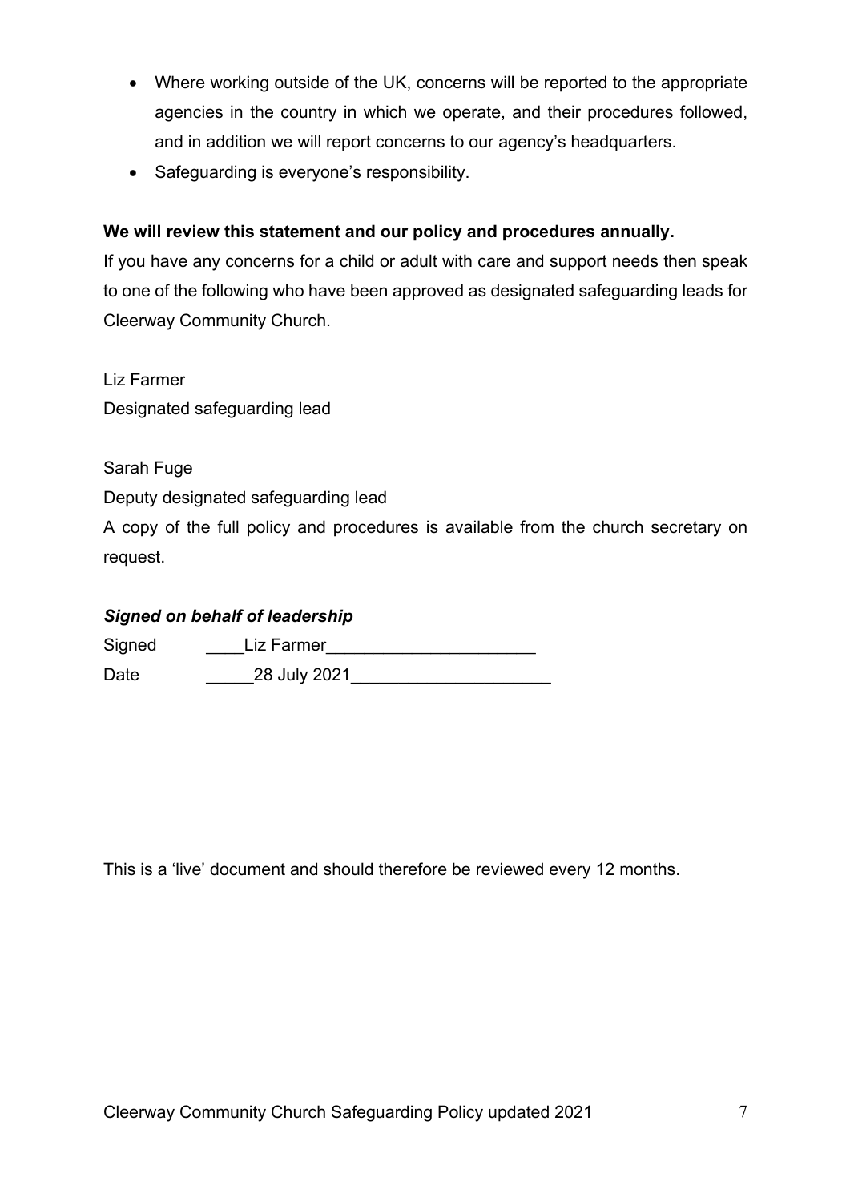- Where working outside of the UK, concerns will be reported to the appropriate agencies in the country in which we operate, and their procedures followed, and in addition we will report concerns to our agency's headquarters.
- Safeguarding is everyone's responsibility.

**We will review this statement and our policy and procedures annually.**

If you have any concerns for a child or adult with care and support needs then speak to one of the following who have been approved as designated safeguarding leads for Cleerway Community Church.

Liz Farmer
Designated safeguarding lead

Sarah Fuge
Deputy designated safeguarding lead

A copy of the full policy and procedures is available from the church secretary on request.

***Signed on behalf of leadership***

Signed ____Liz Farmer_____________________

Date _____28 July 2021____________________

This is a 'live' document and should therefore be reviewed every 12 months.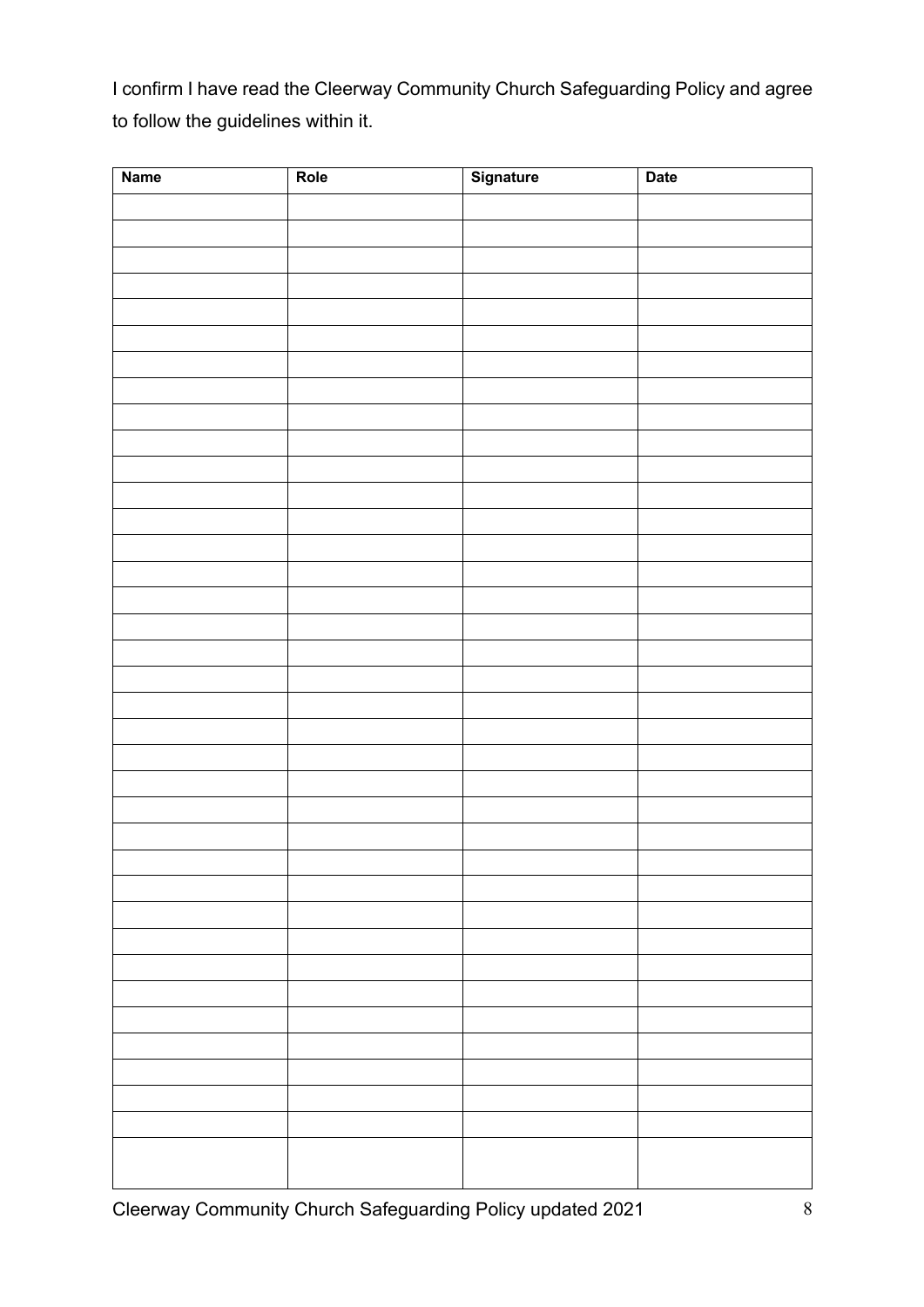I confirm I have read the Cleerway Community Church Safeguarding Policy and agree to follow the guidelines within it.

| Name | Role | Signature | Date |
|---|---|---|---|
| | | | |
| | | | |
| | | | |
| | | | |
| | | | |
| | | | |
| | | | |
| | | | |
| | | | |
| | | | |
| | | | |
| | | | |
| | | | |
| | | | |
| | | | |
| | | | |
| | | | |
| | | | |
| | | | |
| | | | |
| | | | |
| | | | |
| | | | |
| | | | |
| | | | |
| | | | |
| | | | |
| | | | |
| | | | |
| | | | |
| | | | |
| | | | |
| | | | |
| | | | |
| | | | |
| | | | |
| | | | |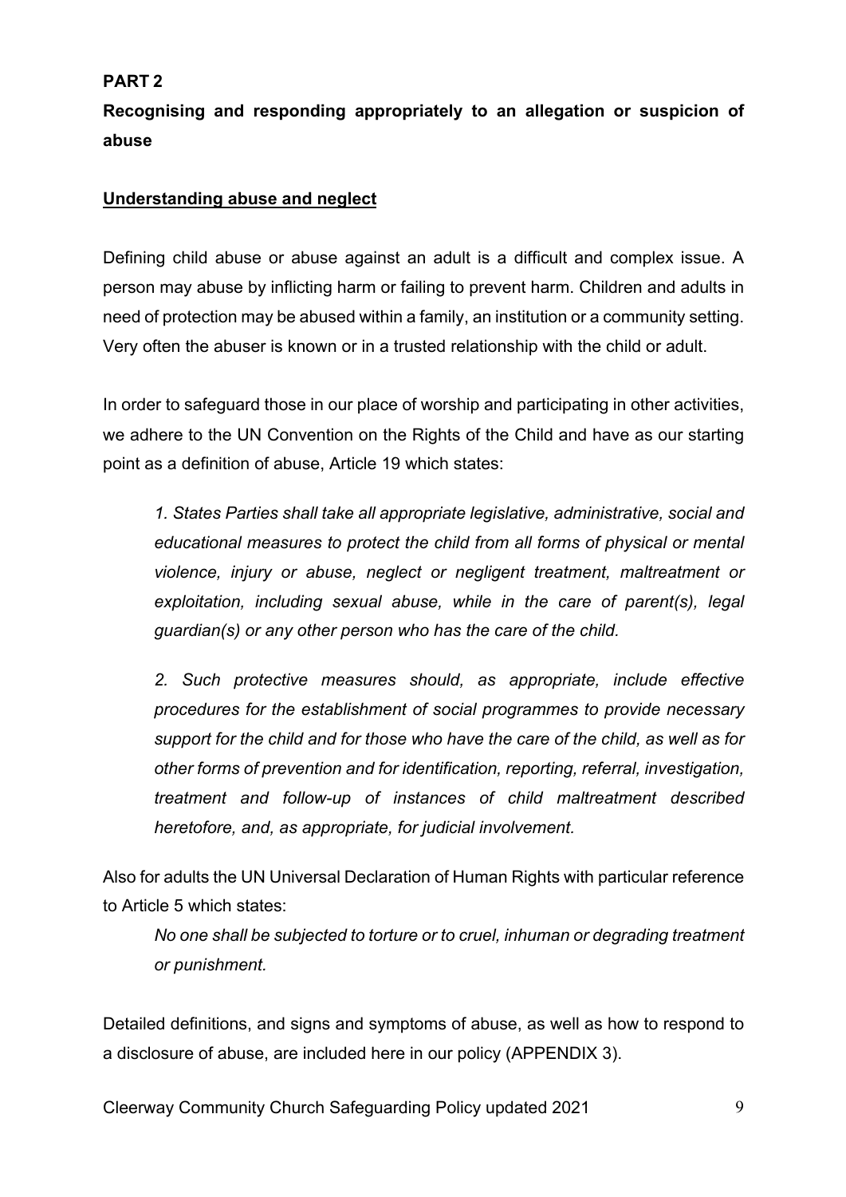**PART 2**

**Recognising and responding appropriately to an allegation or suspicion of abuse**

**Understanding abuse and neglect**

Defining child abuse or abuse against an adult is a difficult and complex issue. A person may abuse by inflicting harm or failing to prevent harm. Children and adults in need of protection may be abused within a family, an institution or a community setting. Very often the abuser is known or in a trusted relationship with the child or adult.

In order to safeguard those in our place of worship and participating in other activities, we adhere to the UN Convention on the Rights of the Child and have as our starting point as a definition of abuse, Article 19 which states:

> *1. States Parties shall take all appropriate legislative, administrative, social and educational measures to protect the child from all forms of physical or mental violence, injury or abuse, neglect or negligent treatment, maltreatment or exploitation, including sexual abuse, while in the care of parent(s), legal guardian(s) or any other person who has the care of the child.*
>
> *2. Such protective measures should, as appropriate, include effective procedures for the establishment of social programmes to provide necessary support for the child and for those who have the care of the child, as well as for other forms of prevention and for identification, reporting, referral, investigation, treatment and follow-up of instances of child maltreatment described heretofore, and, as appropriate, for judicial involvement.*

Also for adults the UN Universal Declaration of Human Rights with particular reference to Article 5 which states:

> *No one shall be subjected to torture or to cruel, inhuman or degrading treatment or punishment.*

Detailed definitions, and signs and symptoms of abuse, as well as how to respond to a disclosure of abuse, are included here in our policy (APPENDIX 3).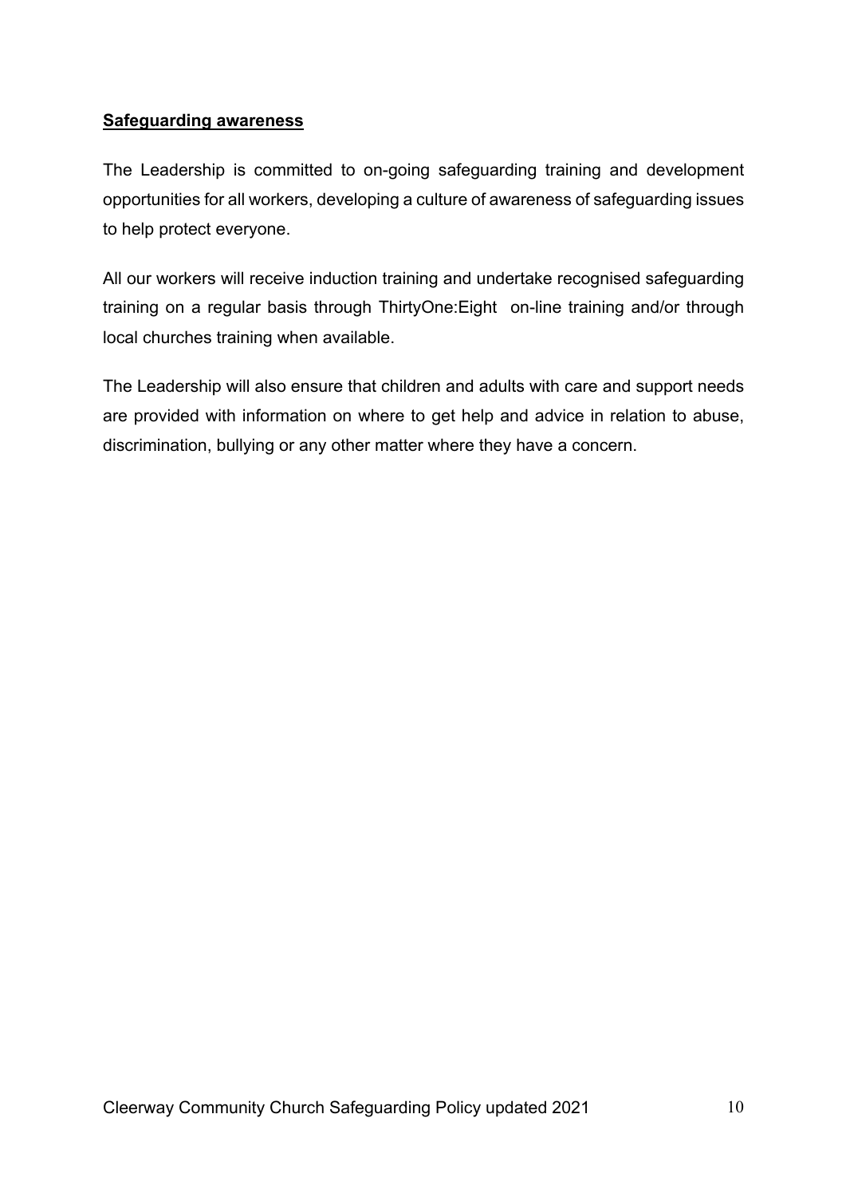**Safeguarding awareness**

The Leadership is committed to on-going safeguarding training and development opportunities for all workers, developing a culture of awareness of safeguarding issues to help protect everyone.

All our workers will receive induction training and undertake recognised safeguarding training on a regular basis through ThirtyOne:Eight on-line training and/or through local churches training when available.

The Leadership will also ensure that children and adults with care and support needs are provided with information on where to get help and advice in relation to abuse, discrimination, bullying or any other matter where they have a concern.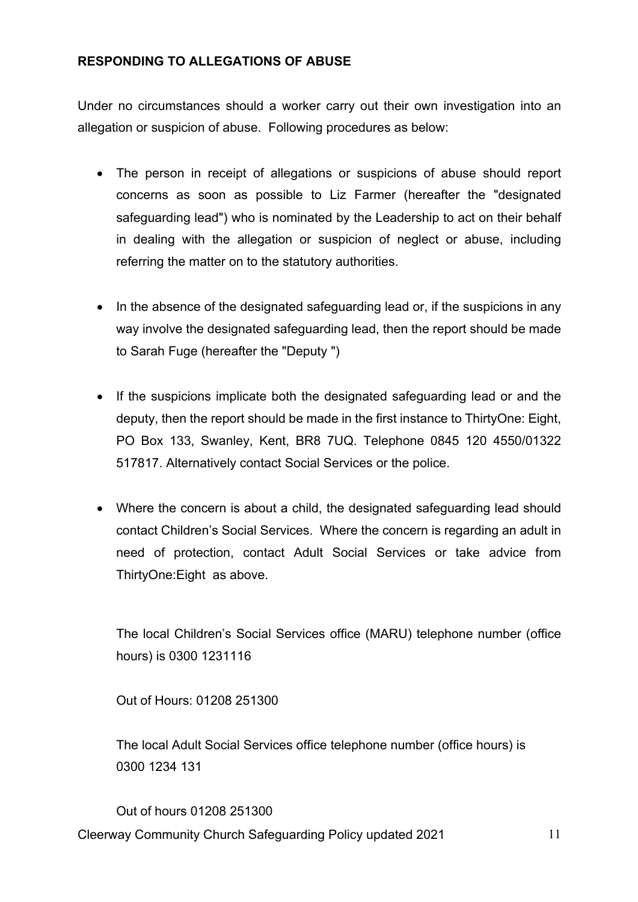**RESPONDING TO ALLEGATIONS OF ABUSE**

Under no circumstances should a worker carry out their own investigation into an allegation or suspicion of abuse. Following procedures as below:

- The person in receipt of allegations or suspicions of abuse should report concerns as soon as possible to Liz Farmer (hereafter the "designated safeguarding lead") who is nominated by the Leadership to act on their behalf in dealing with the allegation or suspicion of neglect or abuse, including referring the matter on to the statutory authorities.

- In the absence of the designated safeguarding lead or, if the suspicions in any way involve the designated safeguarding lead, then the report should be made to Sarah Fuge (hereafter the "Deputy ")

- If the suspicions implicate both the designated safeguarding lead or and the deputy, then the report should be made in the first instance to ThirtyOne: Eight, PO Box 133, Swanley, Kent, BR8 7UQ. Telephone 0845 120 4550/01322 517817. Alternatively contact Social Services or the police.

- Where the concern is about a child, the designated safeguarding lead should contact Children's Social Services. Where the concern is regarding an adult in need of protection, contact Adult Social Services or take advice from ThirtyOne:Eight as above.

  The local Children's Social Services office (MARU) telephone number (office hours) is 0300 1231116

  Out of Hours: 01208 251300

  The local Adult Social Services office telephone number (office hours) is 0300 1234 131

  Out of hours 01208 251300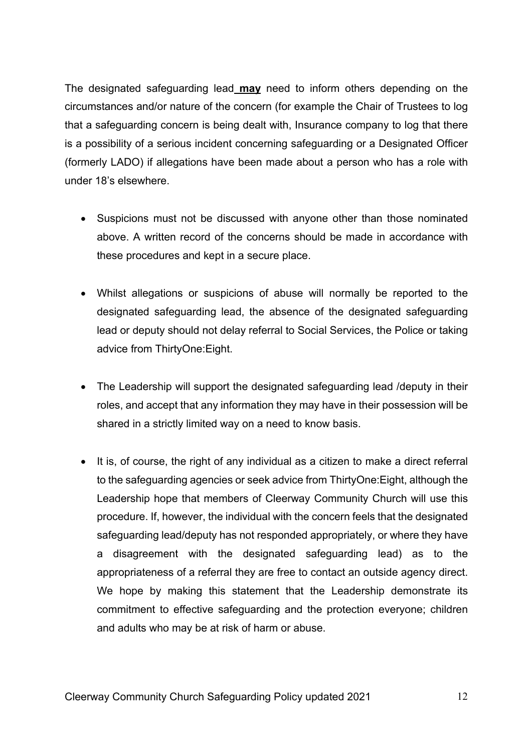The designated safeguarding lead **may** need to inform others depending on the circumstances and/or nature of the concern (for example the Chair of Trustees to log that a safeguarding concern is being dealt with, Insurance company to log that there is a possibility of a serious incident concerning safeguarding or a Designated Officer (formerly LADO) if allegations have been made about a person who has a role with under 18's elsewhere.

- Suspicions must not be discussed with anyone other than those nominated above. A written record of the concerns should be made in accordance with these procedures and kept in a secure place.

- Whilst allegations or suspicions of abuse will normally be reported to the designated safeguarding lead, the absence of the designated safeguarding lead or deputy should not delay referral to Social Services, the Police or taking advice from ThirtyOne:Eight.

- The Leadership will support the designated safeguarding lead /deputy in their roles, and accept that any information they may have in their possession will be shared in a strictly limited way on a need to know basis.

- It is, of course, the right of any individual as a citizen to make a direct referral to the safeguarding agencies or seek advice from ThirtyOne:Eight, although the Leadership hope that members of Cleerway Community Church will use this procedure. If, however, the individual with the concern feels that the designated safeguarding lead/deputy has not responded appropriately, or where they have a disagreement with the designated safeguarding lead) as to the appropriateness of a referral they are free to contact an outside agency direct. We hope by making this statement that the Leadership demonstrate its commitment to effective safeguarding and the protection everyone; children and adults who may be at risk of harm or abuse.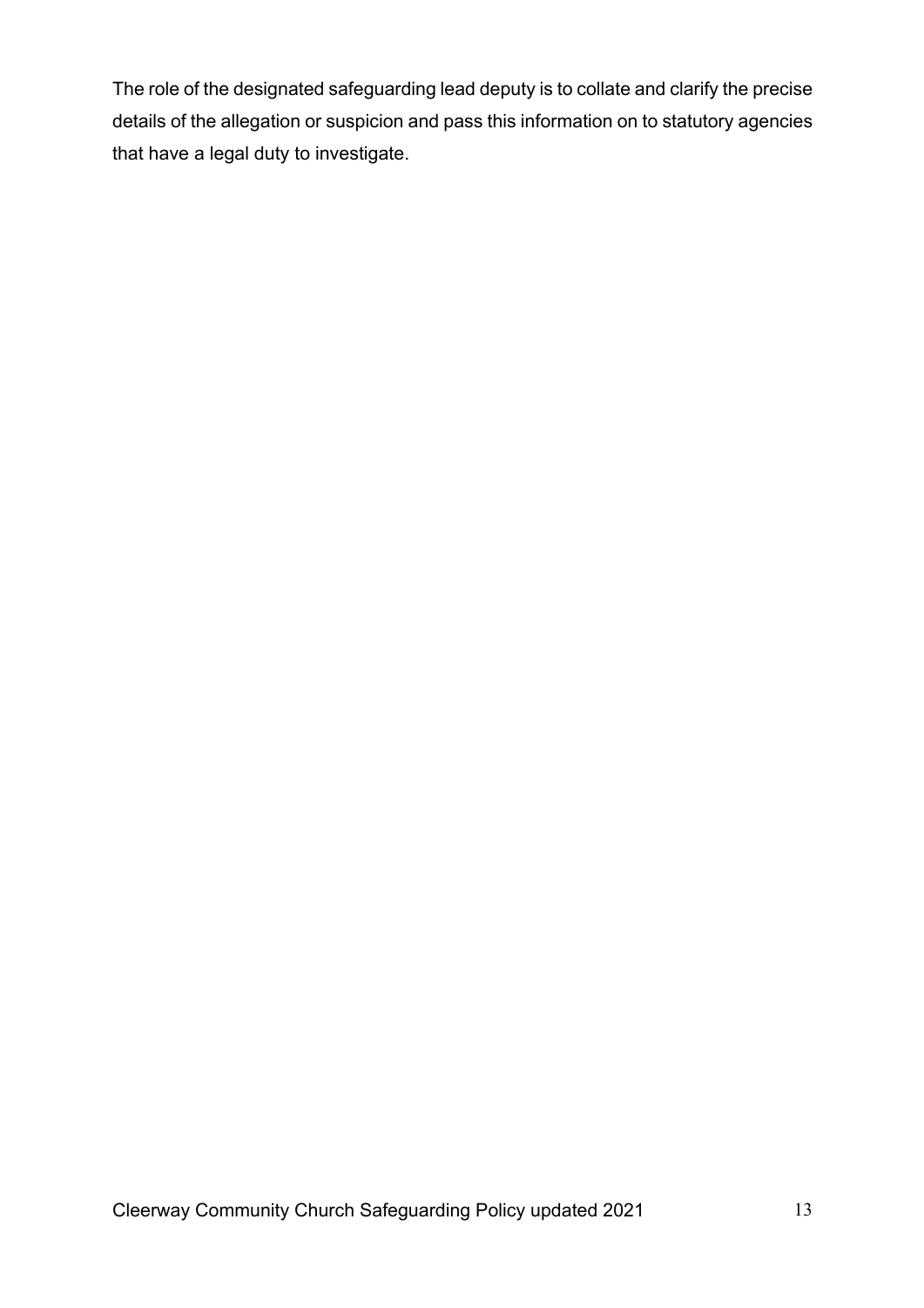The role of the designated safeguarding lead deputy is to collate and clarify the precise details of the allegation or suspicion and pass this information on to statutory agencies that have a legal duty to investigate.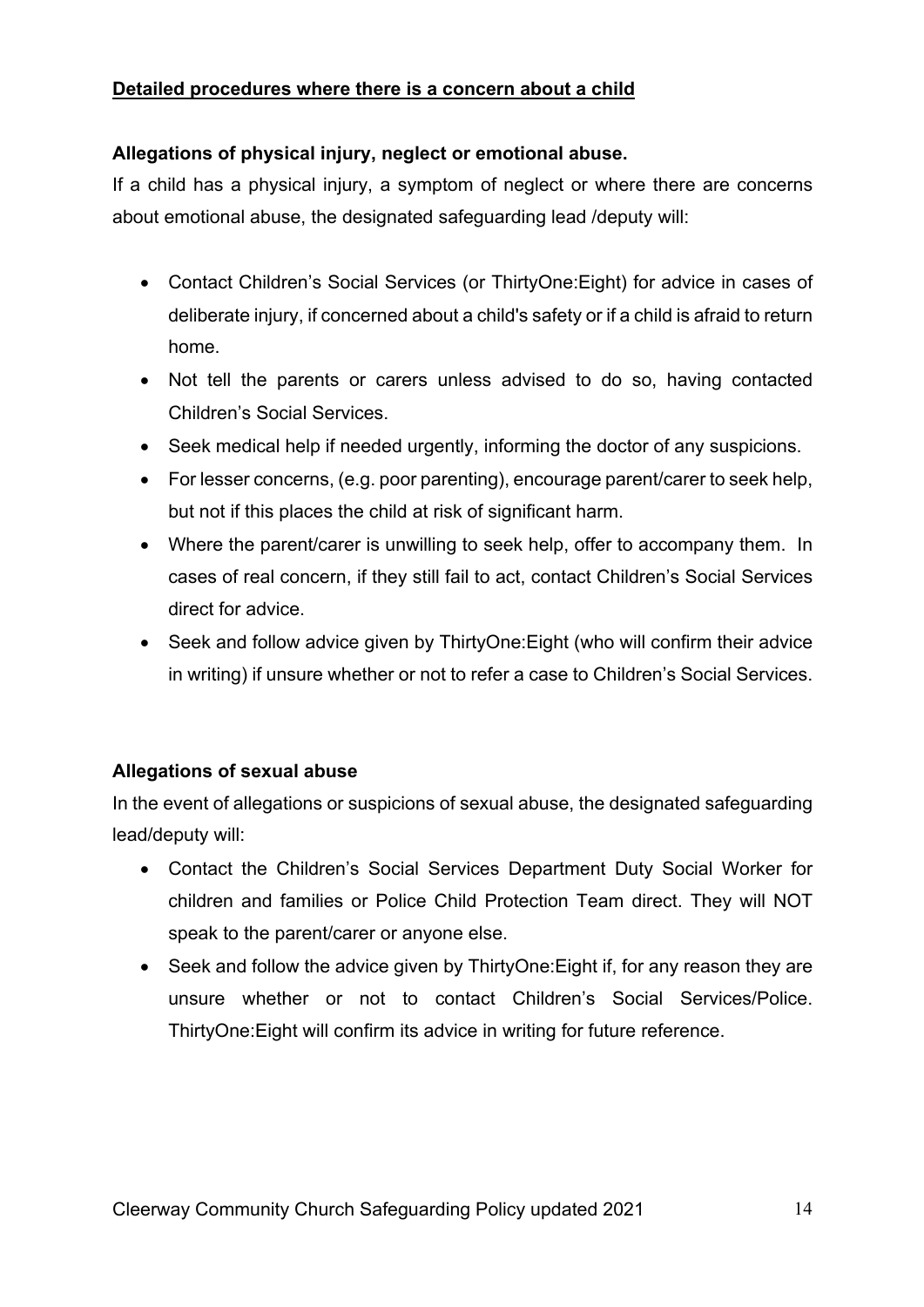**Detailed procedures where there is a concern about a child**

**Allegations of physical injury, neglect or emotional abuse.**

If a child has a physical injury, a symptom of neglect or where there are concerns about emotional abuse, the designated safeguarding lead /deputy will:

- Contact Children's Social Services (or ThirtyOne:Eight) for advice in cases of deliberate injury, if concerned about a child's safety or if a child is afraid to return home.
- Not tell the parents or carers unless advised to do so, having contacted Children's Social Services.
- Seek medical help if needed urgently, informing the doctor of any suspicions.
- For lesser concerns, (e.g. poor parenting), encourage parent/carer to seek help, but not if this places the child at risk of significant harm.
- Where the parent/carer is unwilling to seek help, offer to accompany them. In cases of real concern, if they still fail to act, contact Children's Social Services direct for advice.
- Seek and follow advice given by ThirtyOne:Eight (who will confirm their advice in writing) if unsure whether or not to refer a case to Children's Social Services.

**Allegations of sexual abuse**

In the event of allegations or suspicions of sexual abuse, the designated safeguarding lead/deputy will:

- Contact the Children's Social Services Department Duty Social Worker for children and families or Police Child Protection Team direct. They will NOT speak to the parent/carer or anyone else.
- Seek and follow the advice given by ThirtyOne:Eight if, for any reason they are unsure whether or not to contact Children's Social Services/Police. ThirtyOne:Eight will confirm its advice in writing for future reference.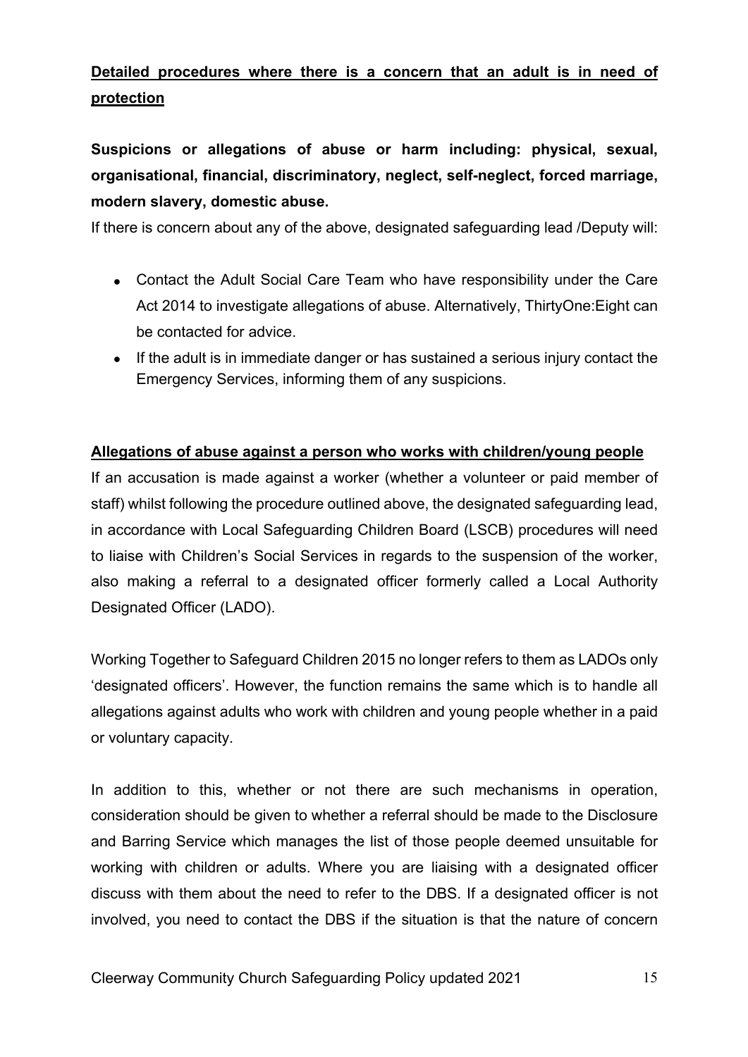## **Detailed procedures where there is a concern that an adult is in need of protection**

**Suspicions or allegations of abuse or harm including: physical, sexual, organisational, financial, discriminatory, neglect, self-neglect, forced marriage, modern slavery, domestic abuse.**

If there is concern about any of the above, designated safeguarding lead /Deputy will:

- Contact the Adult Social Care Team who have responsibility under the Care Act 2014 to investigate allegations of abuse. Alternatively, ThirtyOne:Eight can be contacted for advice.
- If the adult is in immediate danger or has sustained a serious injury contact the Emergency Services, informing them of any suspicions.

### **Allegations of abuse against a person who works with children/young people**

If an accusation is made against a worker (whether a volunteer or paid member of staff) whilst following the procedure outlined above, the designated safeguarding lead, in accordance with Local Safeguarding Children Board (LSCB) procedures will need to liaise with Children's Social Services in regards to the suspension of the worker, also making a referral to a designated officer formerly called a Local Authority Designated Officer (LADO).

Working Together to Safeguard Children 2015 no longer refers to them as LADOs only 'designated officers'. However, the function remains the same which is to handle all allegations against adults who work with children and young people whether in a paid or voluntary capacity.

In addition to this, whether or not there are such mechanisms in operation, consideration should be given to whether a referral should be made to the Disclosure and Barring Service which manages the list of those people deemed unsuitable for working with children or adults. Where you are liaising with a designated officer discuss with them about the need to refer to the DBS. If a designated officer is not involved, you need to contact the DBS if the situation is that the nature of concern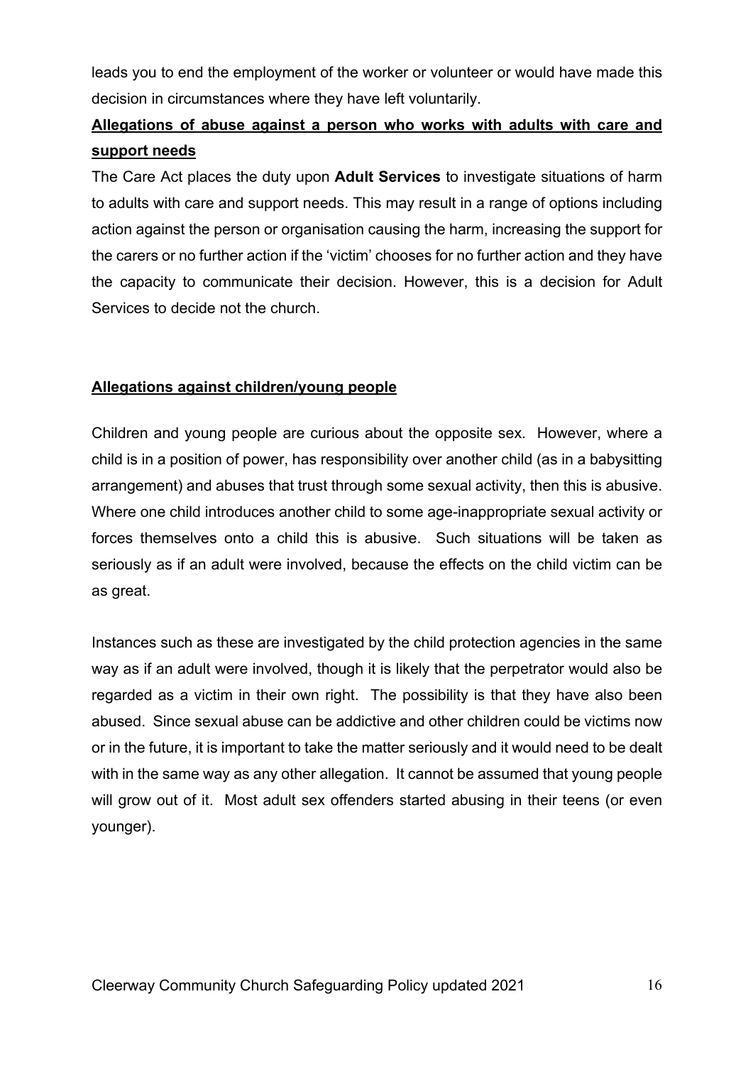leads you to end the employment of the worker or volunteer or would have made this decision in circumstances where they have left voluntarily.

## Allegations of abuse against a person who works with adults with care and support needs

The Care Act places the duty upon **Adult Services** to investigate situations of harm to adults with care and support needs. This may result in a range of options including action against the person or organisation causing the harm, increasing the support for the carers or no further action if the 'victim' chooses for no further action and they have the capacity to communicate their decision. However, this is a decision for Adult Services to decide not the church.

## Allegations against children/young people

Children and young people are curious about the opposite sex. However, where a child is in a position of power, has responsibility over another child (as in a babysitting arrangement) and abuses that trust through some sexual activity, then this is abusive. Where one child introduces another child to some age-inappropriate sexual activity or forces themselves onto a child this is abusive. Such situations will be taken as seriously as if an adult were involved, because the effects on the child victim can be as great.

Instances such as these are investigated by the child protection agencies in the same way as if an adult were involved, though it is likely that the perpetrator would also be regarded as a victim in their own right. The possibility is that they have also been abused. Since sexual abuse can be addictive and other children could be victims now or in the future, it is important to take the matter seriously and it would need to be dealt with in the same way as any other allegation. It cannot be assumed that young people will grow out of it. Most adult sex offenders started abusing in their teens (or even younger).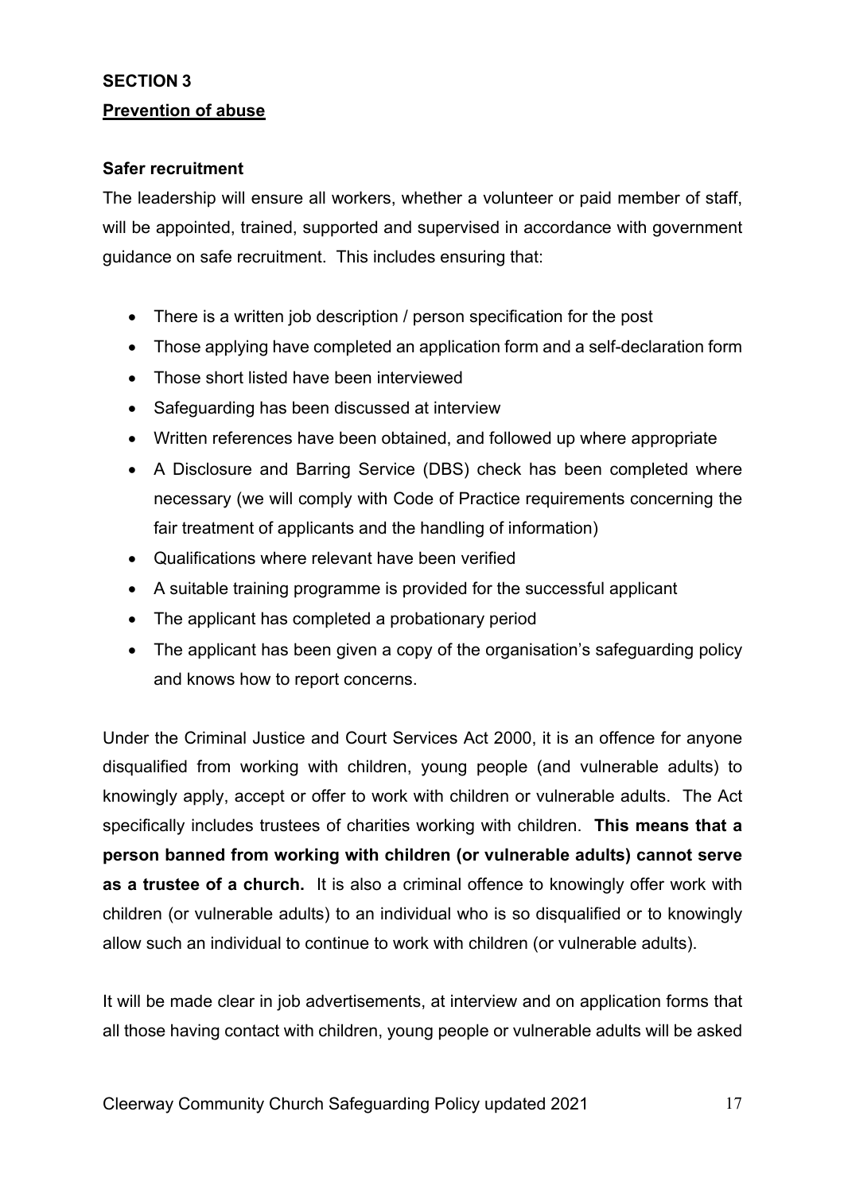## SECTION 3

## Prevention of abuse

### Safer recruitment

The leadership will ensure all workers, whether a volunteer or paid member of staff, will be appointed, trained, supported and supervised in accordance with government guidance on safe recruitment. This includes ensuring that:

- There is a written job description / person specification for the post
- Those applying have completed an application form and a self-declaration form
- Those short listed have been interviewed
- Safeguarding has been discussed at interview
- Written references have been obtained, and followed up where appropriate
- A Disclosure and Barring Service (DBS) check has been completed where necessary (we will comply with Code of Practice requirements concerning the fair treatment of applicants and the handling of information)
- Qualifications where relevant have been verified
- A suitable training programme is provided for the successful applicant
- The applicant has completed a probationary period
- The applicant has been given a copy of the organisation's safeguarding policy and knows how to report concerns.

Under the Criminal Justice and Court Services Act 2000, it is an offence for anyone disqualified from working with children, young people (and vulnerable adults) to knowingly apply, accept or offer to work with children or vulnerable adults. The Act specifically includes trustees of charities working with children. **This means that a person banned from working with children (or vulnerable adults) cannot serve as a trustee of a church.** It is also a criminal offence to knowingly offer work with children (or vulnerable adults) to an individual who is so disqualified or to knowingly allow such an individual to continue to work with children (or vulnerable adults).

It will be made clear in job advertisements, at interview and on application forms that all those having contact with children, young people or vulnerable adults will be asked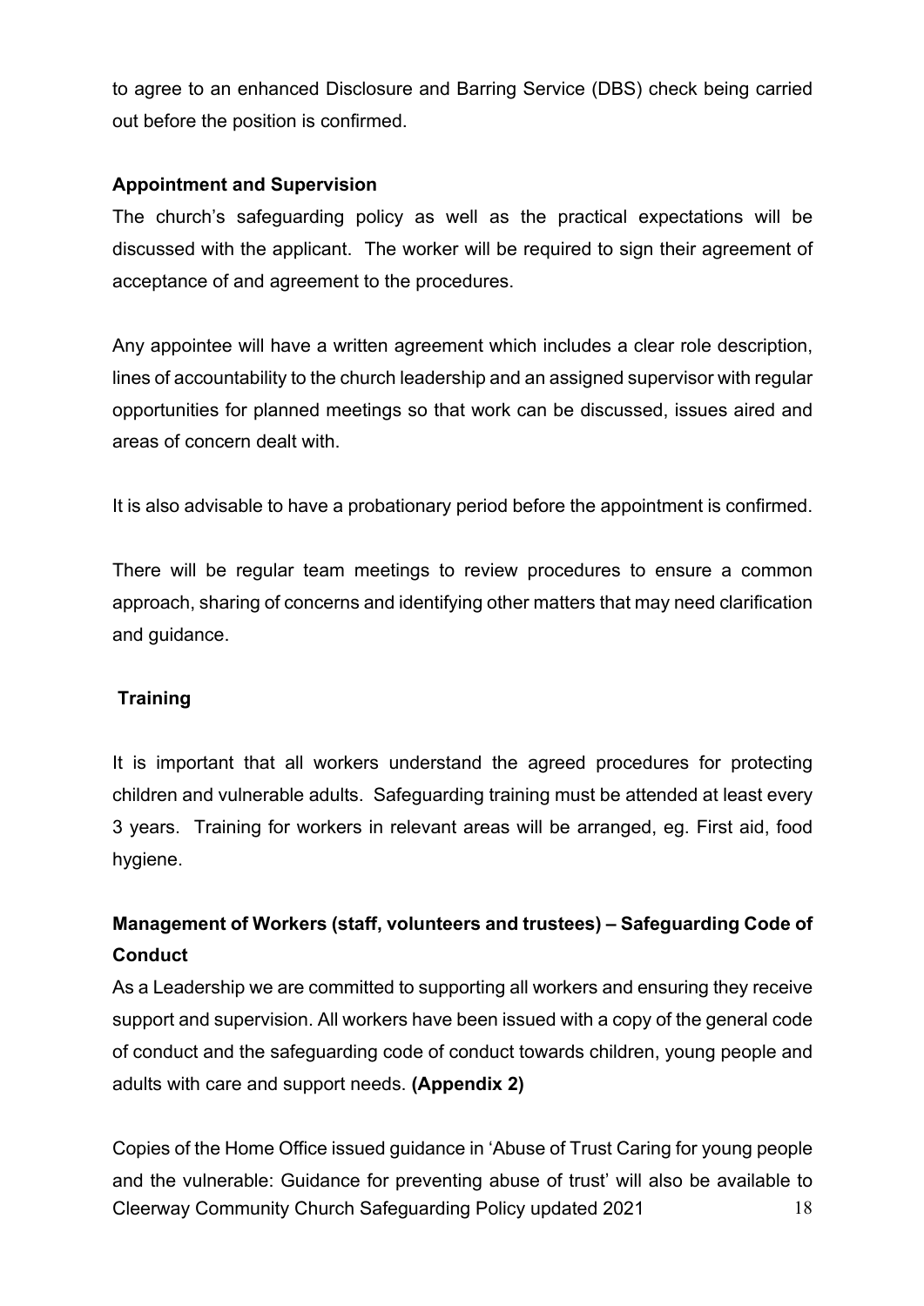to agree to an enhanced Disclosure and Barring Service (DBS) check being carried out before the position is confirmed.

**Appointment and Supervision**

The church's safeguarding policy as well as the practical expectations will be discussed with the applicant. The worker will be required to sign their agreement of acceptance of and agreement to the procedures.

Any appointee will have a written agreement which includes a clear role description, lines of accountability to the church leadership and an assigned supervisor with regular opportunities for planned meetings so that work can be discussed, issues aired and areas of concern dealt with.

It is also advisable to have a probationary period before the appointment is confirmed.

There will be regular team meetings to review procedures to ensure a common approach, sharing of concerns and identifying other matters that may need clarification and guidance.

**Training**

It is important that all workers understand the agreed procedures for protecting children and vulnerable adults. Safeguarding training must be attended at least every 3 years. Training for workers in relevant areas will be arranged, eg. First aid, food hygiene.

**Management of Workers (staff, volunteers and trustees) – Safeguarding Code of Conduct**

As a Leadership we are committed to supporting all workers and ensuring they receive support and supervision. All workers have been issued with a copy of the general code of conduct and the safeguarding code of conduct towards children, young people and adults with care and support needs. **(Appendix 2)**

Copies of the Home Office issued guidance in 'Abuse of Trust Caring for young people and the vulnerable: Guidance for preventing abuse of trust' will also be available to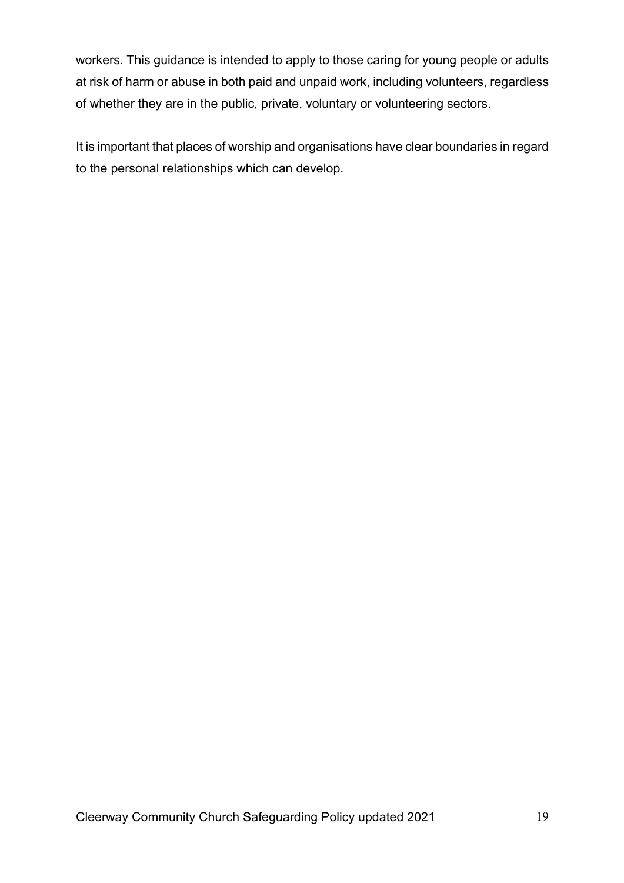workers. This guidance is intended to apply to those caring for young people or adults at risk of harm or abuse in both paid and unpaid work, including volunteers, regardless of whether they are in the public, private, voluntary or volunteering sectors.

It is important that places of worship and organisations have clear boundaries in regard to the personal relationships which can develop.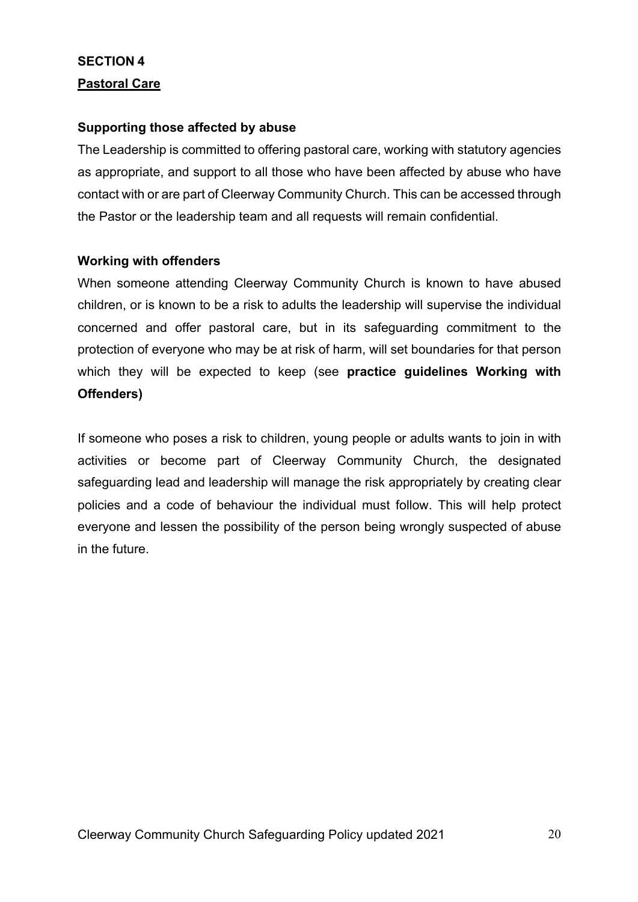## SECTION 4

## Pastoral Care

### Supporting those affected by abuse

The Leadership is committed to offering pastoral care, working with statutory agencies as appropriate, and support to all those who have been affected by abuse who have contact with or are part of Cleerway Community Church. This can be accessed through the Pastor or the leadership team and all requests will remain confidential.

### Working with offenders

When someone attending Cleerway Community Church is known to have abused children, or is known to be a risk to adults the leadership will supervise the individual concerned and offer pastoral care, but in its safeguarding commitment to the protection of everyone who may be at risk of harm, will set boundaries for that person which they will be expected to keep (see **practice guidelines Working with Offenders)**

If someone who poses a risk to children, young people or adults wants to join in with activities or become part of Cleerway Community Church, the designated safeguarding lead and leadership will manage the risk appropriately by creating clear policies and a code of behaviour the individual must follow. This will help protect everyone and lessen the possibility of the person being wrongly suspected of abuse in the future.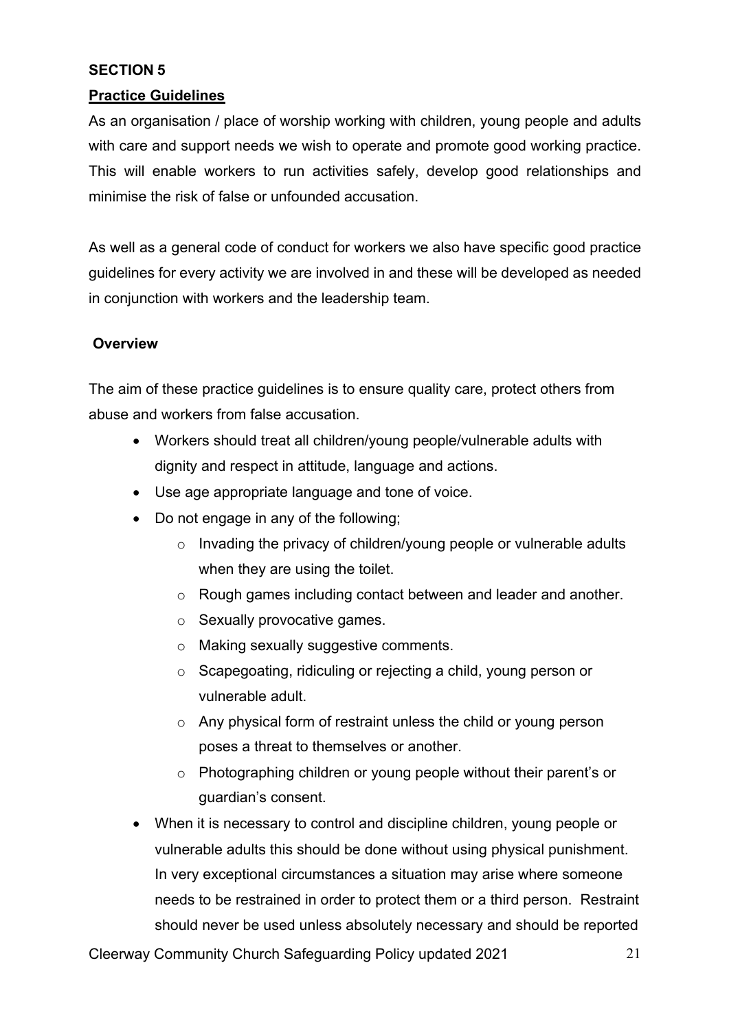**SECTION 5**

**Practice Guidelines**

As an organisation / place of worship working with children, young people and adults with care and support needs we wish to operate and promote good working practice. This will enable workers to run activities safely, develop good relationships and minimise the risk of false or unfounded accusation.

As well as a general code of conduct for workers we also have specific good practice guidelines for every activity we are involved in and these will be developed as needed in conjunction with workers and the leadership team.

**Overview**

The aim of these practice guidelines is to ensure quality care, protect others from abuse and workers from false accusation.

- Workers should treat all children/young people/vulnerable adults with dignity and respect in attitude, language and actions.
- Use age appropriate language and tone of voice.
- Do not engage in any of the following;
  - Invading the privacy of children/young people or vulnerable adults when they are using the toilet.
  - Rough games including contact between and leader and another.
  - Sexually provocative games.
  - Making sexually suggestive comments.
  - Scapegoating, ridiculing or rejecting a child, young person or vulnerable adult.
  - Any physical form of restraint unless the child or young person poses a threat to themselves or another.
  - Photographing children or young people without their parent's or guardian's consent.
- When it is necessary to control and discipline children, young people or vulnerable adults this should be done without using physical punishment. In very exceptional circumstances a situation may arise where someone needs to be restrained in order to protect them or a third person. Restraint should never be used unless absolutely necessary and should be reported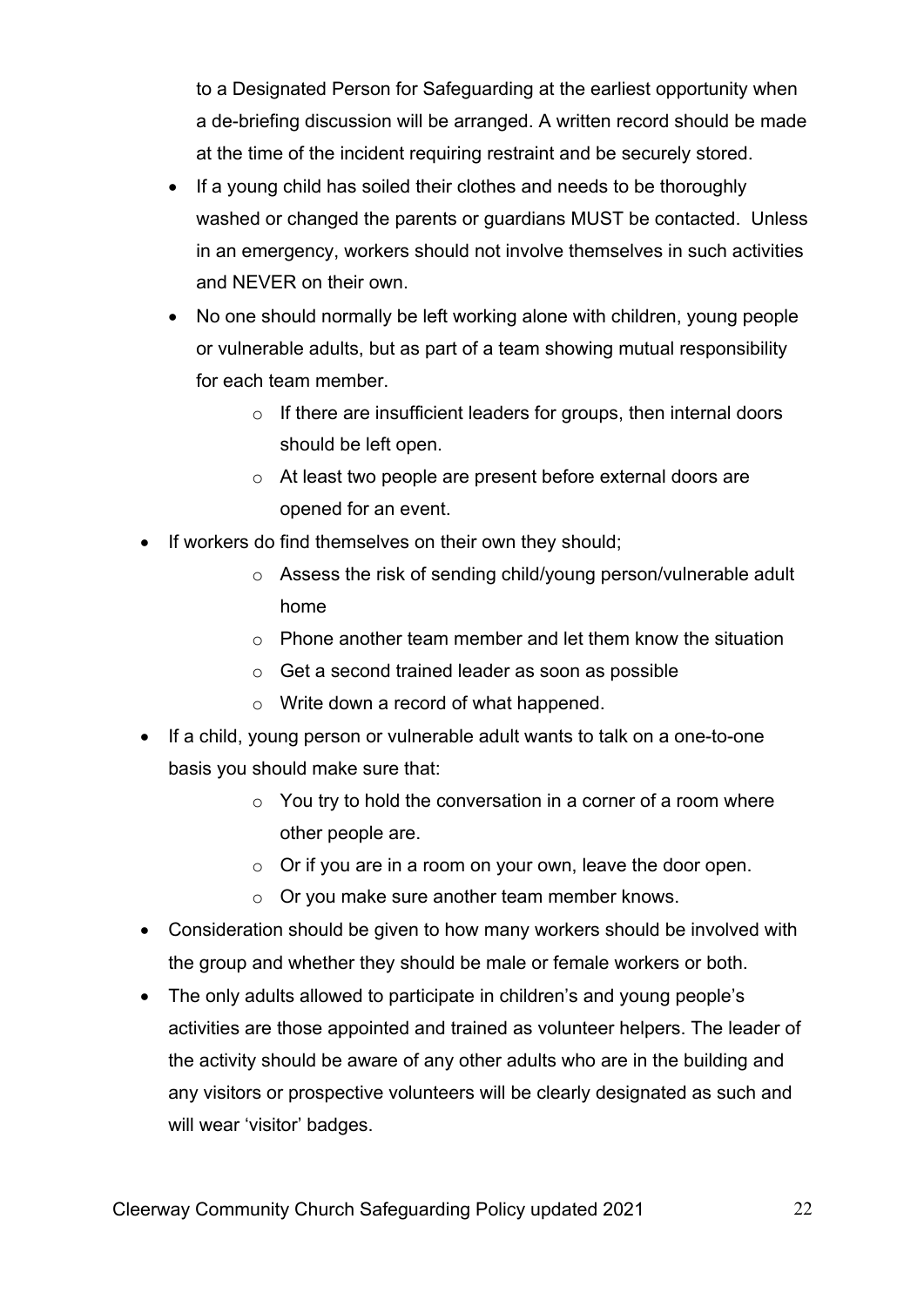to a Designated Person for Safeguarding at the earliest opportunity when a de-briefing discussion will be arranged. A written record should be made at the time of the incident requiring restraint and be securely stored.

- If a young child has soiled their clothes and needs to be thoroughly washed or changed the parents or guardians MUST be contacted. Unless in an emergency, workers should not involve themselves in such activities and NEVER on their own.
- No one should normally be left working alone with children, young people or vulnerable adults, but as part of a team showing mutual responsibility for each team member.
  - If there are insufficient leaders for groups, then internal doors should be left open.
  - At least two people are present before external doors are opened for an event.
- If workers do find themselves on their own they should;
  - Assess the risk of sending child/young person/vulnerable adult home
  - Phone another team member and let them know the situation
  - Get a second trained leader as soon as possible
  - Write down a record of what happened.
- If a child, young person or vulnerable adult wants to talk on a one-to-one basis you should make sure that:
  - You try to hold the conversation in a corner of a room where other people are.
  - Or if you are in a room on your own, leave the door open.
  - Or you make sure another team member knows.
- Consideration should be given to how many workers should be involved with the group and whether they should be male or female workers or both.
- The only adults allowed to participate in children's and young people's activities are those appointed and trained as volunteer helpers. The leader of the activity should be aware of any other adults who are in the building and any visitors or prospective volunteers will be clearly designated as such and will wear 'visitor' badges.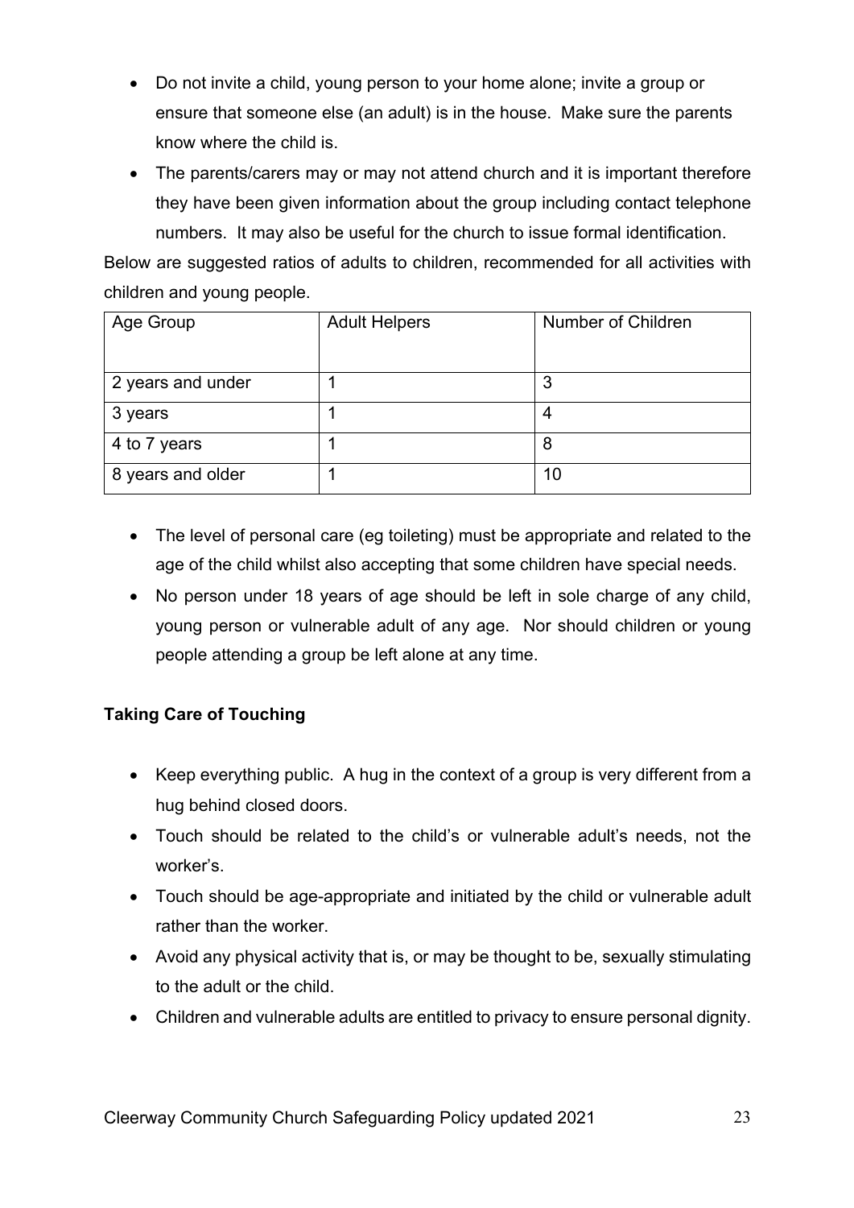- Do not invite a child, young person to your home alone; invite a group or ensure that someone else (an adult) is in the house. Make sure the parents know where the child is.
- The parents/carers may or may not attend church and it is important therefore they have been given information about the group including contact telephone numbers. It may also be useful for the church to issue formal identification.

Below are suggested ratios of adults to children, recommended for all activities with children and young people.

| Age Group | Adult Helpers | Number of Children |
|---|---|---|
| 2 years and under | 1 | 3 |
| 3 years | 1 | 4 |
| 4 to 7 years | 1 | 8 |
| 8 years and older | 1 | 10 |

- The level of personal care (eg toileting) must be appropriate and related to the age of the child whilst also accepting that some children have special needs.
- No person under 18 years of age should be left in sole charge of any child, young person or vulnerable adult of any age. Nor should children or young people attending a group be left alone at any time.

**Taking Care of Touching**

- Keep everything public. A hug in the context of a group is very different from a hug behind closed doors.
- Touch should be related to the child's or vulnerable adult's needs, not the worker's.
- Touch should be age-appropriate and initiated by the child or vulnerable adult rather than the worker.
- Avoid any physical activity that is, or may be thought to be, sexually stimulating to the adult or the child.
- Children and vulnerable adults are entitled to privacy to ensure personal dignity.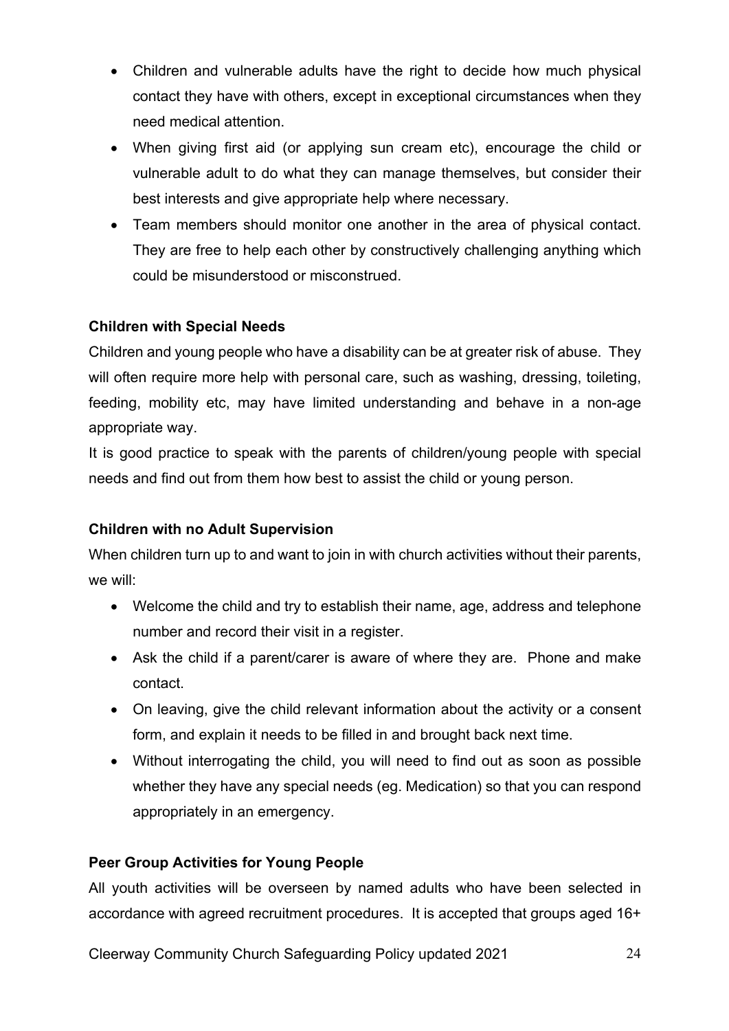- Children and vulnerable adults have the right to decide how much physical contact they have with others, except in exceptional circumstances when they need medical attention.
- When giving first aid (or applying sun cream etc), encourage the child or vulnerable adult to do what they can manage themselves, but consider their best interests and give appropriate help where necessary.
- Team members should monitor one another in the area of physical contact. They are free to help each other by constructively challenging anything which could be misunderstood or misconstrued.

**Children with Special Needs**

Children and young people who have a disability can be at greater risk of abuse. They will often require more help with personal care, such as washing, dressing, toileting, feeding, mobility etc, may have limited understanding and behave in a non-age appropriate way.

It is good practice to speak with the parents of children/young people with special needs and find out from them how best to assist the child or young person.

**Children with no Adult Supervision**

When children turn up to and want to join in with church activities without their parents, we will:

- Welcome the child and try to establish their name, age, address and telephone number and record their visit in a register.
- Ask the child if a parent/carer is aware of where they are. Phone and make contact.
- On leaving, give the child relevant information about the activity or a consent form, and explain it needs to be filled in and brought back next time.
- Without interrogating the child, you will need to find out as soon as possible whether they have any special needs (eg. Medication) so that you can respond appropriately in an emergency.

**Peer Group Activities for Young People**

All youth activities will be overseen by named adults who have been selected in accordance with agreed recruitment procedures. It is accepted that groups aged 16+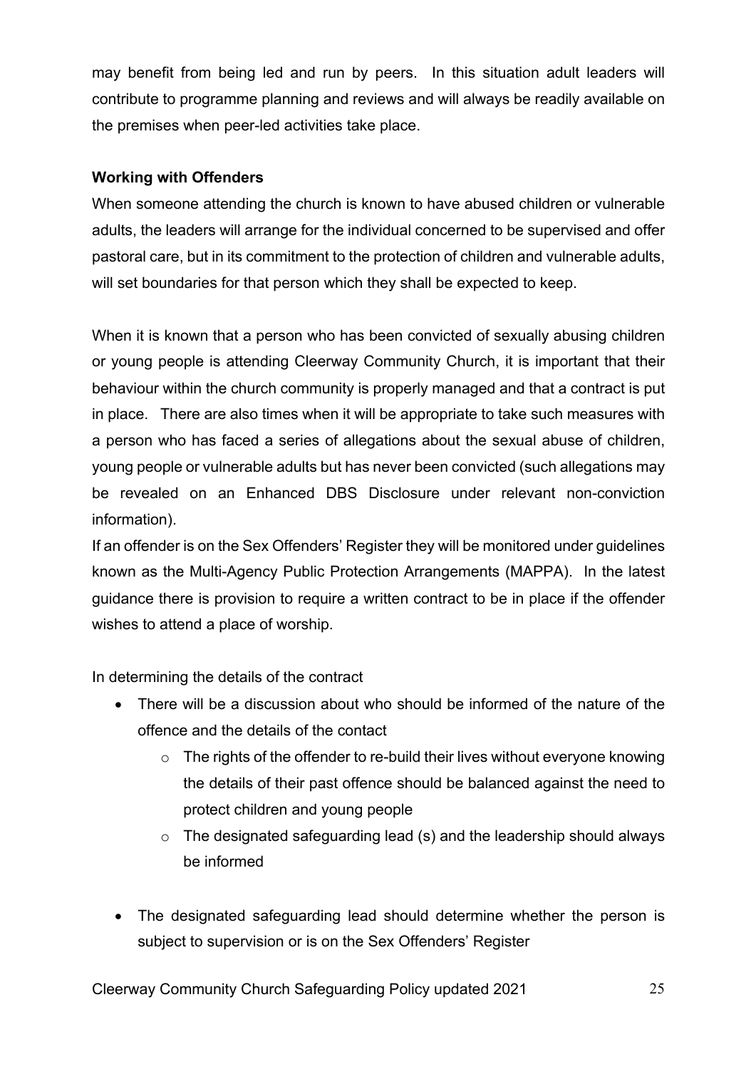may benefit from being led and run by peers. In this situation adult leaders will contribute to programme planning and reviews and will always be readily available on the premises when peer-led activities take place.

**Working with Offenders**

When someone attending the church is known to have abused children or vulnerable adults, the leaders will arrange for the individual concerned to be supervised and offer pastoral care, but in its commitment to the protection of children and vulnerable adults, will set boundaries for that person which they shall be expected to keep.

When it is known that a person who has been convicted of sexually abusing children or young people is attending Cleerway Community Church, it is important that their behaviour within the church community is properly managed and that a contract is put in place. There are also times when it will be appropriate to take such measures with a person who has faced a series of allegations about the sexual abuse of children, young people or vulnerable adults but has never been convicted (such allegations may be revealed on an Enhanced DBS Disclosure under relevant non-conviction information).

If an offender is on the Sex Offenders' Register they will be monitored under guidelines known as the Multi-Agency Public Protection Arrangements (MAPPA). In the latest guidance there is provision to require a written contract to be in place if the offender wishes to attend a place of worship.

In determining the details of the contract

- There will be a discussion about who should be informed of the nature of the offence and the details of the contact
  - The rights of the offender to re-build their lives without everyone knowing the details of their past offence should be balanced against the need to protect children and young people
  - The designated safeguarding lead (s) and the leadership should always be informed

- The designated safeguarding lead should determine whether the person is subject to supervision or is on the Sex Offenders' Register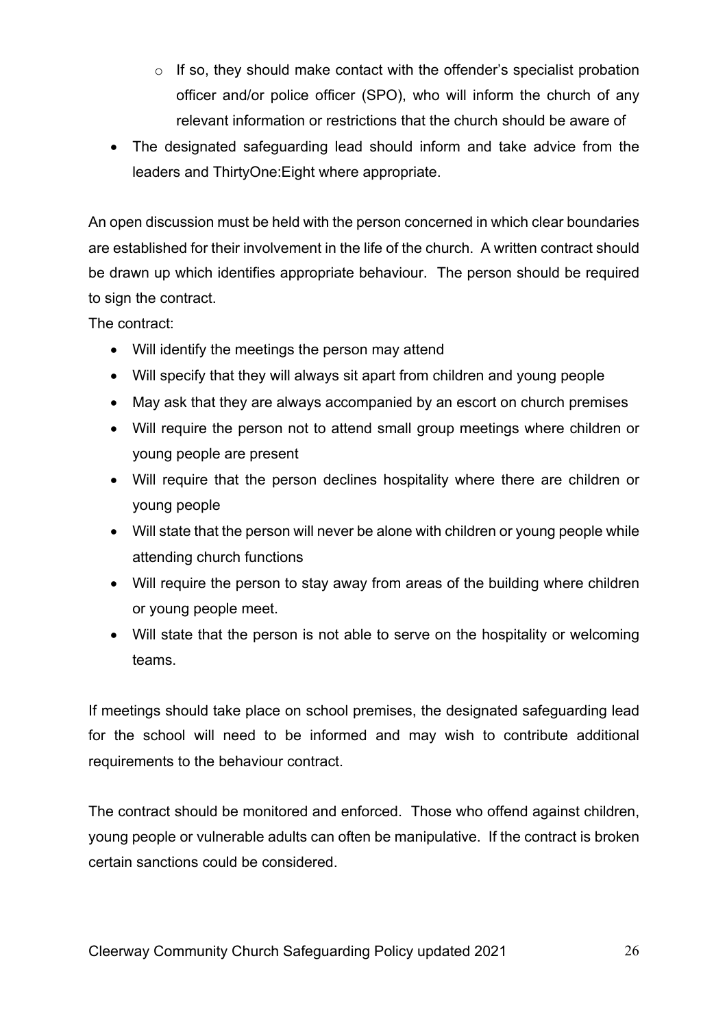- If so, they should make contact with the offender's specialist probation officer and/or police officer (SPO), who will inform the church of any relevant information or restrictions that the church should be aware of
- The designated safeguarding lead should inform and take advice from the leaders and ThirtyOne:Eight where appropriate.

An open discussion must be held with the person concerned in which clear boundaries are established for their involvement in the life of the church. A written contract should be drawn up which identifies appropriate behaviour. The person should be required to sign the contract.

The contract:

- Will identify the meetings the person may attend
- Will specify that they will always sit apart from children and young people
- May ask that they are always accompanied by an escort on church premises
- Will require the person not to attend small group meetings where children or young people are present
- Will require that the person declines hospitality where there are children or young people
- Will state that the person will never be alone with children or young people while attending church functions
- Will require the person to stay away from areas of the building where children or young people meet.
- Will state that the person is not able to serve on the hospitality or welcoming teams.

If meetings should take place on school premises, the designated safeguarding lead for the school will need to be informed and may wish to contribute additional requirements to the behaviour contract.

The contract should be monitored and enforced. Those who offend against children, young people or vulnerable adults can often be manipulative. If the contract is broken certain sanctions could be considered.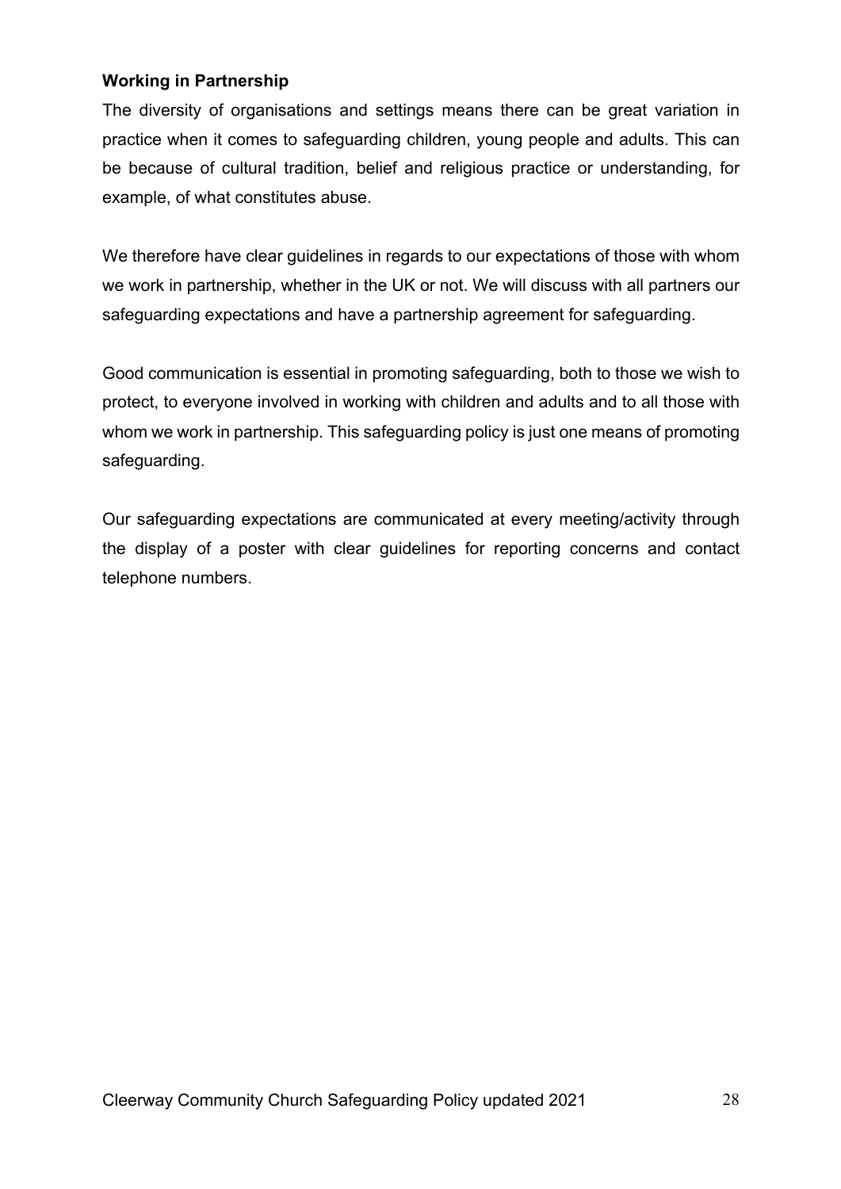**Working in Partnership**

The diversity of organisations and settings means there can be great variation in practice when it comes to safeguarding children, young people and adults. This can be because of cultural tradition, belief and religious practice or understanding, for example, of what constitutes abuse.

We therefore have clear guidelines in regards to our expectations of those with whom we work in partnership, whether in the UK or not. We will discuss with all partners our safeguarding expectations and have a partnership agreement for safeguarding.

Good communication is essential in promoting safeguarding, both to those we wish to protect, to everyone involved in working with children and adults and to all those with whom we work in partnership. This safeguarding policy is just one means of promoting safeguarding.

Our safeguarding expectations are communicated at every meeting/activity through the display of a poster with clear guidelines for reporting concerns and contact telephone numbers.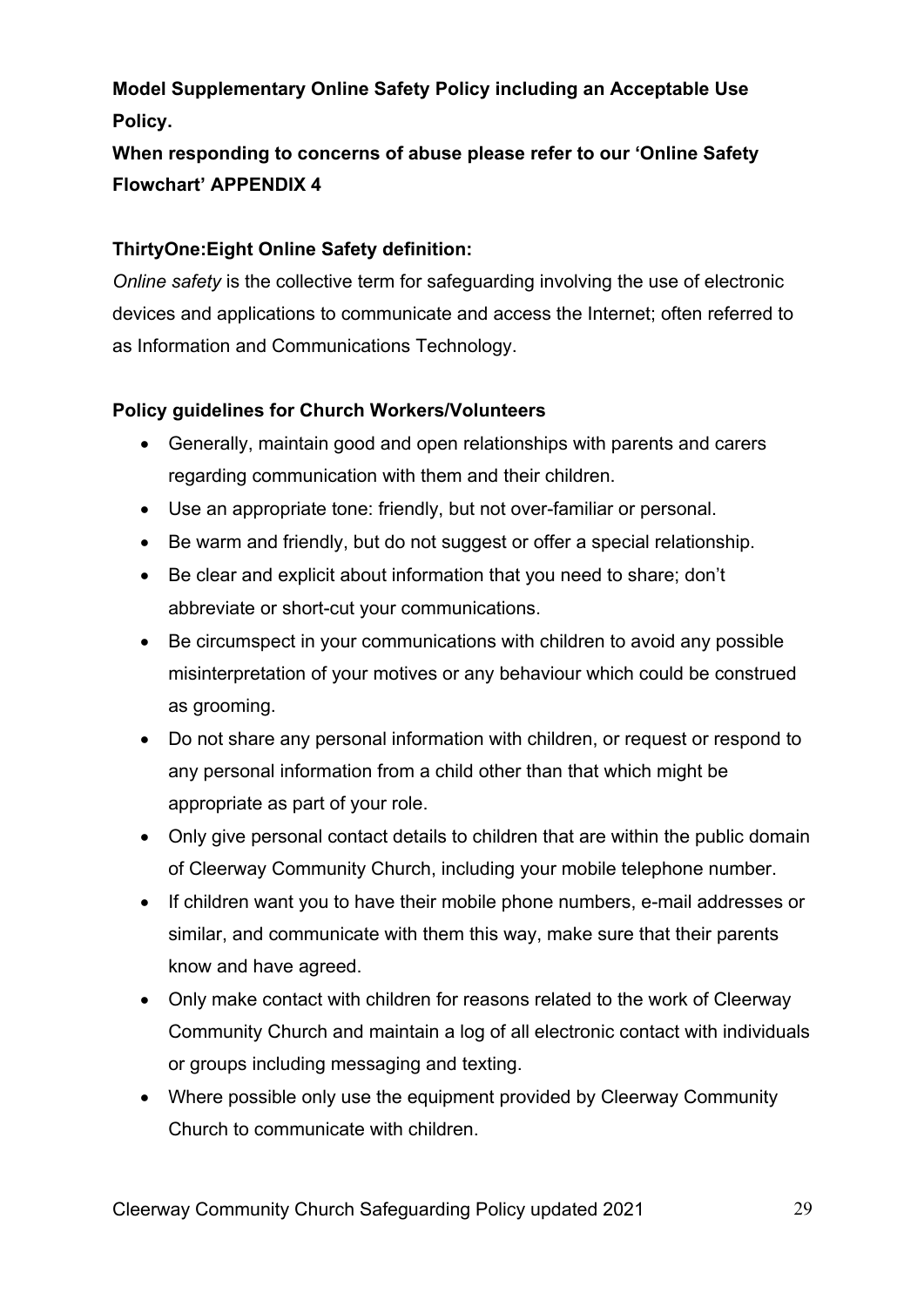**Model Supplementary Online Safety Policy including an Acceptable Use Policy.**

**When responding to concerns of abuse please refer to our 'Online Safety Flowchart' APPENDIX 4**

**ThirtyOne:Eight Online Safety definition:**

*Online safety* is the collective term for safeguarding involving the use of electronic devices and applications to communicate and access the Internet; often referred to as Information and Communications Technology.

**Policy guidelines for Church Workers/Volunteers**

- Generally, maintain good and open relationships with parents and carers regarding communication with them and their children.
- Use an appropriate tone: friendly, but not over-familiar or personal.
- Be warm and friendly, but do not suggest or offer a special relationship.
- Be clear and explicit about information that you need to share; don't abbreviate or short-cut your communications.
- Be circumspect in your communications with children to avoid any possible misinterpretation of your motives or any behaviour which could be construed as grooming.
- Do not share any personal information with children, or request or respond to any personal information from a child other than that which might be appropriate as part of your role.
- Only give personal contact details to children that are within the public domain of Cleerway Community Church, including your mobile telephone number.
- If children want you to have their mobile phone numbers, e-mail addresses or similar, and communicate with them this way, make sure that their parents know and have agreed.
- Only make contact with children for reasons related to the work of Cleerway Community Church and maintain a log of all electronic contact with individuals or groups including messaging and texting.
- Where possible only use the equipment provided by Cleerway Community Church to communicate with children.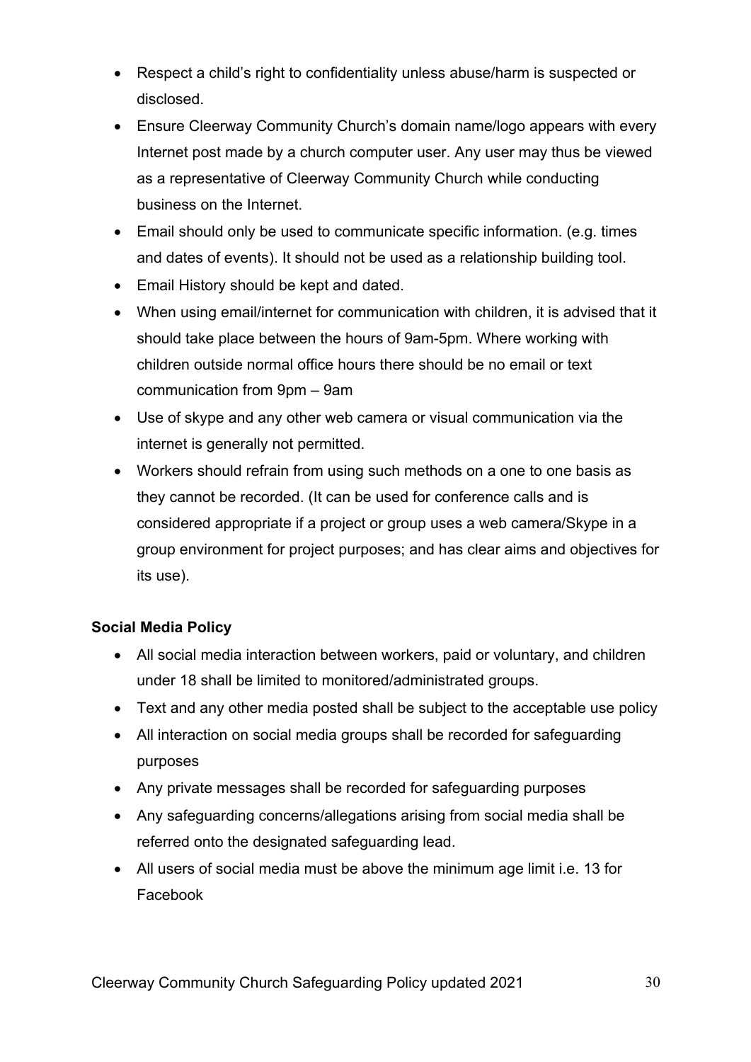- Respect a child's right to confidentiality unless abuse/harm is suspected or disclosed.
- Ensure Cleerway Community Church's domain name/logo appears with every Internet post made by a church computer user. Any user may thus be viewed as a representative of Cleerway Community Church while conducting business on the Internet.
- Email should only be used to communicate specific information. (e.g. times and dates of events). It should not be used as a relationship building tool.
- Email History should be kept and dated.
- When using email/internet for communication with children, it is advised that it should take place between the hours of 9am-5pm. Where working with children outside normal office hours there should be no email or text communication from 9pm – 9am
- Use of skype and any other web camera or visual communication via the internet is generally not permitted.
- Workers should refrain from using such methods on a one to one basis as they cannot be recorded. (It can be used for conference calls and is considered appropriate if a project or group uses a web camera/Skype in a group environment for project purposes; and has clear aims and objectives for its use).

**Social Media Policy**

- All social media interaction between workers, paid or voluntary, and children under 18 shall be limited to monitored/administrated groups.
- Text and any other media posted shall be subject to the acceptable use policy
- All interaction on social media groups shall be recorded for safeguarding purposes
- Any private messages shall be recorded for safeguarding purposes
- Any safeguarding concerns/allegations arising from social media shall be referred onto the designated safeguarding lead.
- All users of social media must be above the minimum age limit i.e. 13 for Facebook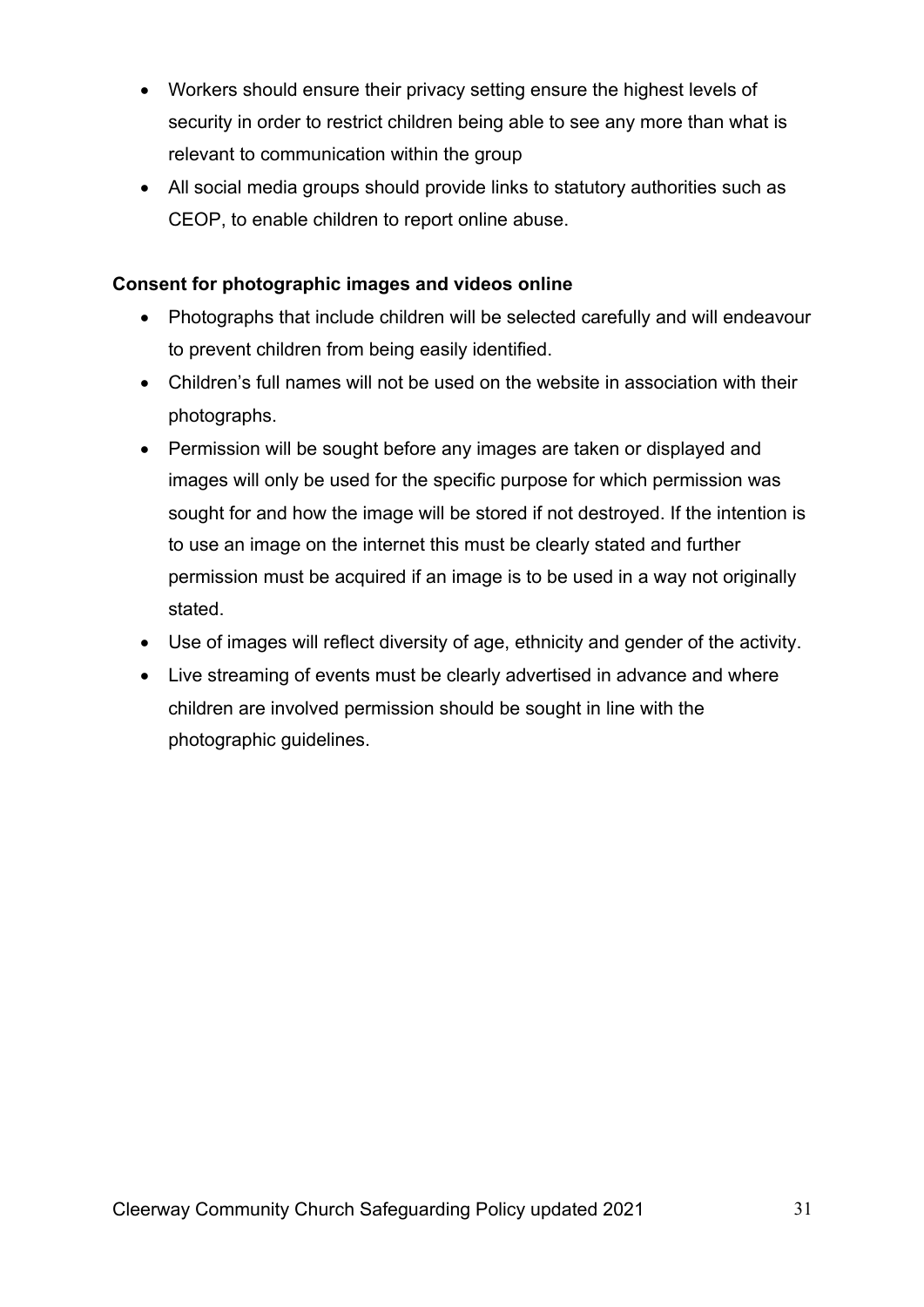- Workers should ensure their privacy setting ensure the highest levels of security in order to restrict children being able to see any more than what is relevant to communication within the group
- All social media groups should provide links to statutory authorities such as CEOP, to enable children to report online abuse.

**Consent for photographic images and videos online**

- Photographs that include children will be selected carefully and will endeavour to prevent children from being easily identified.
- Children's full names will not be used on the website in association with their photographs.
- Permission will be sought before any images are taken or displayed and images will only be used for the specific purpose for which permission was sought for and how the image will be stored if not destroyed. If the intention is to use an image on the internet this must be clearly stated and further permission must be acquired if an image is to be used in a way not originally stated.
- Use of images will reflect diversity of age, ethnicity and gender of the activity.
- Live streaming of events must be clearly advertised in advance and where children are involved permission should be sought in line with the photographic guidelines.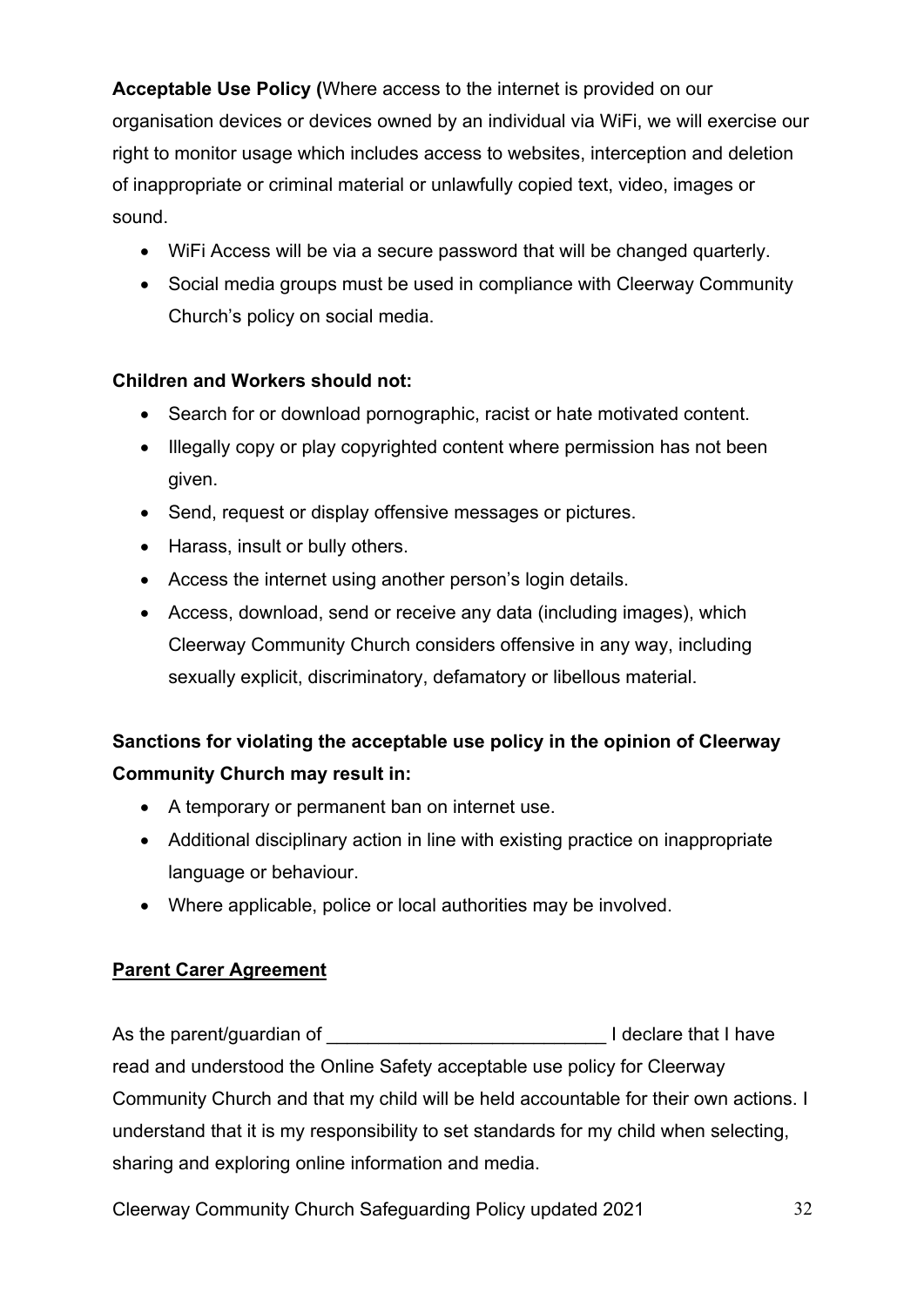**Acceptable Use Policy (**Where access to the internet is provided on our organisation devices or devices owned by an individual via WiFi, we will exercise our right to monitor usage which includes access to websites, interception and deletion of inappropriate or criminal material or unlawfully copied text, video, images or sound.

- WiFi Access will be via a secure password that will be changed quarterly.
- Social media groups must be used in compliance with Cleerway Community Church's policy on social media.

**Children and Workers should not:**

- Search for or download pornographic, racist or hate motivated content.
- Illegally copy or play copyrighted content where permission has not been given.
- Send, request or display offensive messages or pictures.
- Harass, insult or bully others.
- Access the internet using another person's login details.
- Access, download, send or receive any data (including images), which Cleerway Community Church considers offensive in any way, including sexually explicit, discriminatory, defamatory or libellous material.

**Sanctions for violating the acceptable use policy in the opinion of Cleerway Community Church may result in:**

- A temporary or permanent ban on internet use.
- Additional disciplinary action in line with existing practice on inappropriate language or behaviour.
- Where applicable, police or local authorities may be involved.

**<u>Parent Carer Agreement</u>**

As the parent/guardian of ___________________________ I declare that I have read and understood the Online Safety acceptable use policy for Cleerway Community Church and that my child will be held accountable for their own actions. I understand that it is my responsibility to set standards for my child when selecting, sharing and exploring online information and media.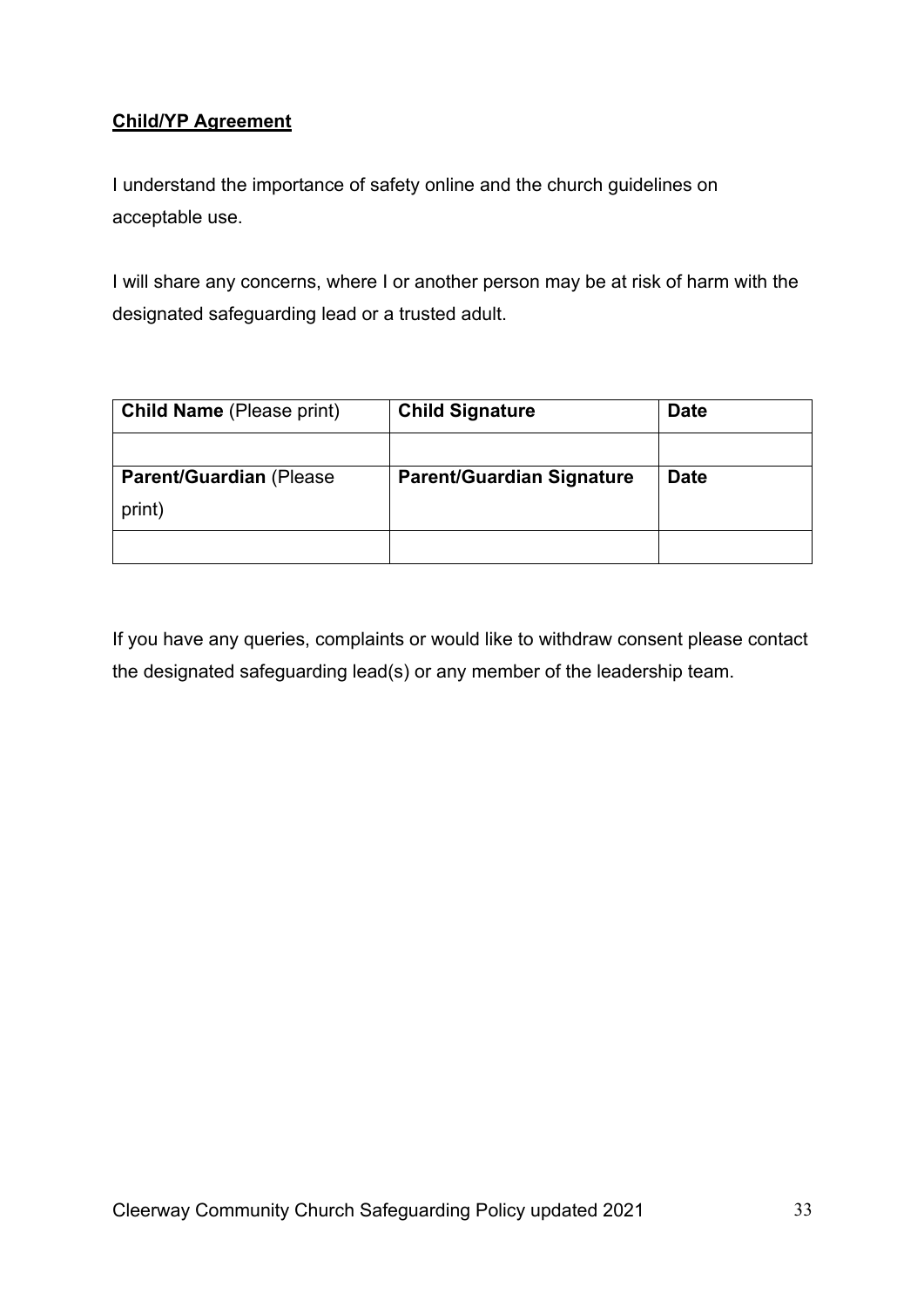**Child/YP Agreement**

I understand the importance of safety online and the church guidelines on acceptable use.

I will share any concerns, where I or another person may be at risk of harm with the designated safeguarding lead or a trusted adult.

| **Child Name** (Please print) | **Child Signature** | **Date** |
|---|---|---|
| | | |
| **Parent/Guardian** (Please print) | **Parent/Guardian Signature** | **Date** |
| | | |

If you have any queries, complaints or would like to withdraw consent please contact the designated safeguarding lead(s) or any member of the leadership team.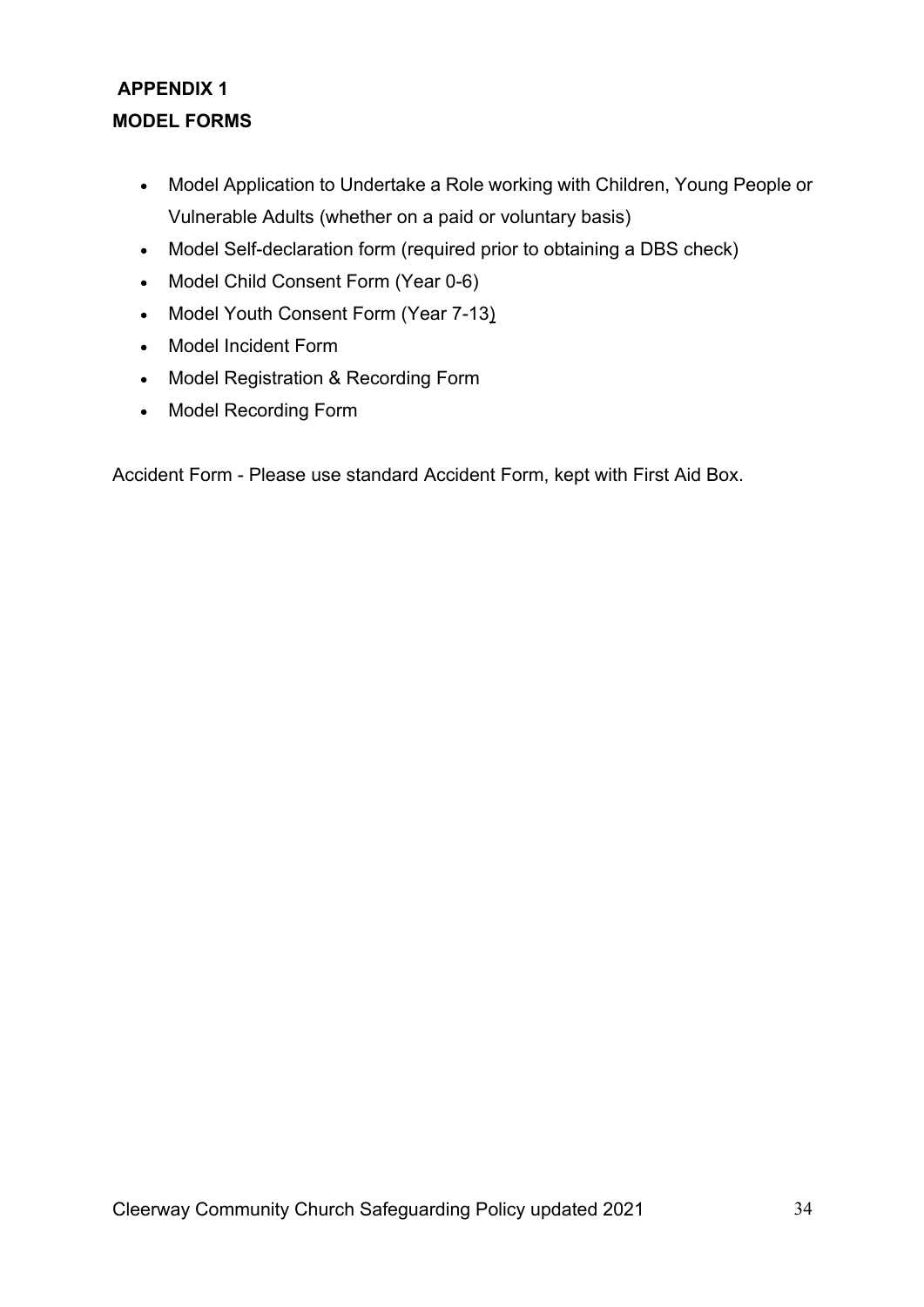## APPENDIX 1

## MODEL FORMS

- Model Application to Undertake a Role working with Children, Young People or Vulnerable Adults (whether on a paid or voluntary basis)
- Model Self-declaration form (required prior to obtaining a DBS check)
- Model Child Consent Form (Year 0-6)
- Model Youth Consent Form (Year 7-13)
- Model Incident Form
- Model Registration & Recording Form
- Model Recording Form

Accident Form - Please use standard Accident Form, kept with First Aid Box.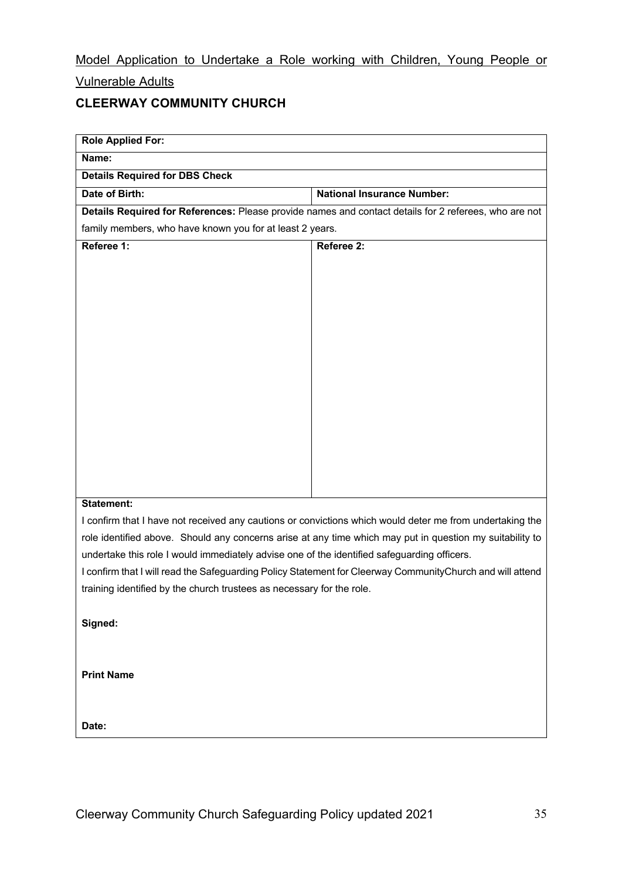Model Application to Undertake a Role working with Children, Young People or Vulnerable Adults

**CLEERWAY COMMUNITY CHURCH**

| **Role Applied For:** | |
|---|---|
| **Name:** | |
| **Details Required for DBS Check** | |
| **Date of Birth:** | **National Insurance Number:** |
| **Details Required for References:** Please provide names and contact details for 2 referees, who are not family members, who have known you for at least 2 years. | |
| **Referee 1:** | **Referee 2:** |
| **Statement:** I confirm that I have not received any cautions or convictions which would deter me from undertaking the role identified above. Should any concerns arise at any time which may put in question my suitability to undertake this role I would immediately advise one of the identified safeguarding officers. I confirm that I will read the Safeguarding Policy Statement for Cleerway CommunityChurch and will attend training identified by the church trustees as necessary for the role. | |
| **Signed:** | |
| **Print Name** | |
| **Date:** | |

Cleerway Community Church Safeguarding Policy updated 2021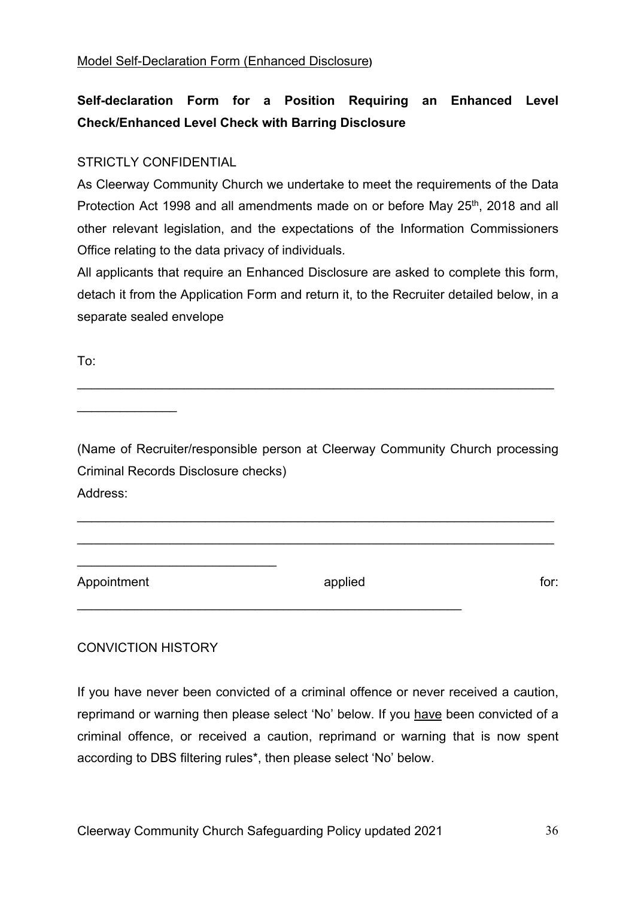Model Self-Declaration Form (Enhanced Disclosure)

**Self-declaration Form for a Position Requiring an Enhanced Level Check/Enhanced Level Check with Barring Disclosure**

STRICTLY CONFIDENTIAL

As Cleerway Community Church we undertake to meet the requirements of the Data Protection Act 1998 and all amendments made on or before May 25th, 2018 and all other relevant legislation, and the expectations of the Information Commissioners Office relating to the data privacy of individuals.

All applicants that require an Enhanced Disclosure are asked to complete this form, detach it from the Application Form and return it, to the Recruiter detailed below, in a separate sealed envelope

To:

___________________________________________________________________

______________

(Name of Recruiter/responsible person at Cleerway Community Church processing Criminal Records Disclosure checks)

Address:

___________________________________________________________________

___________________________________________________________________

____________________________

Appointment applied for: _______________________________________________________

CONVICTION HISTORY

If you have never been convicted of a criminal offence or never received a caution, reprimand or warning then please select 'No' below. If you have been convicted of a criminal offence, or received a caution, reprimand or warning that is now spent according to DBS filtering rules*, then please select 'No' below.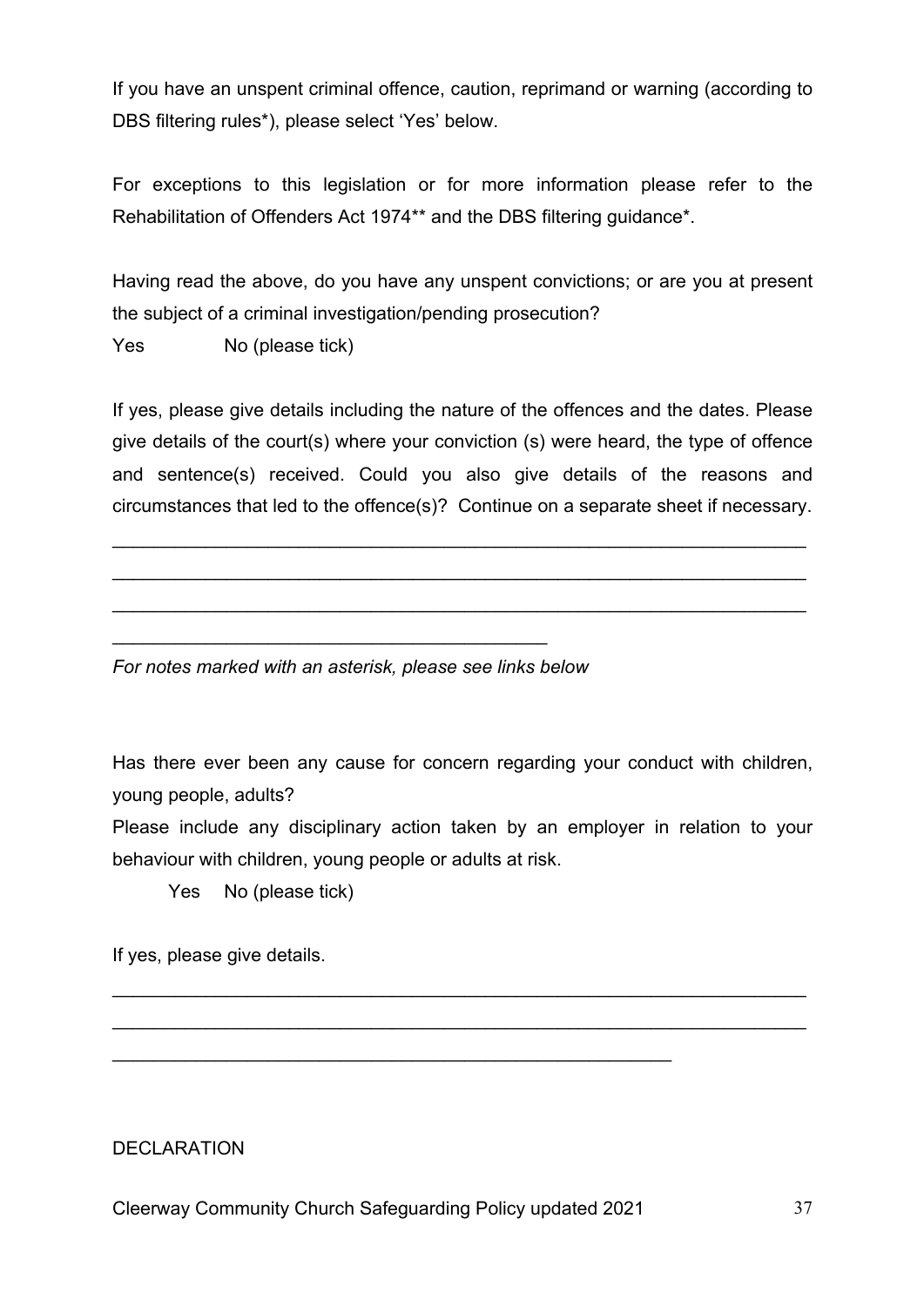If you have an unspent criminal offence, caution, reprimand or warning (according to DBS filtering rules*), please select 'Yes' below.

For exceptions to this legislation or for more information please refer to the Rehabilitation of Offenders Act 1974** and the DBS filtering guidance*.

Having read the above, do you have any unspent convictions; or are you at present the subject of a criminal investigation/pending prosecution?

Yes No (please tick)

If yes, please give details including the nature of the offences and the dates. Please give details of the court(s) where your conviction (s) were heard, the type of offence and sentence(s) received. Could you also give details of the reasons and circumstances that led to the offence(s)? Continue on a separate sheet if necessary.

____________________________________________________________________

____________________________________________________________________

____________________________________________________________________

__________________________________________

*For notes marked with an asterisk, please see links below*

Has there ever been any cause for concern regarding your conduct with children, young people, adults?

Please include any disciplinary action taken by an employer in relation to your behaviour with children, young people or adults at risk.

Yes No (please tick)

If yes, please give details.

____________________________________________________________________

____________________________________________________________________

______________________________________________________

DECLARATION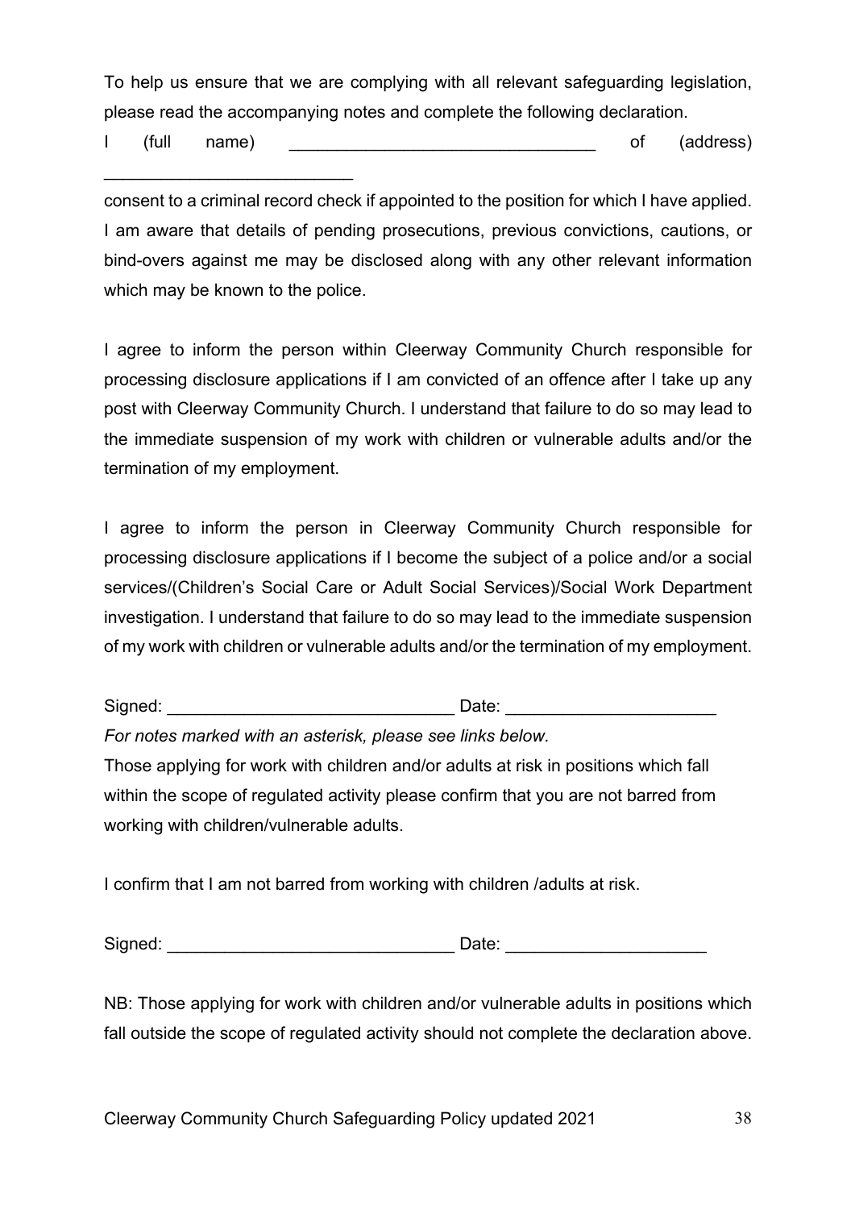To help us ensure that we are complying with all relevant safeguarding legislation, please read the accompanying notes and complete the following declaration.

I (full name) ________________________________ of (address) __________________________

consent to a criminal record check if appointed to the position for which I have applied. I am aware that details of pending prosecutions, previous convictions, cautions, or bind-overs against me may be disclosed along with any other relevant information which may be known to the police.

I agree to inform the person within Cleerway Community Church responsible for processing disclosure applications if I am convicted of an offence after I take up any post with Cleerway Community Church. I understand that failure to do so may lead to the immediate suspension of my work with children or vulnerable adults and/or the termination of my employment.

I agree to inform the person in Cleerway Community Church responsible for processing disclosure applications if I become the subject of a police and/or a social services/(Children's Social Care or Adult Social Services)/Social Work Department investigation. I understand that failure to do so may lead to the immediate suspension of my work with children or vulnerable adults and/or the termination of my employment.

Signed: ______________________________ Date: ______________________

*For notes marked with an asterisk, please see links below.*

Those applying for work with children and/or adults at risk in positions which fall within the scope of regulated activity please confirm that you are not barred from working with children/vulnerable adults.

I confirm that I am not barred from working with children /adults at risk.

Signed: ______________________________ Date: _____________________

NB: Those applying for work with children and/or vulnerable adults in positions which fall outside the scope of regulated activity should not complete the declaration above.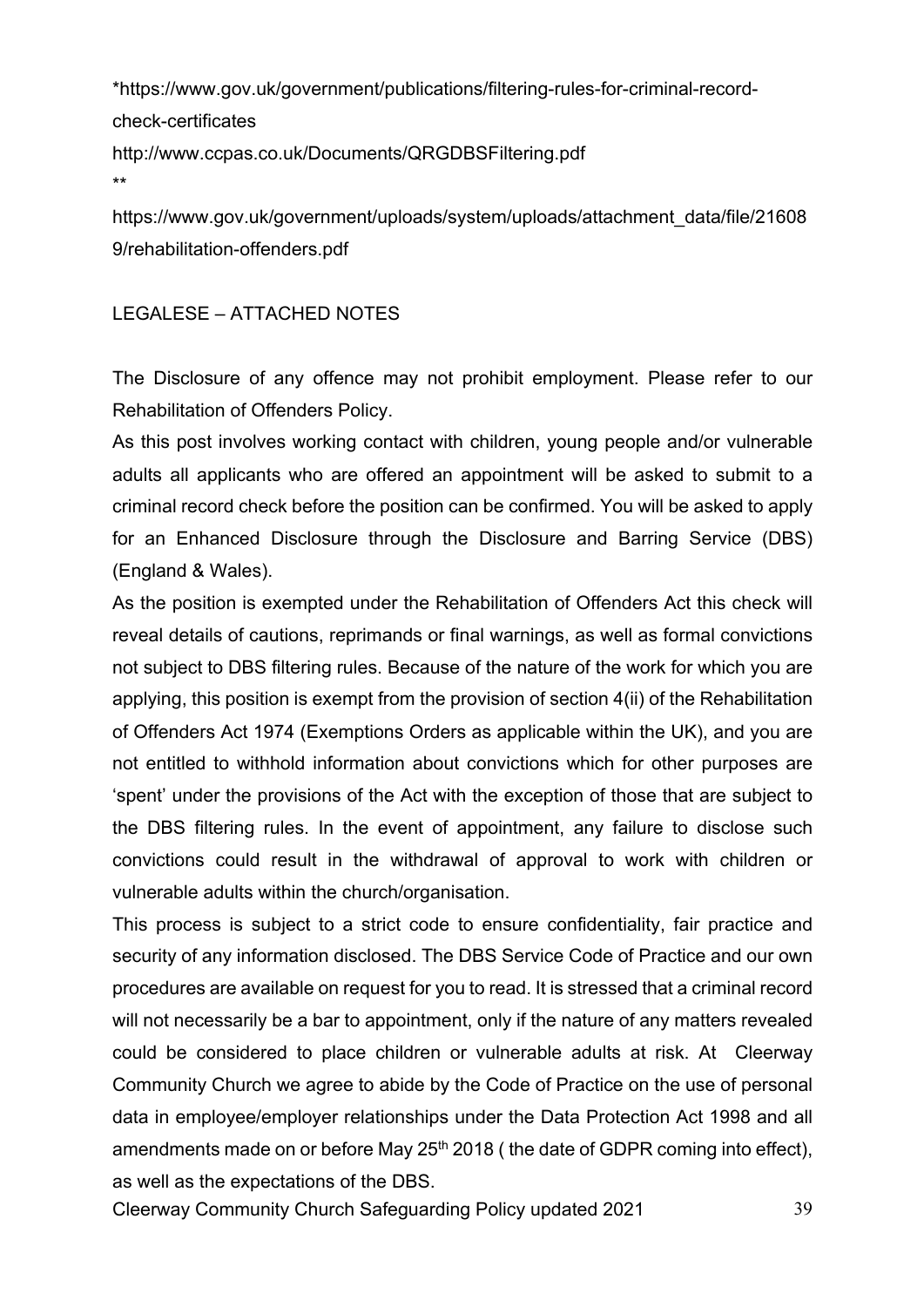*https://www.gov.uk/government/publications/filtering-rules-for-criminal-record-check-certificates

http://www.ccpas.co.uk/Documents/QRGDBSFiltering.pdf

**

https://www.gov.uk/government/uploads/system/uploads/attachment_data/file/216089/rehabilitation-offenders.pdf

LEGALESE – ATTACHED NOTES

The Disclosure of any offence may not prohibit employment. Please refer to our Rehabilitation of Offenders Policy.

As this post involves working contact with children, young people and/or vulnerable adults all applicants who are offered an appointment will be asked to submit to a criminal record check before the position can be confirmed. You will be asked to apply for an Enhanced Disclosure through the Disclosure and Barring Service (DBS) (England & Wales).

As the position is exempted under the Rehabilitation of Offenders Act this check will reveal details of cautions, reprimands or final warnings, as well as formal convictions not subject to DBS filtering rules. Because of the nature of the work for which you are applying, this position is exempt from the provision of section 4(ii) of the Rehabilitation of Offenders Act 1974 (Exemptions Orders as applicable within the UK), and you are not entitled to withhold information about convictions which for other purposes are 'spent' under the provisions of the Act with the exception of those that are subject to the DBS filtering rules. In the event of appointment, any failure to disclose such convictions could result in the withdrawal of approval to work with children or vulnerable adults within the church/organisation.

This process is subject to a strict code to ensure confidentiality, fair practice and security of any information disclosed. The DBS Service Code of Practice and our own procedures are available on request for you to read. It is stressed that a criminal record will not necessarily be a bar to appointment, only if the nature of any matters revealed could be considered to place children or vulnerable adults at risk. At Cleerway Community Church we agree to abide by the Code of Practice on the use of personal data in employee/employer relationships under the Data Protection Act 1998 and all amendments made on or before May 25th 2018 ( the date of GDPR coming into effect), as well as the expectations of the DBS.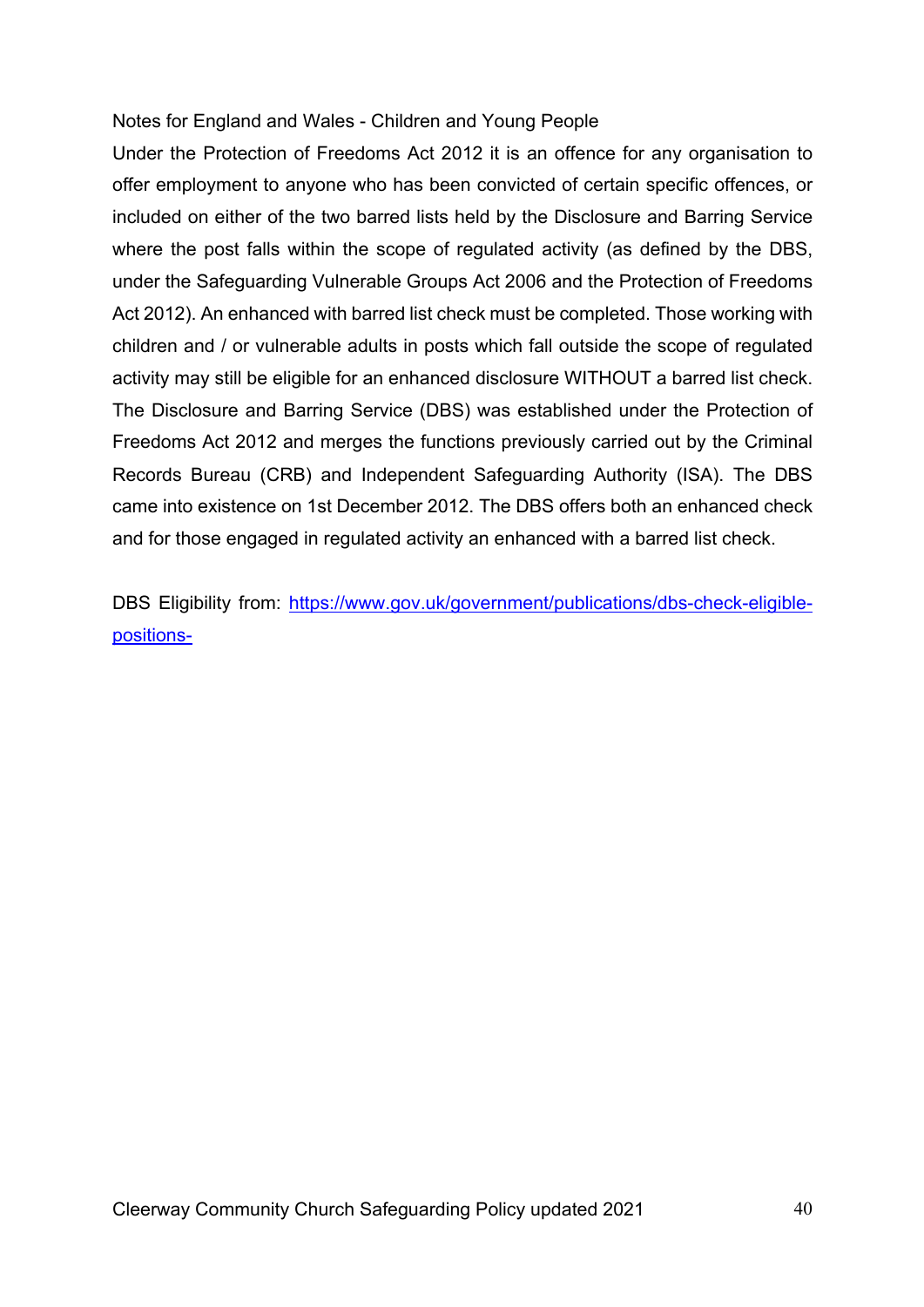Notes for England and Wales - Children and Young People

Under the Protection of Freedoms Act 2012 it is an offence for any organisation to offer employment to anyone who has been convicted of certain specific offences, or included on either of the two barred lists held by the Disclosure and Barring Service where the post falls within the scope of regulated activity (as defined by the DBS, under the Safeguarding Vulnerable Groups Act 2006 and the Protection of Freedoms Act 2012). An enhanced with barred list check must be completed. Those working with children and / or vulnerable adults in posts which fall outside the scope of regulated activity may still be eligible for an enhanced disclosure WITHOUT a barred list check. The Disclosure and Barring Service (DBS) was established under the Protection of Freedoms Act 2012 and merges the functions previously carried out by the Criminal Records Bureau (CRB) and Independent Safeguarding Authority (ISA). The DBS came into existence on 1st December 2012. The DBS offers both an enhanced check and for those engaged in regulated activity an enhanced with a barred list check.

DBS Eligibility from: [https://www.gov.uk/government/publications/dbs-check-eligible-positions-](https://www.gov.uk/government/publications/dbs-check-eligible-positions-)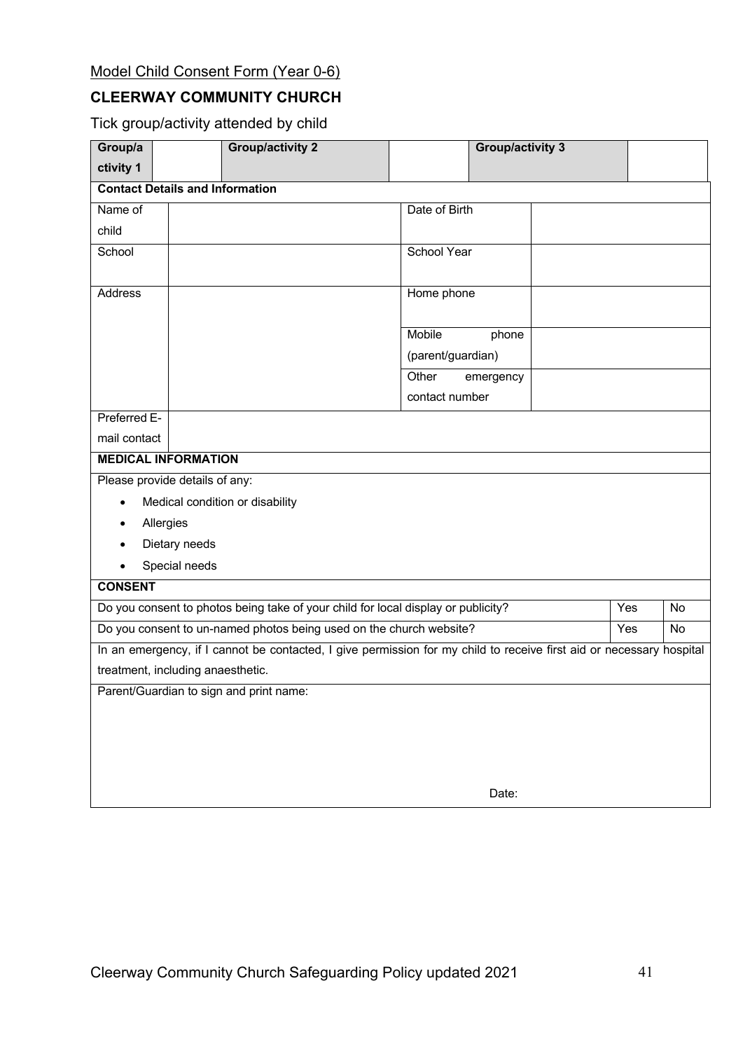Model Child Consent Form (Year 0-6)

**CLEERWAY COMMUNITY CHURCH**

Tick group/activity attended by child

| **Group/activity 1** | | **Group/activity 2** | | **Group/activity 3** | |
|---|---|---|---|---|---|

| **Contact Details and Information** | | | |
|---|---|---|---|
| Name of child | | Date of Birth | |
| School | | School Year | |
| Address | | Home phone | |
| | | Mobile phone (parent/guardian) | |
| | | Other emergency contact number | |
| Preferred E-mail contact | | | |

| **MEDICAL INFORMATION** |
|---|
| Please provide details of any:<br>• Medical condition or disability<br>• Allergies<br>• Dietary needs<br>• Special needs |

| **CONSENT** | | |
|---|---|---|
| Do you consent to photos being take of your child for local display or publicity? | Yes | No |
| Do you consent to un-named photos being used on the church website? | Yes | No |
| In an emergency, if I cannot be contacted, I give permission for my child to receive first aid or necessary hospital treatment, including anaesthetic. | | |
| Parent/Guardian to sign and print name:<br><br>Date: | | |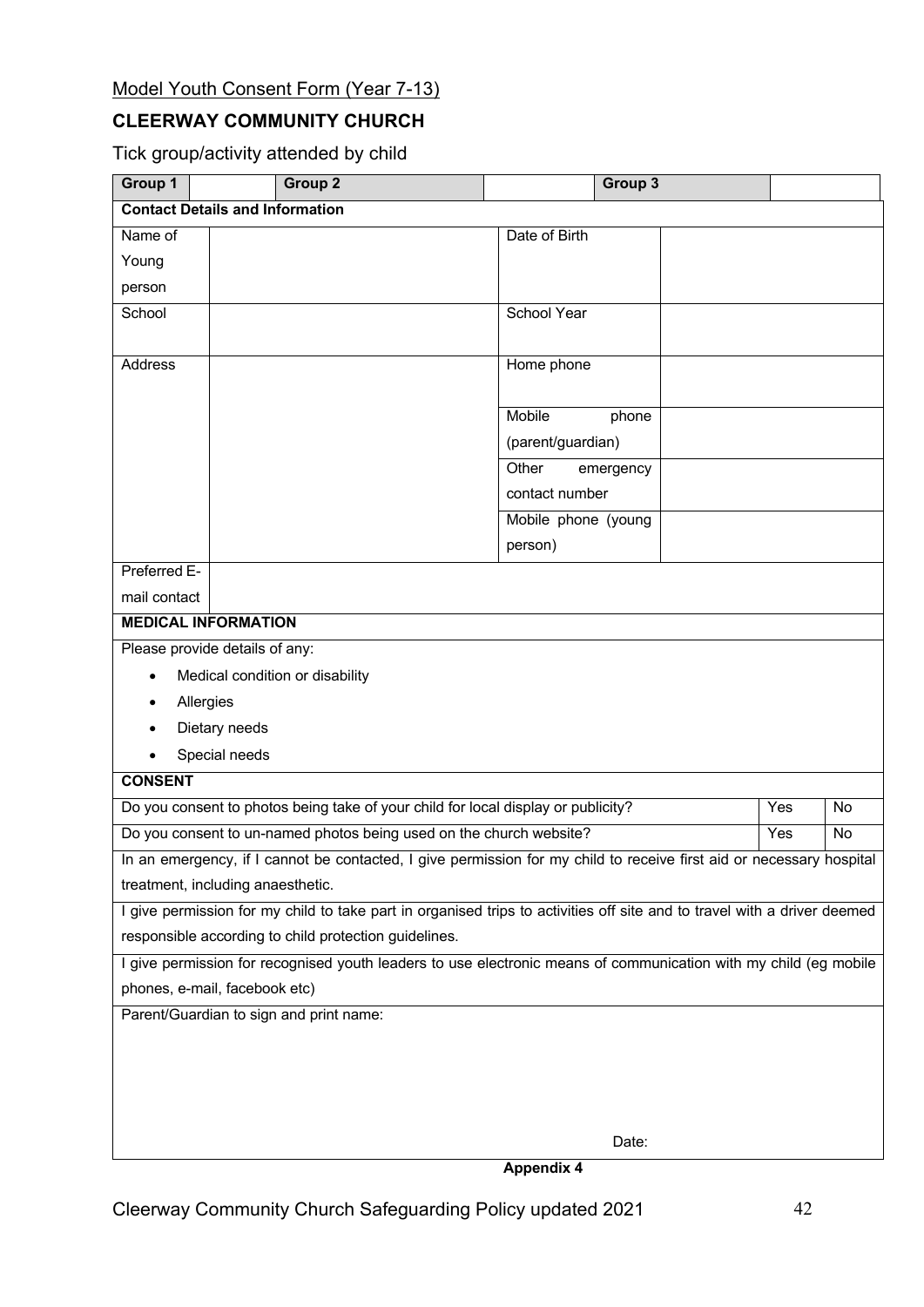Model Youth Consent Form (Year 7-13)

**CLEERWAY COMMUNITY CHURCH**

Tick group/activity attended by child

| **Group 1** | | **Group 2** | | **Group 3** | |
|---|---|---|---|---|---|

| **Contact Details and Information** | | | |
|---|---|---|---|
| Name of Young person | | Date of Birth | |
| School | | School Year | |
| Address | | Home phone | |
| | | Mobile phone (parent/guardian) | |
| | | Other emergency contact number | |
| | | Mobile phone (young person) | |
| Preferred E-mail contact | | | |

| **MEDICAL INFORMATION** |
|---|
| Please provide details of any:<br>• Medical condition or disability<br>• Allergies<br>• Dietary needs<br>• Special needs |

| **CONSENT** | | |
|---|---|---|
| Do you consent to photos being take of your child for local display or publicity? | Yes | No |
| Do you consent to un-named photos being used on the church website? | Yes | No |
| In an emergency, if I cannot be contacted, I give permission for my child to receive first aid or necessary hospital treatment, including anaesthetic. | | |
| I give permission for my child to take part in organised trips to activities off site and to travel with a driver deemed responsible according to child protection guidelines. | | |
| I give permission for recognised youth leaders to use electronic means of communication with my child (eg mobile phones, e-mail, facebook etc) | | |
| Parent/Guardian to sign and print name:<br><br><br>Date: | | |

**Appendix 4**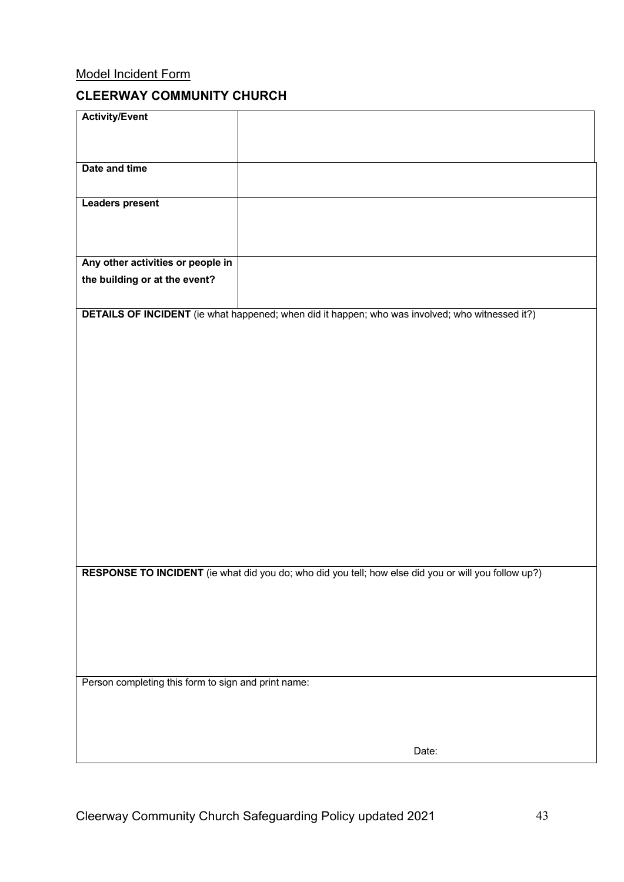Model Incident Form

## CLEERWAY COMMUNITY CHURCH

| **Activity/Event** | |
|---|---|
| **Date and time** | |
| **Leaders present** | |
| **Any other activities or people in the building or at the event?** | |

**DETAILS OF INCIDENT** (ie what happened; when did it happen; who was involved; who witnessed it?)

**RESPONSE TO INCIDENT** (ie what did you do; who did you tell; how else did you or will you follow up?)

Person completing this form to sign and print name:

Date: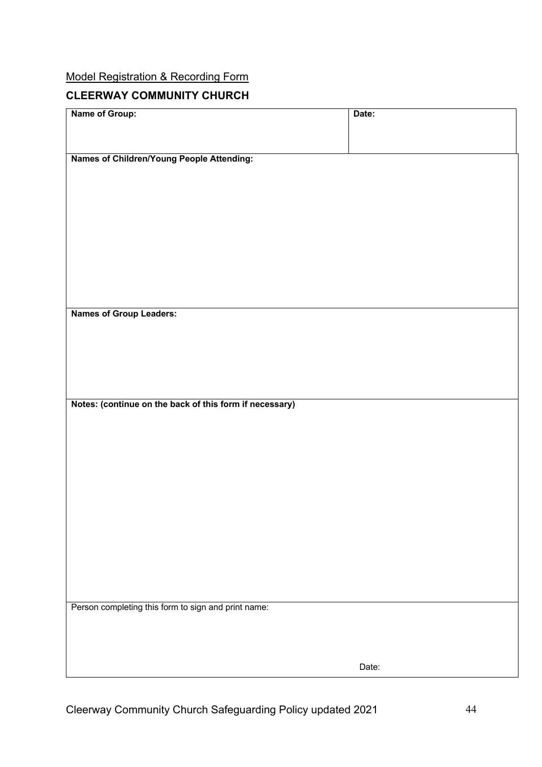Model Registration & Recording Form

**CLEERWAY COMMUNITY CHURCH**

| **Name of Group:** | **Date:** |
|---|---|
| **Names of Children/Young People Attending:** | |
| **Names of Group Leaders:** | |
| **Notes: (continue on the back of this form if necessary)** | |
| Person completing this form to sign and print name: | Date: |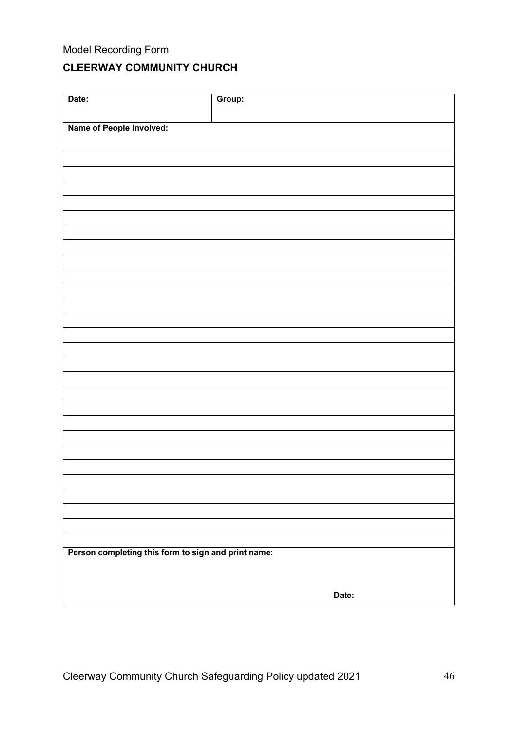Model Recording Form

**CLEERWAY COMMUNITY CHURCH**

| **Date:** | **Group:** |
|---|---|
| **Name of People Involved:** | |
| | |
| | |
| | |
| | |
| | |
| | |
| | |
| | |
| | |
| | |
| | |
| | |
| | |
| | |
| | |
| | |
| | |
| | |
| | |
| | |
| | |
| | |
| | |
| | |
| | |
| | |
| | |
| **Person completing this form to sign and print name:** | **Date:** |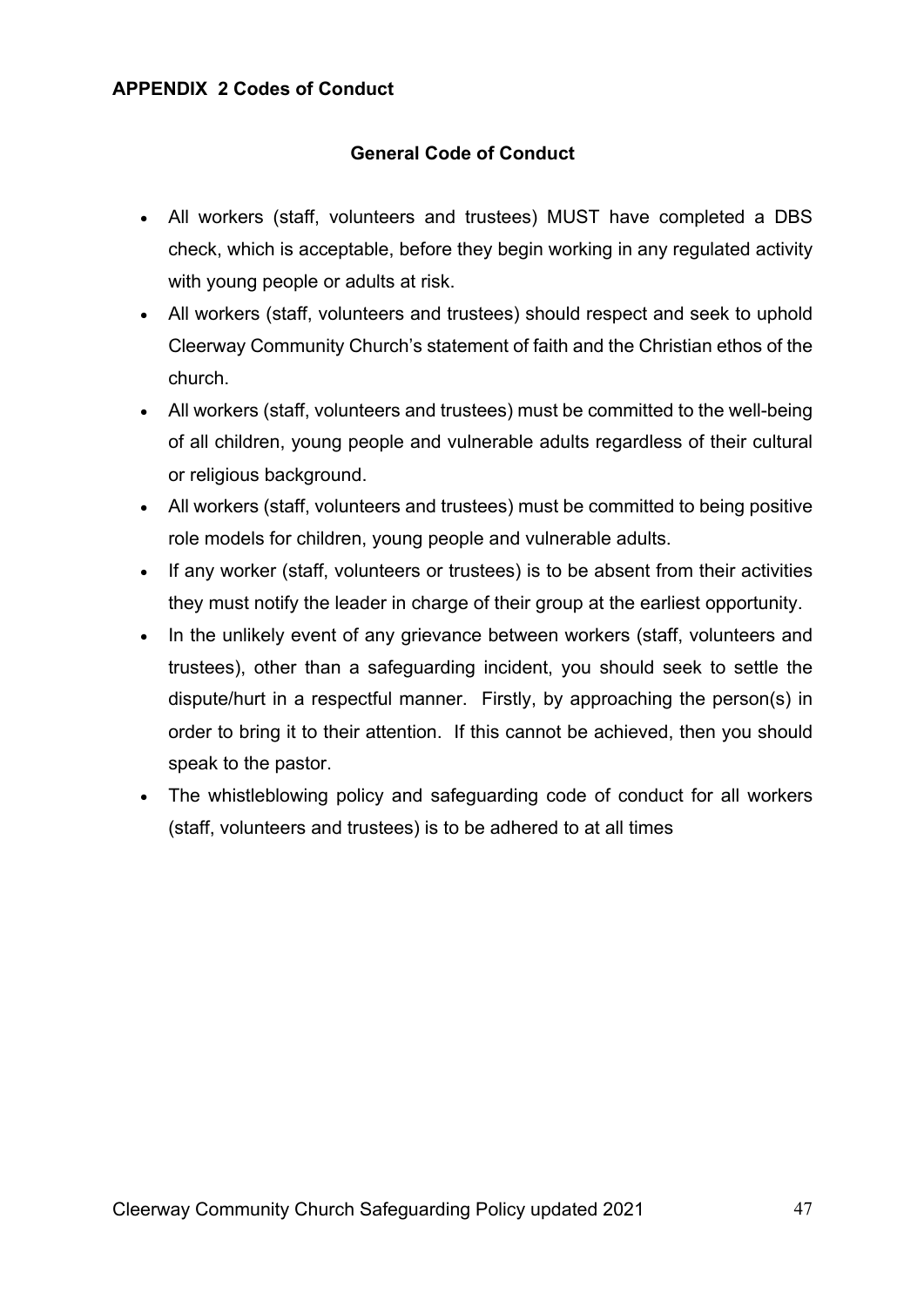## APPENDIX 2 Codes of Conduct

### General Code of Conduct

- All workers (staff, volunteers and trustees) MUST have completed a DBS check, which is acceptable, before they begin working in any regulated activity with young people or adults at risk.
- All workers (staff, volunteers and trustees) should respect and seek to uphold Cleerway Community Church's statement of faith and the Christian ethos of the church.
- All workers (staff, volunteers and trustees) must be committed to the well-being of all children, young people and vulnerable adults regardless of their cultural or religious background.
- All workers (staff, volunteers and trustees) must be committed to being positive role models for children, young people and vulnerable adults.
- If any worker (staff, volunteers or trustees) is to be absent from their activities they must notify the leader in charge of their group at the earliest opportunity.
- In the unlikely event of any grievance between workers (staff, volunteers and trustees), other than a safeguarding incident, you should seek to settle the dispute/hurt in a respectful manner. Firstly, by approaching the person(s) in order to bring it to their attention. If this cannot be achieved, then you should speak to the pastor.
- The whistleblowing policy and safeguarding code of conduct for all workers (staff, volunteers and trustees) is to be adhered to at all times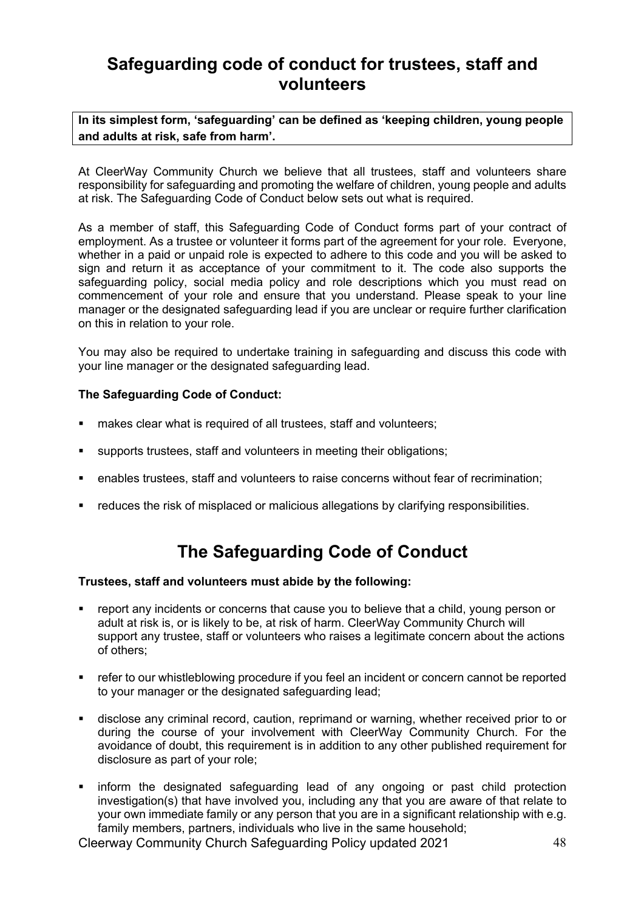# Safeguarding code of conduct for trustees, staff and volunteers

**In its simplest form, 'safeguarding' can be defined as 'keeping children, young people and adults at risk, safe from harm'.**

At CleerWay Community Church we believe that all trustees, staff and volunteers share responsibility for safeguarding and promoting the welfare of children, young people and adults at risk. The Safeguarding Code of Conduct below sets out what is required.

As a member of staff, this Safeguarding Code of Conduct forms part of your contract of employment. As a trustee or volunteer it forms part of the agreement for your role. Everyone, whether in a paid or unpaid role is expected to adhere to this code and you will be asked to sign and return it as acceptance of your commitment to it. The code also supports the safeguarding policy, social media policy and role descriptions which you must read on commencement of your role and ensure that you understand. Please speak to your line manager or the designated safeguarding lead if you are unclear or require further clarification on this in relation to your role.

You may also be required to undertake training in safeguarding and discuss this code with your line manager or the designated safeguarding lead.

**The Safeguarding Code of Conduct:**

- makes clear what is required of all trustees, staff and volunteers;
- supports trustees, staff and volunteers in meeting their obligations;
- enables trustees, staff and volunteers to raise concerns without fear of recrimination;
- reduces the risk of misplaced or malicious allegations by clarifying responsibilities.

# The Safeguarding Code of Conduct

**Trustees, staff and volunteers must abide by the following:**

- report any incidents or concerns that cause you to believe that a child, young person or adult at risk is, or is likely to be, at risk of harm. CleerWay Community Church will support any trustee, staff or volunteers who raises a legitimate concern about the actions of others;
- refer to our whistleblowing procedure if you feel an incident or concern cannot be reported to your manager or the designated safeguarding lead;
- disclose any criminal record, caution, reprimand or warning, whether received prior to or during the course of your involvement with CleerWay Community Church. For the avoidance of doubt, this requirement is in addition to any other published requirement for disclosure as part of your role;
- inform the designated safeguarding lead of any ongoing or past child protection investigation(s) that have involved you, including any that you are aware of that relate to your own immediate family or any person that you are in a significant relationship with e.g. family members, partners, individuals who live in the same household;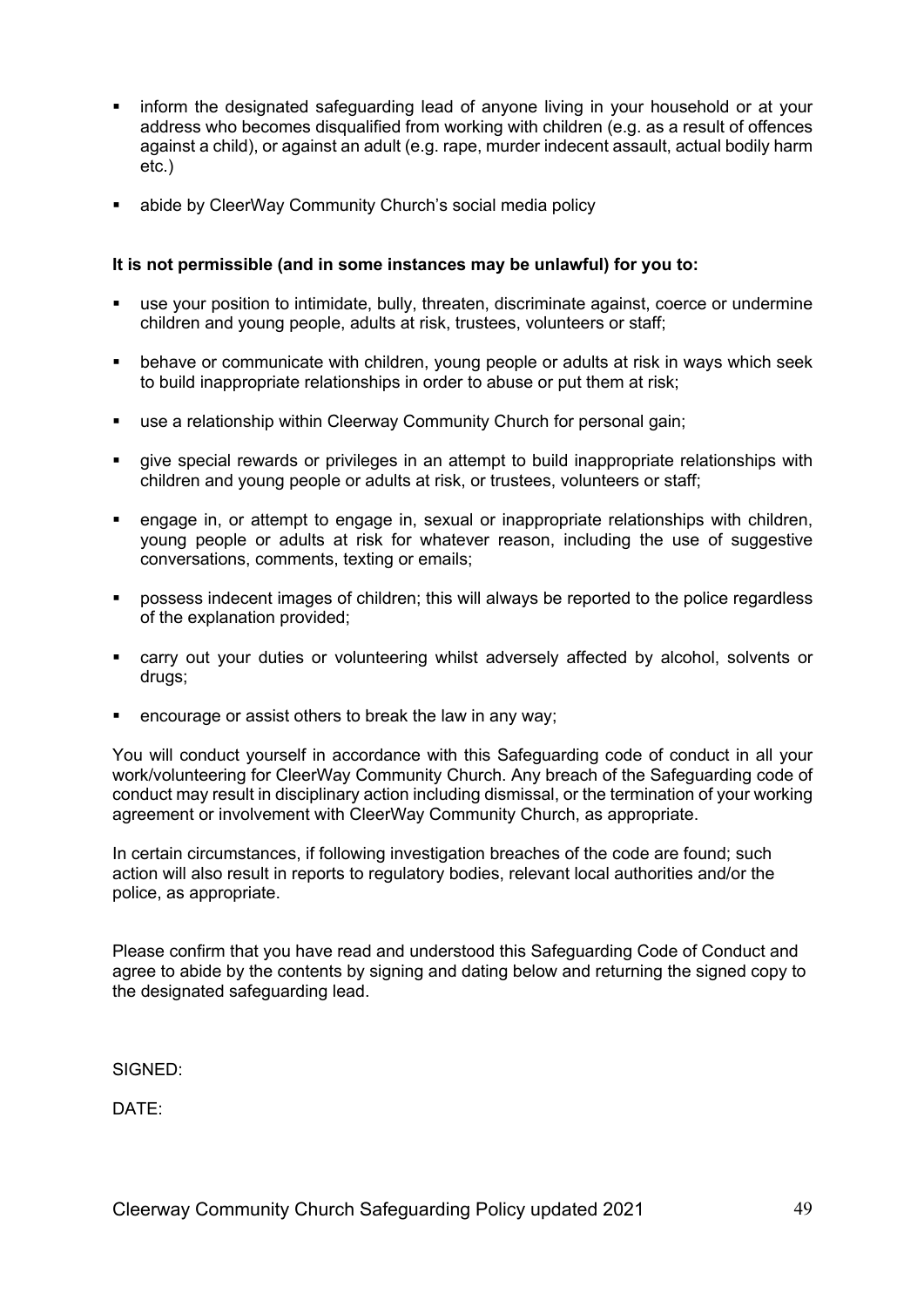- inform the designated safeguarding lead of anyone living in your household or at your address who becomes disqualified from working with children (e.g. as a result of offences against a child), or against an adult (e.g. rape, murder indecent assault, actual bodily harm etc.)
- abide by CleerWay Community Church's social media policy

**It is not permissible (and in some instances may be unlawful) for you to:**

- use your position to intimidate, bully, threaten, discriminate against, coerce or undermine children and young people, adults at risk, trustees, volunteers or staff;
- behave or communicate with children, young people or adults at risk in ways which seek to build inappropriate relationships in order to abuse or put them at risk;
- use a relationship within Cleerway Community Church for personal gain;
- give special rewards or privileges in an attempt to build inappropriate relationships with children and young people or adults at risk, or trustees, volunteers or staff;
- engage in, or attempt to engage in, sexual or inappropriate relationships with children, young people or adults at risk for whatever reason, including the use of suggestive conversations, comments, texting or emails;
- possess indecent images of children; this will always be reported to the police regardless of the explanation provided;
- carry out your duties or volunteering whilst adversely affected by alcohol, solvents or drugs;
- encourage or assist others to break the law in any way;

You will conduct yourself in accordance with this Safeguarding code of conduct in all your work/volunteering for CleerWay Community Church. Any breach of the Safeguarding code of conduct may result in disciplinary action including dismissal, or the termination of your working agreement or involvement with CleerWay Community Church, as appropriate.

In certain circumstances, if following investigation breaches of the code are found; such action will also result in reports to regulatory bodies, relevant local authorities and/or the police, as appropriate.

Please confirm that you have read and understood this Safeguarding Code of Conduct and agree to abide by the contents by signing and dating below and returning the signed copy to the designated safeguarding lead.

SIGNED:

DATE: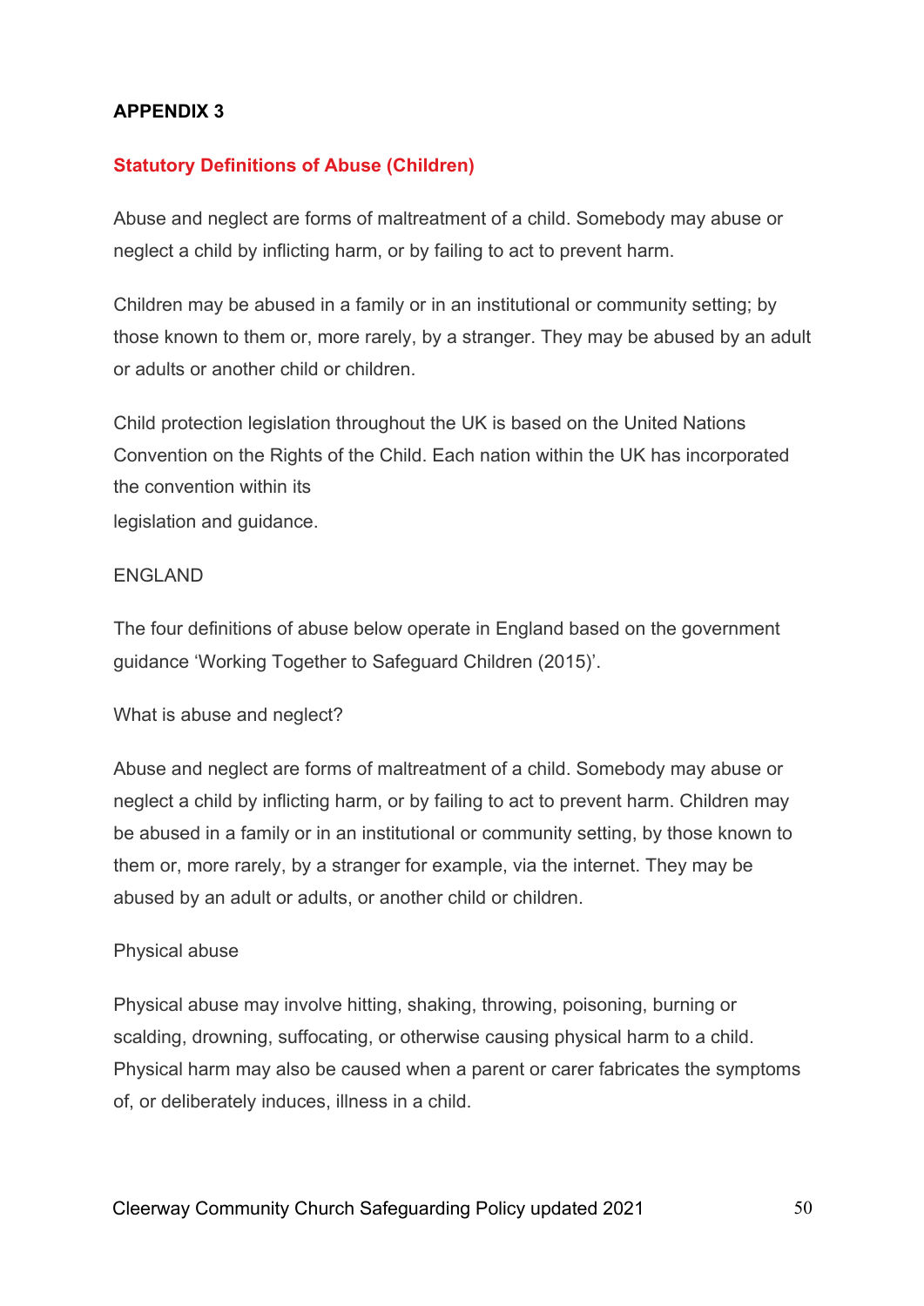**APPENDIX 3**

## Statutory Definitions of Abuse (Children)

Abuse and neglect are forms of maltreatment of a child. Somebody may abuse or neglect a child by inflicting harm, or by failing to act to prevent harm.

Children may be abused in a family or in an institutional or community setting; by those known to them or, more rarely, by a stranger. They may be abused by an adult or adults or another child or children.

Child protection legislation throughout the UK is based on the United Nations Convention on the Rights of the Child. Each nation within the UK has incorporated the convention within its legislation and guidance.

ENGLAND

The four definitions of abuse below operate in England based on the government guidance 'Working Together to Safeguard Children (2015)'.

What is abuse and neglect?

Abuse and neglect are forms of maltreatment of a child. Somebody may abuse or neglect a child by inflicting harm, or by failing to act to prevent harm. Children may be abused in a family or in an institutional or community setting, by those known to them or, more rarely, by a stranger for example, via the internet. They may be abused by an adult or adults, or another child or children.

Physical abuse

Physical abuse may involve hitting, shaking, throwing, poisoning, burning or scalding, drowning, suffocating, or otherwise causing physical harm to a child. Physical harm may also be caused when a parent or carer fabricates the symptoms of, or deliberately induces, illness in a child.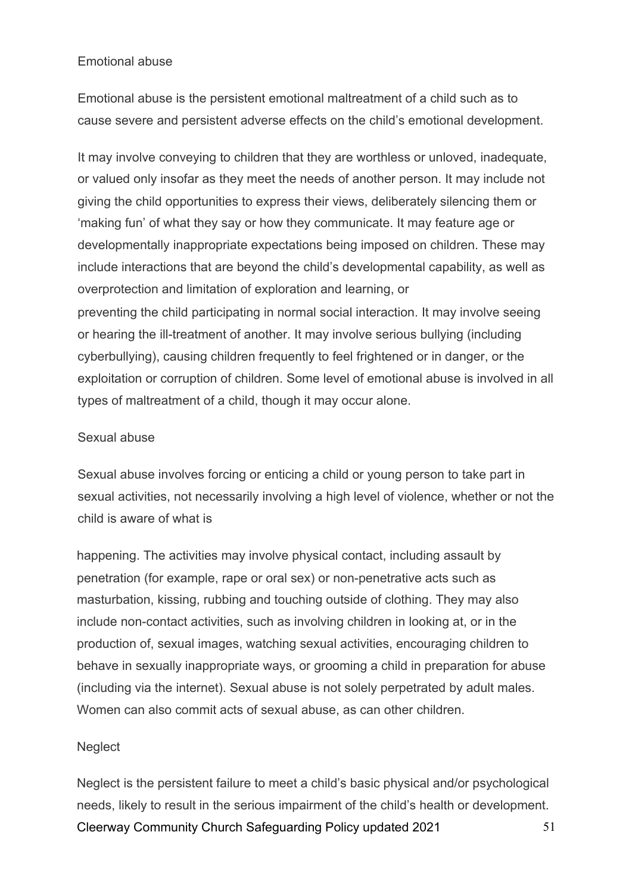### Emotional abuse

Emotional abuse is the persistent emotional maltreatment of a child such as to cause severe and persistent adverse effects on the child's emotional development.

It may involve conveying to children that they are worthless or unloved, inadequate, or valued only insofar as they meet the needs of another person. It may include not giving the child opportunities to express their views, deliberately silencing them or 'making fun' of what they say or how they communicate. It may feature age or developmentally inappropriate expectations being imposed on children. These may include interactions that are beyond the child's developmental capability, as well as overprotection and limitation of exploration and learning, or preventing the child participating in normal social interaction. It may involve seeing or hearing the ill-treatment of another. It may involve serious bullying (including cyberbullying), causing children frequently to feel frightened or in danger, or the exploitation or corruption of children. Some level of emotional abuse is involved in all types of maltreatment of a child, though it may occur alone.

### Sexual abuse

Sexual abuse involves forcing or enticing a child or young person to take part in sexual activities, not necessarily involving a high level of violence, whether or not the child is aware of what is happening. The activities may involve physical contact, including assault by penetration (for example, rape or oral sex) or non-penetrative acts such as masturbation, kissing, rubbing and touching outside of clothing. They may also include non-contact activities, such as involving children in looking at, or in the production of, sexual images, watching sexual activities, encouraging children to behave in sexually inappropriate ways, or grooming a child in preparation for abuse (including via the internet). Sexual abuse is not solely perpetrated by adult males. Women can also commit acts of sexual abuse, as can other children.

### Neglect

Neglect is the persistent failure to meet a child's basic physical and/or psychological needs, likely to result in the serious impairment of the child's health or development.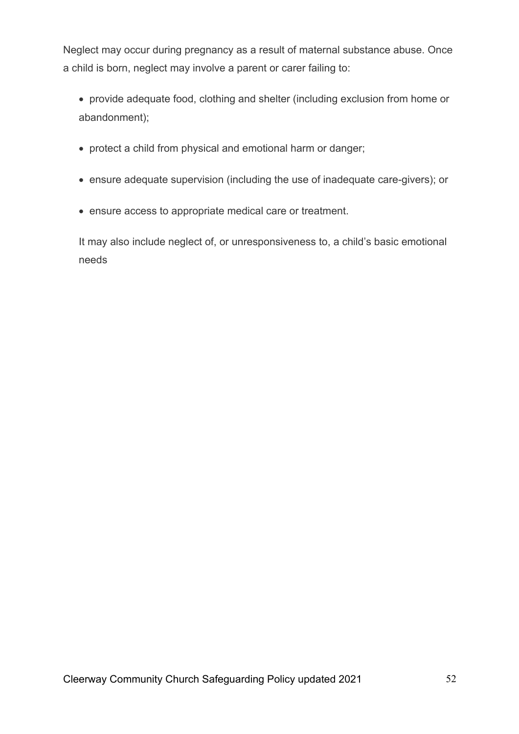Neglect may occur during pregnancy as a result of maternal substance abuse. Once a child is born, neglect may involve a parent or carer failing to:

- provide adequate food, clothing and shelter (including exclusion from home or abandonment);
- protect a child from physical and emotional harm or danger;
- ensure adequate supervision (including the use of inadequate care-givers); or
- ensure access to appropriate medical care or treatment.

It may also include neglect of, or unresponsiveness to, a child's basic emotional needs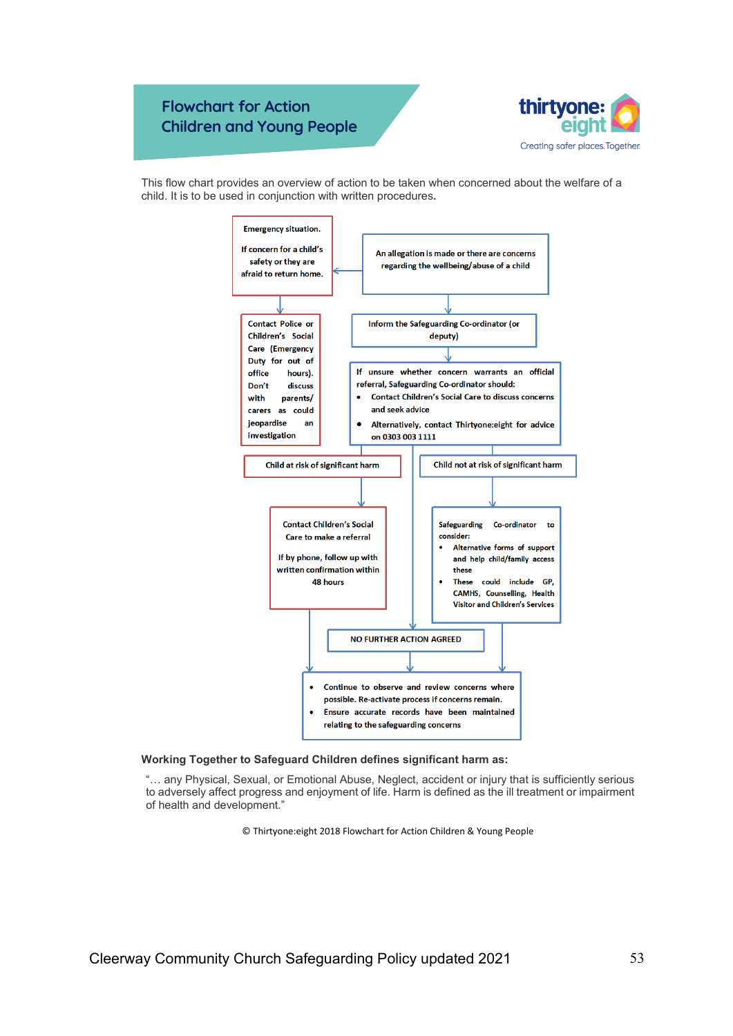# Flowchart for Action Children and Young People

thirtyone:eight — Creating safer places. Together.

This flow chart provides an overview of action to be taken when concerned about the welfare of a child. It is to be used in conjunction with written procedures.

**An allegation is made or there are concerns regarding the wellbeing/abuse of a child**

→ **Emergency situation.** If concern for a child's safety or they are afraid to return home.

→ Contact Police or Children's Social Care (Emergency Duty for out of office hours). Don't discuss with parents/ carers as could jeopardise an investigation

→ **Inform the Safeguarding Co-ordinator (or deputy)**

→ If unsure whether concern warrants an official referral, Safeguarding Co-ordinator should:

- Contact Children's Social Care to discuss concerns and seek advice
- Alternatively, contact Thirtyone:eight for advice on 0303 003 1111

**Child at risk of significant harm**

→ Contact Children's Social Care to make a referral

If by phone, follow up with written confirmation within 48 hours

**Child not at risk of significant harm**

→ Safeguarding Co-ordinator to consider:

- Alternative forms of support and help child/family access these
- These could include GP, CAMHS, Counselling, Health Visitor and Children's Services

**NO FURTHER ACTION AGREED**

→

- Continue to observe and review concerns where possible. Re-activate process if concerns remain.
- Ensure accurate records have been maintained relating to the safeguarding concerns

**Working Together to Safeguard Children defines significant harm as:**

"… any Physical, Sexual, or Emotional Abuse, Neglect, accident or injury that is sufficiently serious to adversely affect progress and enjoyment of life. Harm is defined as the ill treatment or impairment of health and development."

© Thirtyone:eight 2018 Flowchart for Action Children & Young People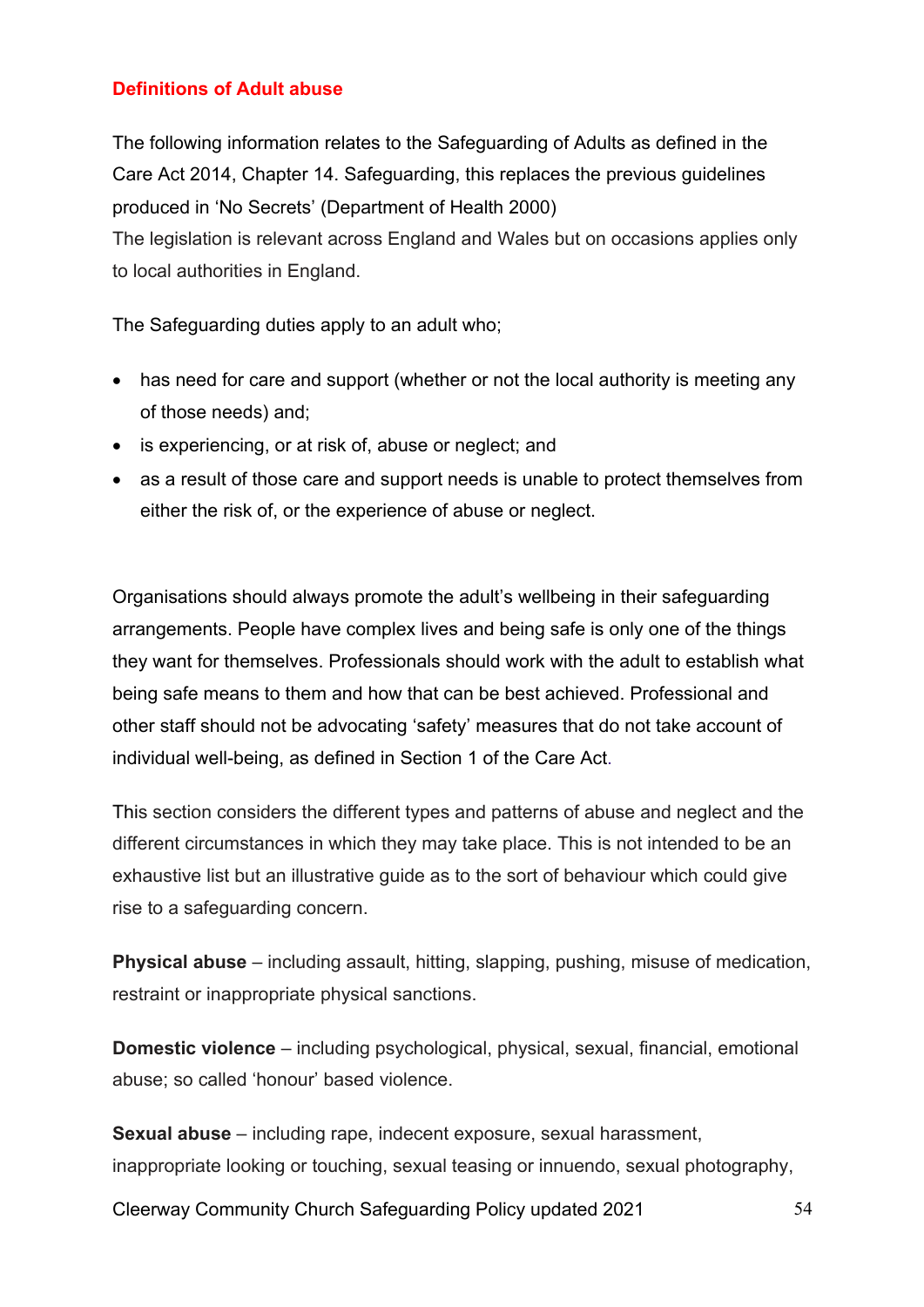## Definitions of Adult abuse

The following information relates to the Safeguarding of Adults as defined in the Care Act 2014, Chapter 14. Safeguarding, this replaces the previous guidelines produced in 'No Secrets' (Department of Health 2000)
The legislation is relevant across England and Wales but on occasions applies only to local authorities in England.

The Safeguarding duties apply to an adult who;

- has need for care and support (whether or not the local authority is meeting any of those needs) and;
- is experiencing, or at risk of, abuse or neglect; and
- as a result of those care and support needs is unable to protect themselves from either the risk of, or the experience of abuse or neglect.

Organisations should always promote the adult's wellbeing in their safeguarding arrangements. People have complex lives and being safe is only one of the things they want for themselves. Professionals should work with the adult to establish what being safe means to them and how that can be best achieved. Professional and other staff should not be advocating 'safety' measures that do not take account of individual well-being, as defined in Section 1 of the Care Act.

This section considers the different types and patterns of abuse and neglect and the different circumstances in which they may take place. This is not intended to be an exhaustive list but an illustrative guide as to the sort of behaviour which could give rise to a safeguarding concern.

**Physical abuse** – including assault, hitting, slapping, pushing, misuse of medication, restraint or inappropriate physical sanctions.

**Domestic violence** – including psychological, physical, sexual, financial, emotional abuse; so called 'honour' based violence.

**Sexual abuse** – including rape, indecent exposure, sexual harassment, inappropriate looking or touching, sexual teasing or innuendo, sexual photography,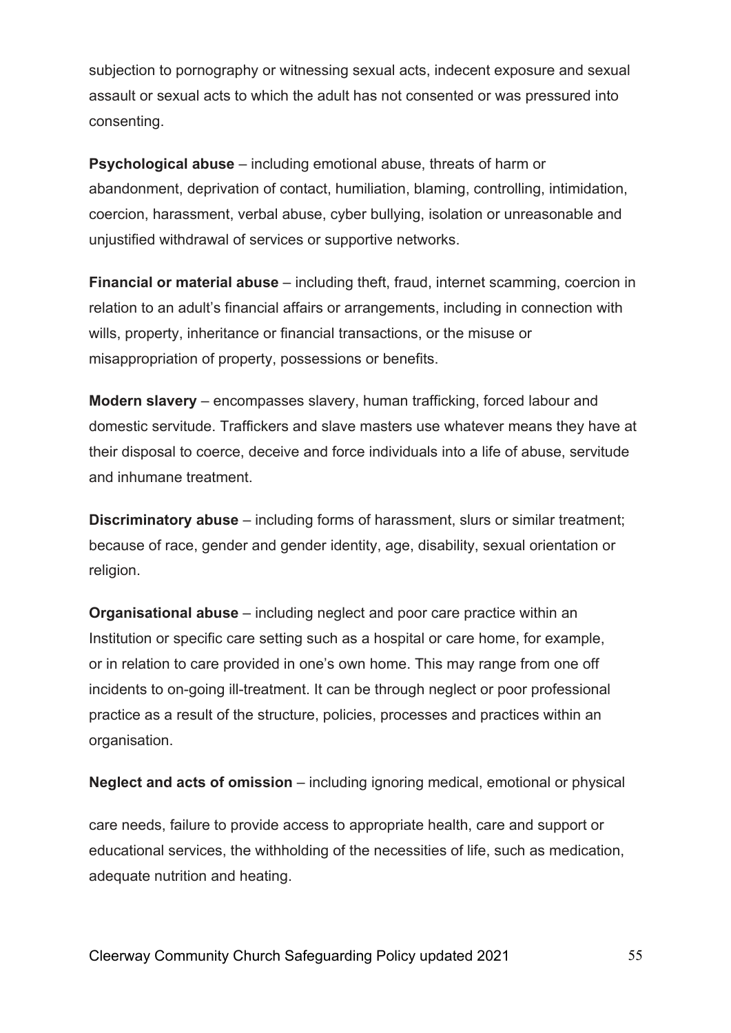subjection to pornography or witnessing sexual acts, indecent exposure and sexual assault or sexual acts to which the adult has not consented or was pressured into consenting.

**Psychological abuse** – including emotional abuse, threats of harm or abandonment, deprivation of contact, humiliation, blaming, controlling, intimidation, coercion, harassment, verbal abuse, cyber bullying, isolation or unreasonable and unjustified withdrawal of services or supportive networks.

**Financial or material abuse** – including theft, fraud, internet scamming, coercion in relation to an adult's financial affairs or arrangements, including in connection with wills, property, inheritance or financial transactions, or the misuse or misappropriation of property, possessions or benefits.

**Modern slavery** – encompasses slavery, human trafficking, forced labour and domestic servitude. Traffickers and slave masters use whatever means they have at their disposal to coerce, deceive and force individuals into a life of abuse, servitude and inhumane treatment.

**Discriminatory abuse** – including forms of harassment, slurs or similar treatment; because of race, gender and gender identity, age, disability, sexual orientation or religion.

**Organisational abuse** – including neglect and poor care practice within an Institution or specific care setting such as a hospital or care home, for example, or in relation to care provided in one's own home. This may range from one off incidents to on-going ill-treatment. It can be through neglect or poor professional practice as a result of the structure, policies, processes and practices within an organisation.

**Neglect and acts of omission** – including ignoring medical, emotional or physical care needs, failure to provide access to appropriate health, care and support or educational services, the withholding of the necessities of life, such as medication, adequate nutrition and heating.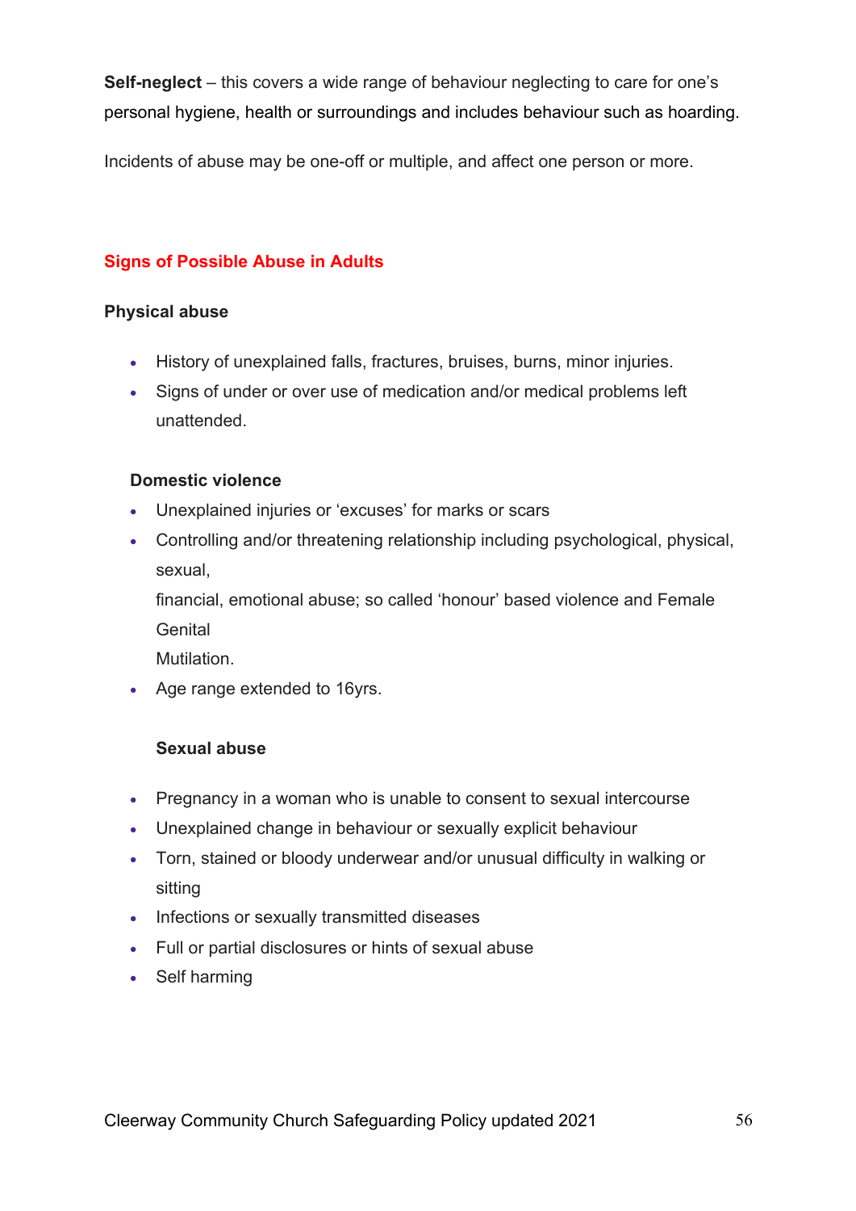**Self-neglect** – this covers a wide range of behaviour neglecting to care for one's personal hygiene, health or surroundings and includes behaviour such as hoarding.

Incidents of abuse may be one-off or multiple, and affect one person or more.

## Signs of Possible Abuse in Adults

### Physical abuse

- History of unexplained falls, fractures, bruises, burns, minor injuries.
- Signs of under or over use of medication and/or medical problems left unattended.

### Domestic violence

- Unexplained injuries or 'excuses' for marks or scars
- Controlling and/or threatening relationship including psychological, physical, sexual, financial, emotional abuse; so called 'honour' based violence and Female Genital Mutilation.
- Age range extended to 16yrs.

### Sexual abuse

- Pregnancy in a woman who is unable to consent to sexual intercourse
- Unexplained change in behaviour or sexually explicit behaviour
- Torn, stained or bloody underwear and/or unusual difficulty in walking or sitting
- Infections or sexually transmitted diseases
- Full or partial disclosures or hints of sexual abuse
- Self harming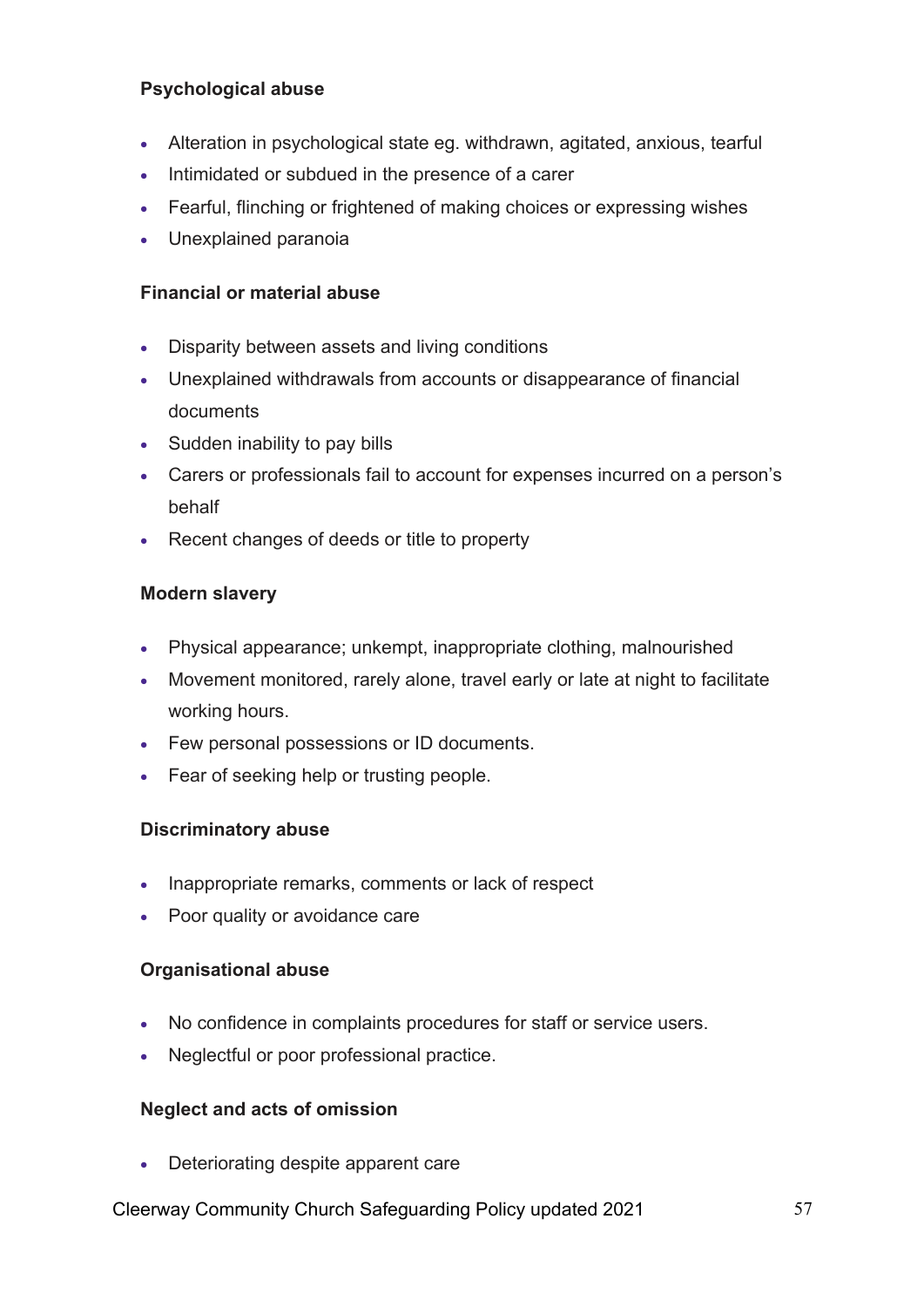**Psychological abuse**

- Alteration in psychological state eg. withdrawn, agitated, anxious, tearful
- Intimidated or subdued in the presence of a carer
- Fearful, flinching or frightened of making choices or expressing wishes
- Unexplained paranoia

**Financial or material abuse**

- Disparity between assets and living conditions
- Unexplained withdrawals from accounts or disappearance of financial documents
- Sudden inability to pay bills
- Carers or professionals fail to account for expenses incurred on a person's behalf
- Recent changes of deeds or title to property

**Modern slavery**

- Physical appearance; unkempt, inappropriate clothing, malnourished
- Movement monitored, rarely alone, travel early or late at night to facilitate working hours.
- Few personal possessions or ID documents.
- Fear of seeking help or trusting people.

**Discriminatory abuse**

- Inappropriate remarks, comments or lack of respect
- Poor quality or avoidance care

**Organisational abuse**

- No confidence in complaints procedures for staff or service users.
- Neglectful or poor professional practice.

**Neglect and acts of omission**

- Deteriorating despite apparent care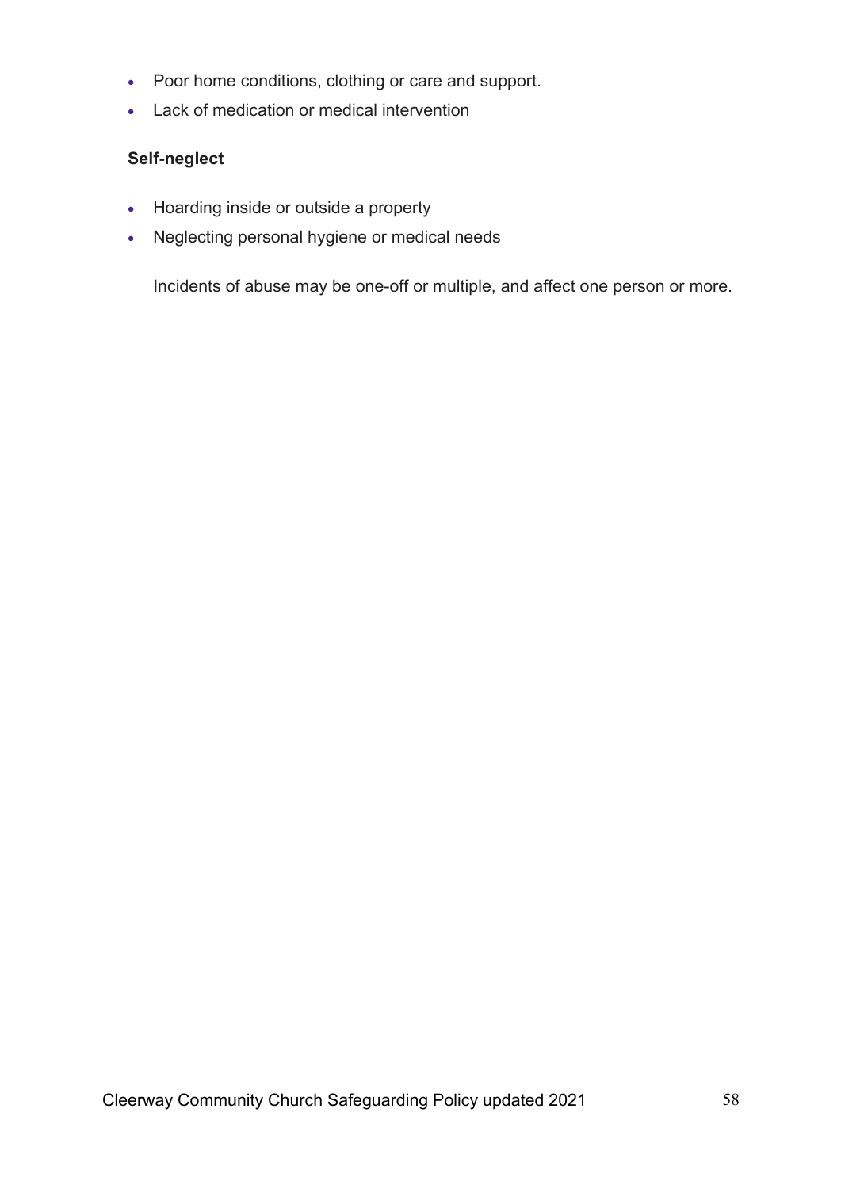- Poor home conditions, clothing or care and support.
- Lack of medication or medical intervention

**Self-neglect**

- Hoarding inside or outside a property
- Neglecting personal hygiene or medical needs

Incidents of abuse may be one-off or multiple, and affect one person or more.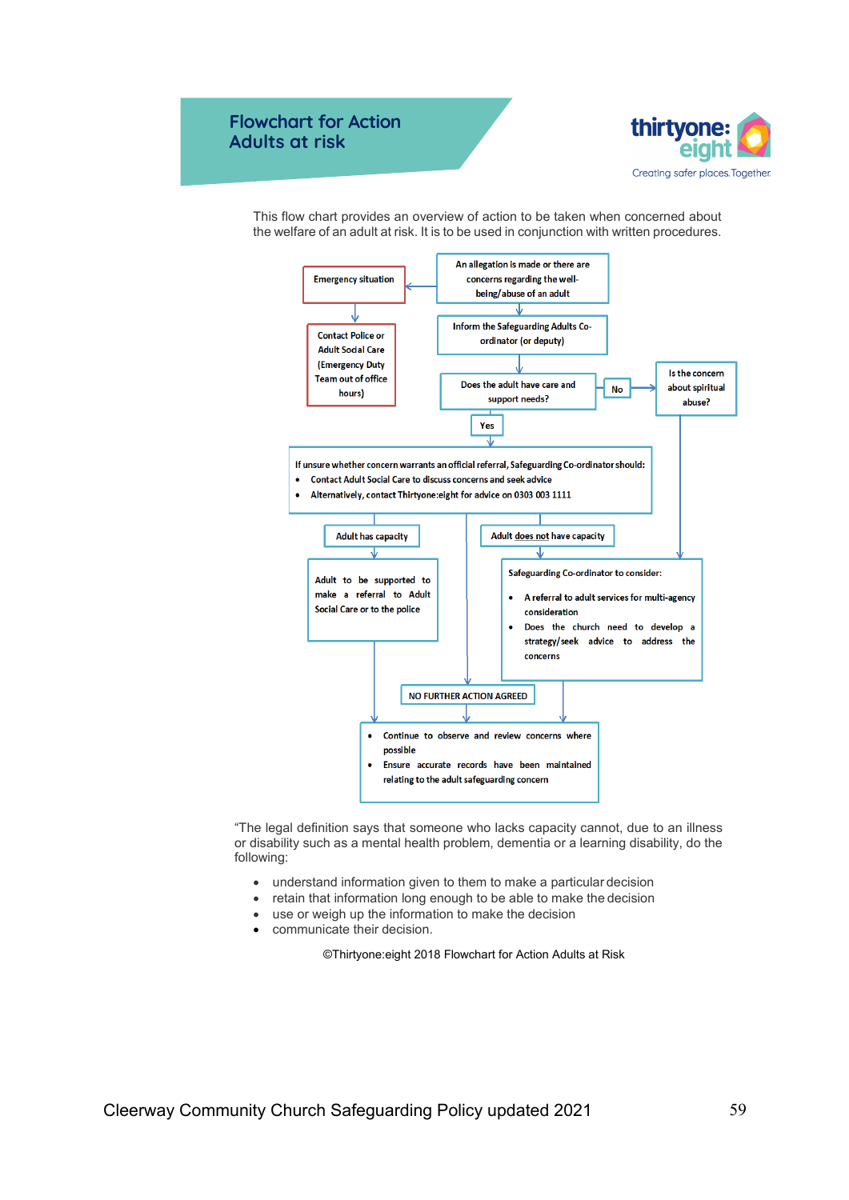# Flowchart for Action Adults at risk

thirtyone:eight

Creating safer places. Together.

This flow chart provides an overview of action to be taken when concerned about the welfare of an adult at risk. It is to be used in conjunction with written procedures.

An allegation is made or there are concerns regarding the well-being/abuse of an adult

Emergency situation

Contact Police or Adult Social Care (Emergency Duty Team out of office hours)

Inform the Safeguarding Adults Co-ordinator (or deputy)

Does the adult have care and support needs?

No

Is the concern about spiritual abuse?

Yes

If unsure whether concern warrants an official referral, Safeguarding Co-ordinator should:

- Contact Adult Social Care to discuss concerns and seek advice
- Alternatively, contact Thirtyone:eight for advice on 0303 003 1111

Adult has capacity

Adult to be supported to make a referral to Adult Social Care or to the police

Adult does not have capacity

Safeguarding Co-ordinator to consider:

- A referral to adult services for multi-agency consideration
- Does the church need to develop a strategy/seek advice to address the concerns

NO FURTHER ACTION AGREED

- Continue to observe and review concerns where possible
- Ensure accurate records have been maintained relating to the adult safeguarding concern

"The legal definition says that someone who lacks capacity cannot, due to an illness or disability such as a mental health problem, dementia or a learning disability, do the following:

- understand information given to them to make a particular decision
- retain that information long enough to be able to make the decision
- use or weigh up the information to make the decision
- communicate their decision.

©Thirtyone:eight 2018 Flowchart for Action Adults at Risk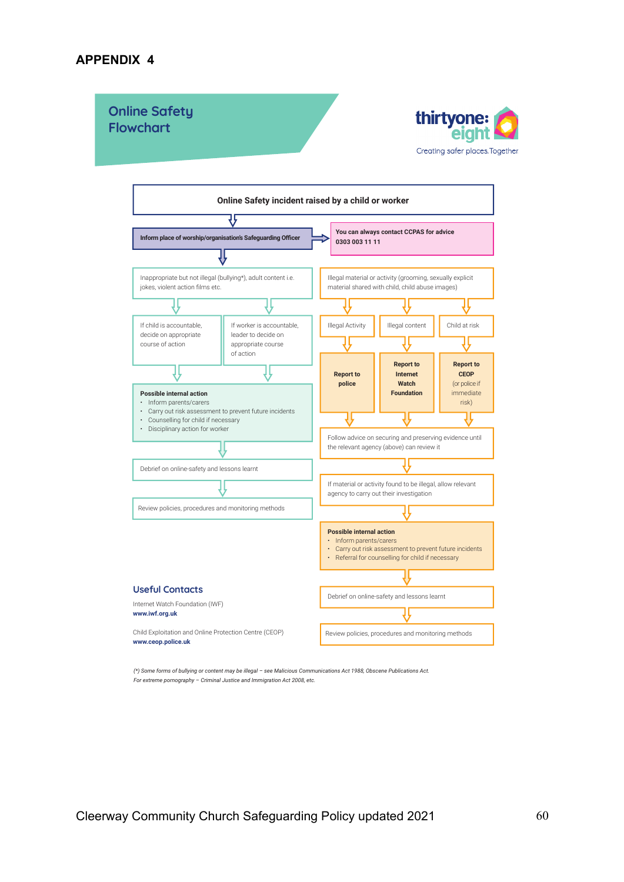# APPENDIX 4

## Online Safety Flowchart

thirtyone:eight
Creating safer places. Together

**Online Safety incident raised by a child or worker**

↓

**Inform place of worship/organisation's Safeguarding Officer** → **You can always contact CCPAS for advice 0303 003 11 11**

↓

### Inappropriate but not illegal

Inappropriate but not illegal (bullying*), adult content i.e. jokes, violent action films etc.

- If child is accountable, decide on appropriate course of action
- If worker is accountable, leader to decide on appropriate course of action

↓

**Possible internal action**

- Inform parents/carers
- Carry out risk assessment to prevent future incidents
- Counselling for child if necessary
- Disciplinary action for worker

↓

Debrief on online-safety and lessons learnt

↓

Review policies, procedures and monitoring methods

### Illegal

Illegal material or activity (grooming, sexually explicit material shared with child, child abuse images)

- Illegal Activity → **Report to police**
- Illegal content → **Report to Internet Watch Foundation**
- Child at risk → **Report to CEOP** (or police if immediate risk)

↓

Follow advice on securing and preserving evidence until the relevant agency (above) can review it

↓

If material or activity found to be illegal, allow relevant agency to carry out their investigation

↓

**Possible internal action**

- Inform parents/carers
- Carry out risk assessment to prevent future incidents
- Referral for counselling for child if necessary

↓

Debrief on online-safety and lessons learnt

↓

Review policies, procedures and monitoring methods

## Useful Contacts

Internet Watch Foundation (IWF)
**www.iwf.org.uk**

Child Exploitation and Online Protection Centre (CEOP)
**www.ceop.police.uk**

*(\*) Some forms of bullying or content may be illegal – see Malicious Communications Act 1988, Obscene Publications Act. For extreme pornography – Criminal Justice and Immigration Act 2008, etc.*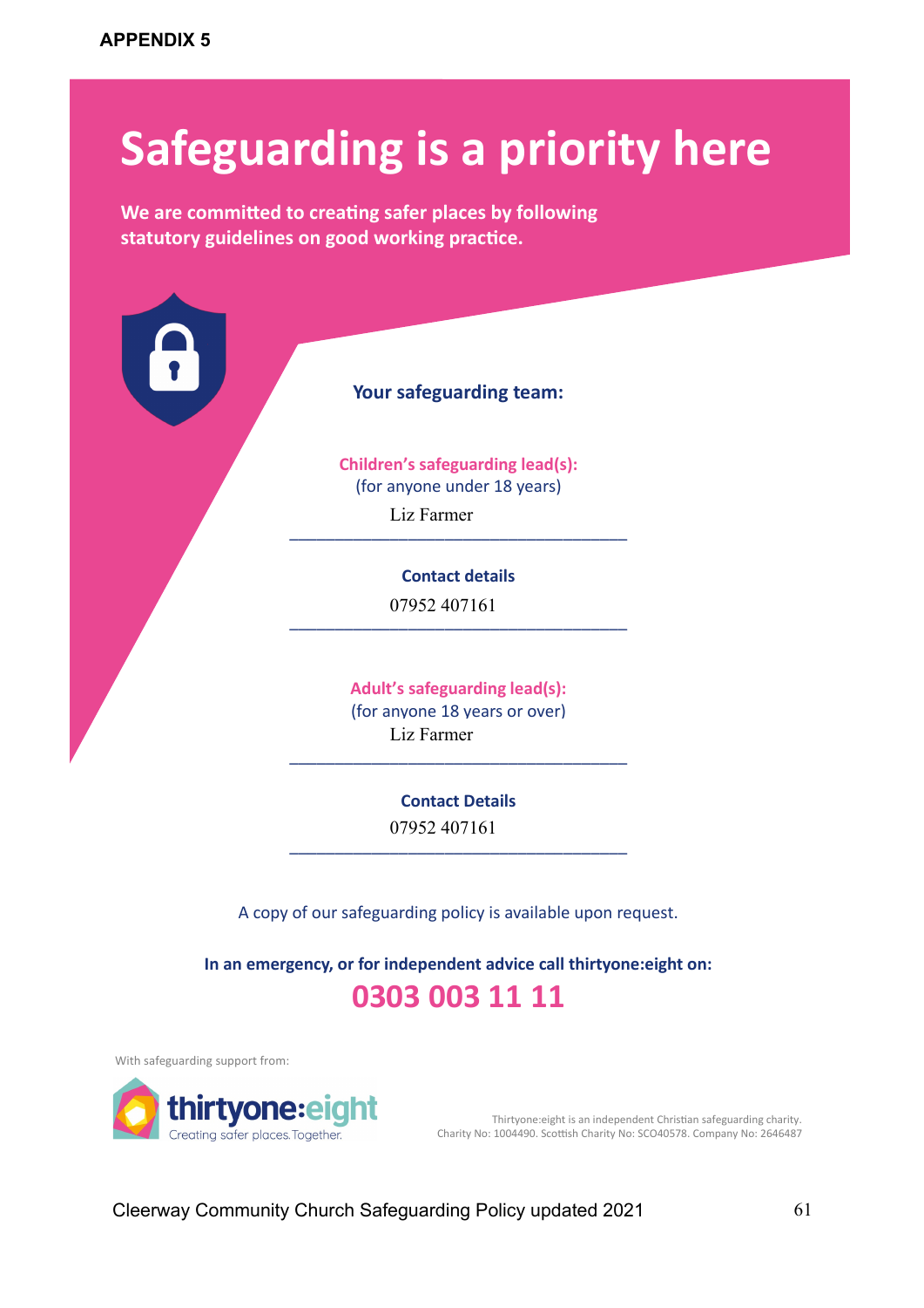APPENDIX 5

# Safeguarding is a priority here

**We are committed to creating safer places by following statutory guidelines on good working practice.**

## Your safeguarding team:

**Children's safeguarding lead(s):**
(for anyone under 18 years)

Liz Farmer

**Contact details**

07952 407161

**Adult's safeguarding lead(s):**
(for anyone 18 years or over)

Liz Farmer

**Contact Details**

07952 407161

A copy of our safeguarding policy is available upon request.

**In an emergency, or for independent advice call thirtyone:eight on:**

**0303 003 11 11**

With safeguarding support from:

thirtyone:eight
Creating safer places. Together.

Thirtyone:eight is an independent Christian safeguarding charity.
Charity No: 1004490. Scottish Charity No: SCO40578. Company No: 2646487

Cleerway Community Church Safeguarding Policy updated 2021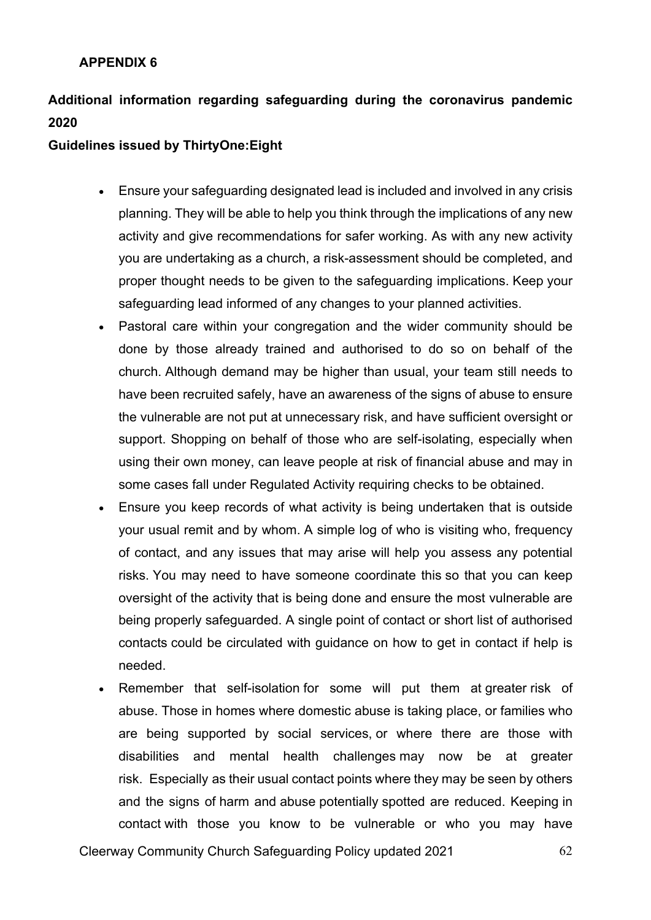**APPENDIX 6**

## Additional information regarding safeguarding during the coronavirus pandemic 2020

**Guidelines issued by ThirtyOne:Eight**

- Ensure your safeguarding designated lead is included and involved in any crisis planning. They will be able to help you think through the implications of any new activity and give recommendations for safer working. As with any new activity you are undertaking as a church, a risk-assessment should be completed, and proper thought needs to be given to the safeguarding implications. Keep your safeguarding lead informed of any changes to your planned activities.
- Pastoral care within your congregation and the wider community should be done by those already trained and authorised to do so on behalf of the church. Although demand may be higher than usual, your team still needs to have been recruited safely, have an awareness of the signs of abuse to ensure the vulnerable are not put at unnecessary risk, and have sufficient oversight or support. Shopping on behalf of those who are self-isolating, especially when using their own money, can leave people at risk of financial abuse and may in some cases fall under Regulated Activity requiring checks to be obtained.
- Ensure you keep records of what activity is being undertaken that is outside your usual remit and by whom. A simple log of who is visiting who, frequency of contact, and any issues that may arise will help you assess any potential risks. You may need to have someone coordinate this so that you can keep oversight of the activity that is being done and ensure the most vulnerable are being properly safeguarded. A single point of contact or short list of authorised contacts could be circulated with guidance on how to get in contact if help is needed.
- Remember that self-isolation for some will put them at greater risk of abuse. Those in homes where domestic abuse is taking place, or families who are being supported by social services, or where there are those with disabilities and mental health challenges may now be at greater risk. Especially as their usual contact points where they may be seen by others and the signs of harm and abuse potentially spotted are reduced. Keeping in contact with those you know to be vulnerable or who you may have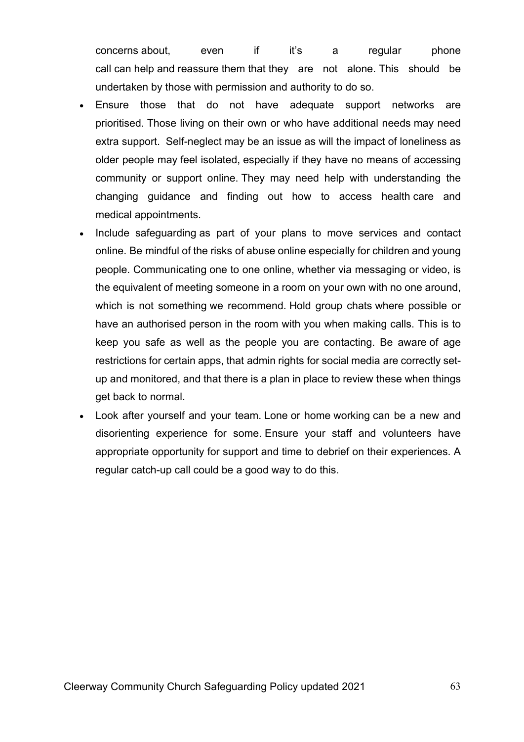concerns about, even if it's a regular phone call can help and reassure them that they are not alone. This should be undertaken by those with permission and authority to do so.

- Ensure those that do not have adequate support networks are prioritised. Those living on their own or who have additional needs may need extra support. Self-neglect may be an issue as will the impact of loneliness as older people may feel isolated, especially if they have no means of accessing community or support online. They may need help with understanding the changing guidance and finding out how to access health care and medical appointments.
- Include safeguarding as part of your plans to move services and contact online. Be mindful of the risks of abuse online especially for children and young people. Communicating one to one online, whether via messaging or video, is the equivalent of meeting someone in a room on your own with no one around, which is not something we recommend. Hold group chats where possible or have an authorised person in the room with you when making calls. This is to keep you safe as well as the people you are contacting. Be aware of age restrictions for certain apps, that admin rights for social media are correctly set-up and monitored, and that there is a plan in place to review these when things get back to normal.
- Look after yourself and your team. Lone or home working can be a new and disorienting experience for some. Ensure your staff and volunteers have appropriate opportunity for support and time to debrief on their experiences. A regular catch-up call could be a good way to do this.